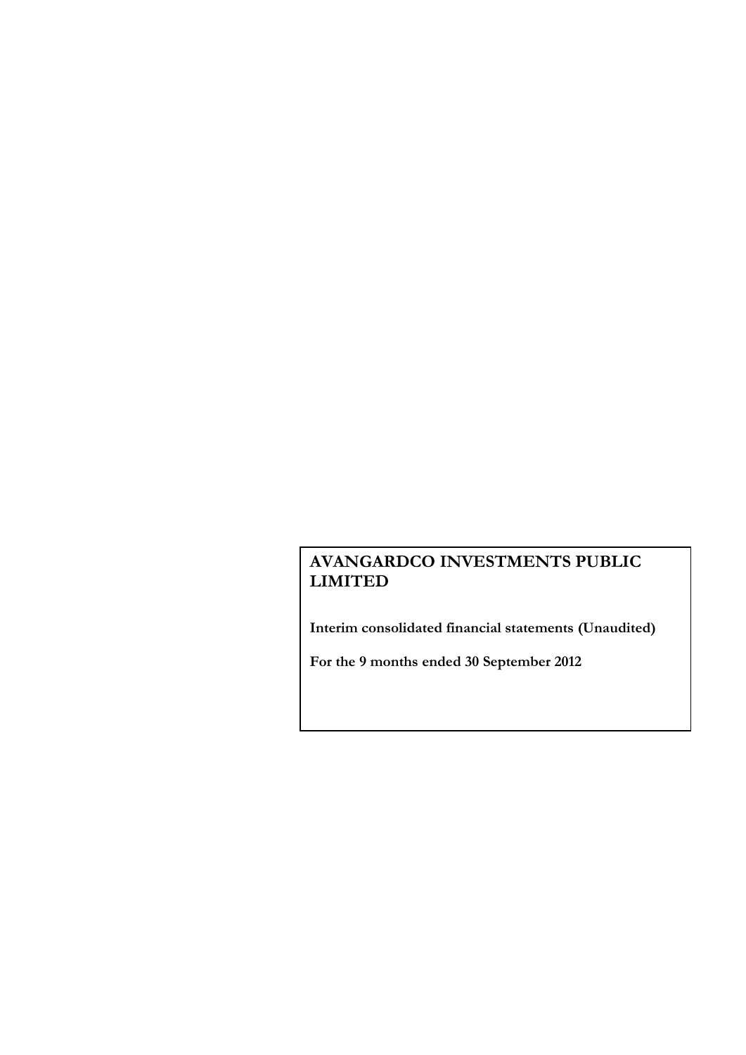# AVANGARDCO INVESTMENTS PUBLIC LIMITED

**Interim consolidated financial statements (Unaudited)**

**For the 9 months ended 30 September 2012**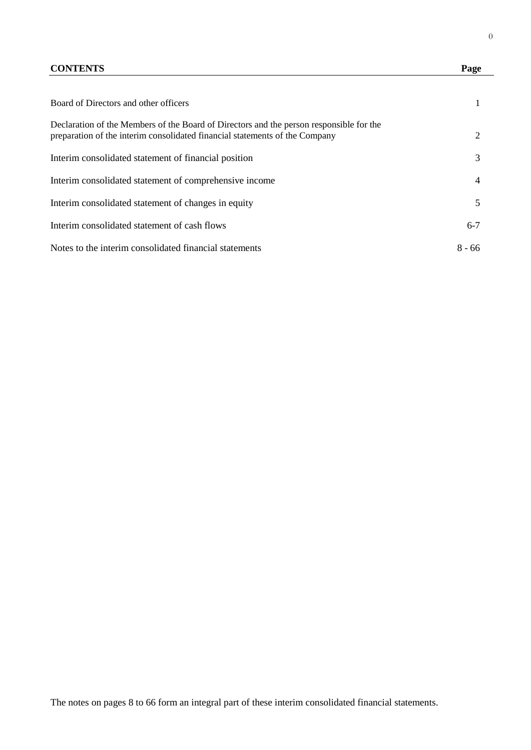| CONTENTS | Page |
|---|---|
| Board of Directors and other officers | 1 |
| Declaration of the Members of the Board of Directors and the person responsible for the preparation of the interim consolidated financial statements of the Company | 2 |
| Interim consolidated statement of financial position | 3 |
| Interim consolidated statement of comprehensive income | 4 |
| Interim consolidated statement of changes in equity | 5 |
| Interim consolidated statement of cash flows | 6-7 |
| Notes to the interim consolidated financial statements | 8 - 66 |

The notes on pages 8 to 66 form an integral part of these interim consolidated financial statements.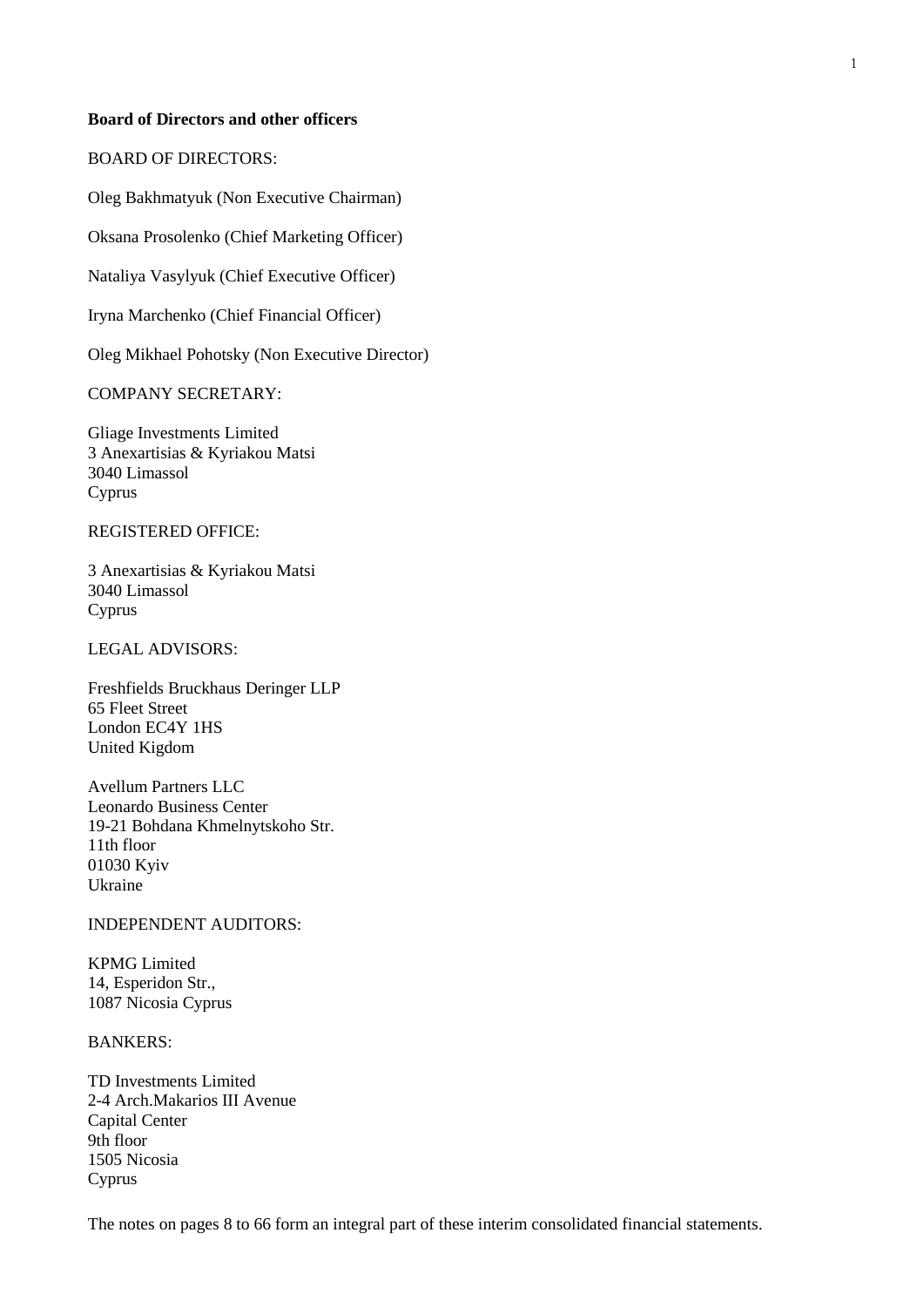**Board of Directors and other officers**

BOARD OF DIRECTORS:

Oleg Bakhmatyuk (Non Executive Chairman)

Oksana Prosolenko (Chief Marketing Officer)

Nataliya Vasylyuk (Chief Executive Officer)

Iryna Marchenko (Chief Financial Officer)

Oleg Mikhael Pohotsky (Non Executive Director)

COMPANY SECRETARY:

Gliage Investments Limited  
3 Anexartisias & Kyriakou Matsi  
3040 Limassol  
Cyprus

REGISTERED OFFICE:

3 Anexartisias & Kyriakou Matsi  
3040 Limassol  
Cyprus

LEGAL ADVISORS:

Freshfields Bruckhaus Deringer LLP  
65 Fleet Street  
London EC4Y 1HS  
United Kigdom

Avellum Partners LLC  
Leonardo Business Center  
19-21 Bohdana Khmelnytskoho Str.  
11th floor  
01030 Kyiv  
Ukraine

INDEPENDENT AUDITORS:

KPMG Limited  
14, Esperidon Str.,  
1087 Nicosia Cyprus

BANKERS:

TD Investments Limited  
2-4 Arch.Makarios III Avenue  
Capital Center  
9th floor  
1505 Nicosia  
Cyprus

The notes on pages 8 to 66 form an integral part of these interim consolidated financial statements.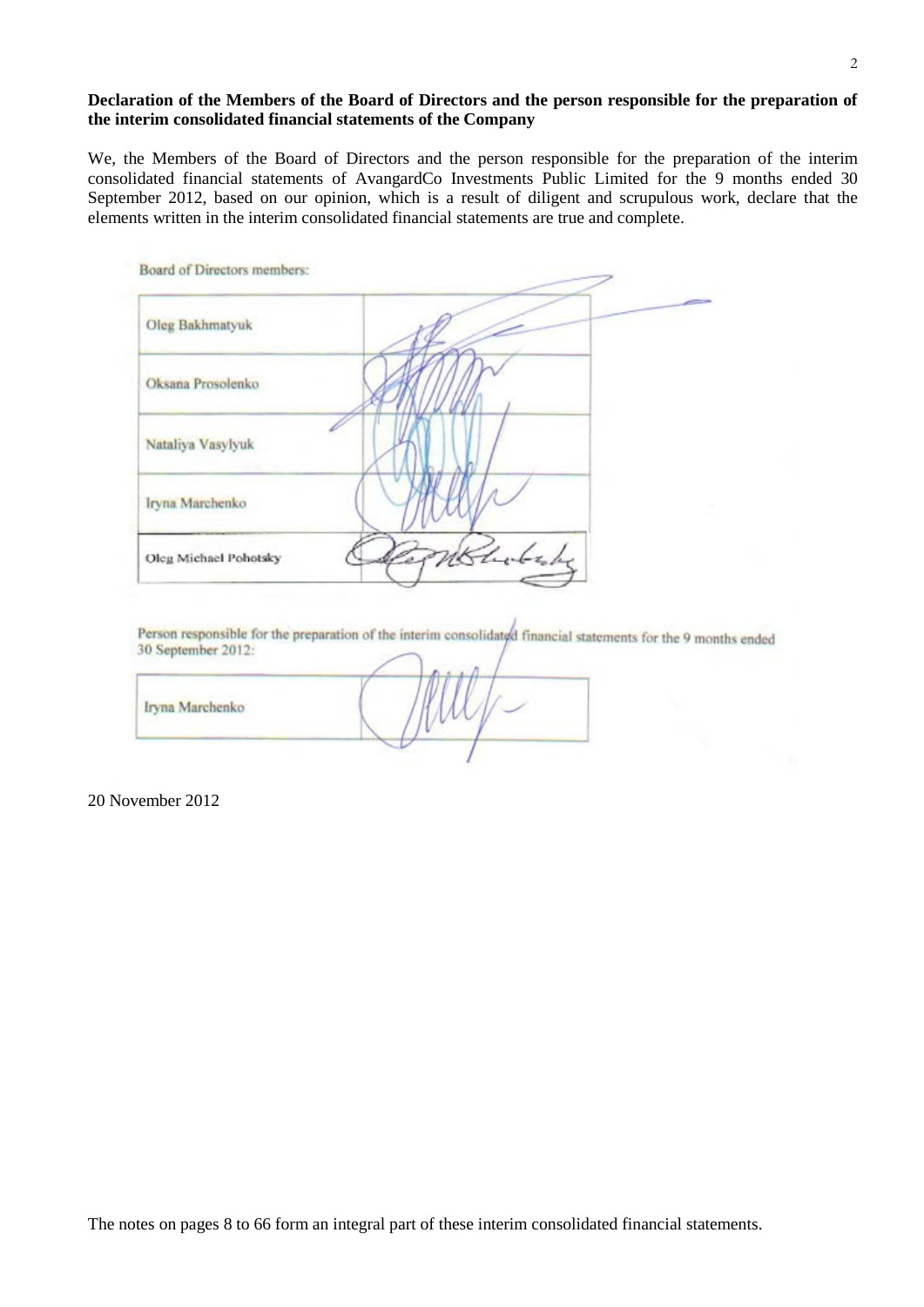**Declaration of the Members of the Board of Directors and the person responsible for the preparation of the interim consolidated financial statements of the Company**

We, the Members of the Board of Directors and the person responsible for the preparation of the interim consolidated financial statements of AvangardCo Investments Public Limited for the 9 months ended 30 September 2012, based on our opinion, which is a result of diligent and scrupulous work, declare that the elements written in the interim consolidated financial statements are true and complete.

Board of Directors members:

| | |
|---|---|
| Oleg Bakhmatyuk | |
| Oksana Prosolenko | |
| Nataliya Vasylyuk | |
| Iryna Marchenko | |
| Oleg Michael Pohotsky | |

Person responsible for the preparation of the interim consolidated financial statements for the 9 months ended 30 September 2012:

| | |
|---|---|
| Iryna Marchenko | |

20 November 2012

The notes on pages 8 to 66 form an integral part of these interim consolidated financial statements.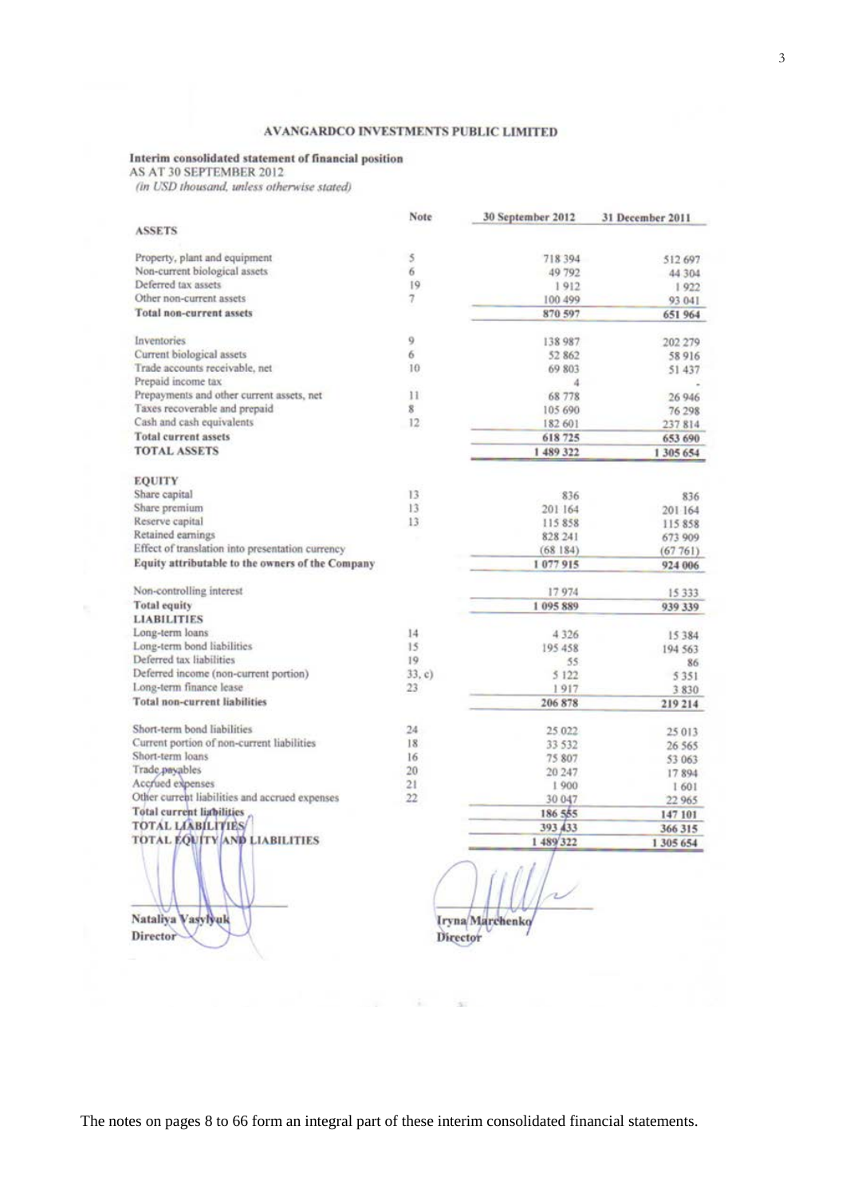# AVANGARDCO INVESTMENTS PUBLIC LIMITED

## Interim consolidated statement of financial position

AS AT 30 SEPTEMBER 2012

*(in USD thousand, unless otherwise stated)*

| | Note | 30 September 2012 | 31 December 2011 |
|---|---|---|---|
| **ASSETS** | | | |
| Property, plant and equipment | 5 | 718 394 | 512 697 |
| Non-current biological assets | 6 | 49 792 | 44 304 |
| Deferred tax assets | 19 | 1 912 | 1 922 |
| Other non-current assets | 7 | 100 499 | 93 041 |
| **Total non-current assets** | | **870 597** | **651 964** |
| Inventories | 9 | 138 987 | 202 279 |
| Current biological assets | 6 | 52 862 | 58 916 |
| Trade accounts receivable, net | 10 | 69 803 | 51 437 |
| Prepaid income tax | | 4 | - |
| Prepayments and other current assets, net | 11 | 68 778 | 26 946 |
| Taxes recoverable and prepaid | 8 | 105 690 | 76 298 |
| Cash and cash equivalents | 12 | 182 601 | 237 814 |
| **Total current assets** | | **618 725** | **653 690** |
| **TOTAL ASSETS** | | **1 489 322** | **1 305 654** |
| **EQUITY** | | | |
| Share capital | 13 | 836 | 836 |
| Share premium | 13 | 201 164 | 201 164 |
| Reserve capital | 13 | 115 858 | 115 858 |
| Retained earnings | | 828 241 | 673 909 |
| Effect of translation into presentation currency | | (68 184) | (67 761) |
| **Equity attributable to the owners of the Company** | | **1 077 915** | **924 006** |
| Non-controlling interest | | 17 974 | 15 333 |
| **Total equity** | | **1 095 889** | **939 339** |
| **LIABILITIES** | | | |
| Long-term loans | 14 | 4 326 | 15 384 |
| Long-term bond liabilities | 15 | 195 458 | 194 563 |
| Deferred tax liabilities | 19 | 55 | 86 |
| Deferred income (non-current portion) | 33, c) | 5 122 | 5 351 |
| Long-term finance lease | 23 | 1 917 | 3 830 |
| **Total non-current liabilities** | | **206 878** | **219 214** |
| Short-term bond liabilities | 24 | 25 022 | 25 013 |
| Current portion of non-current liabilities | 18 | 33 532 | 26 565 |
| Short-term loans | 16 | 75 807 | 53 063 |
| Trade payables | 20 | 20 247 | 17 894 |
| Accrued expenses | 21 | 1 900 | 1 601 |
| Other current liabilities and accrued expenses | 22 | 30 047 | 22 965 |
| **Total current liabilities** | | **186 555** | **147 101** |
| **TOTAL LIABILITIES** | | **393 433** | **366 315** |
| **TOTAL EQUITY AND LIABILITIES** | | **1 489 322** | **1 305 654** |

**Nataliya Vasylyuk**
**Director**

**Iryna Marchenko**
**Director**

The notes on pages 8 to 66 form an integral part of these interim consolidated financial statements.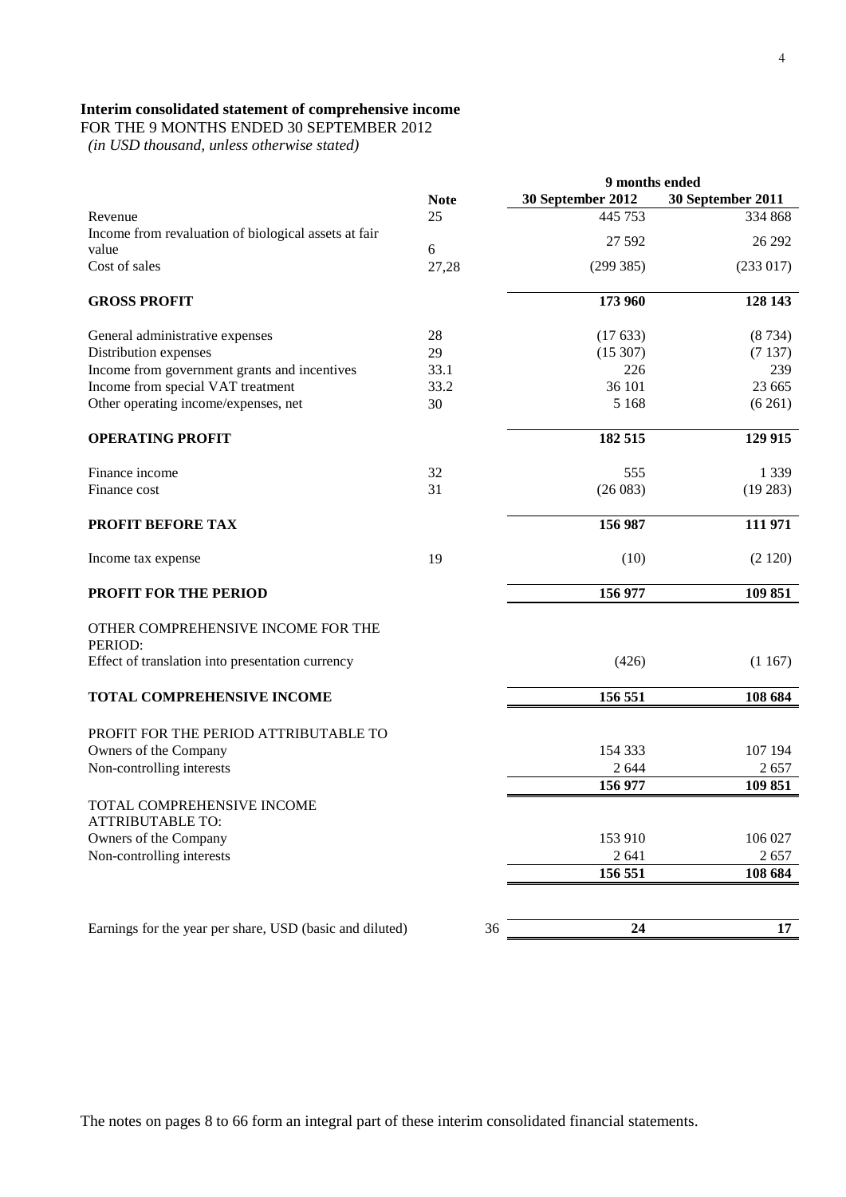# Interim consolidated statement of comprehensive income

FOR THE 9 MONTHS ENDED 30 SEPTEMBER 2012

*(in USD thousand, unless otherwise stated)*

| | Note | 9 months ended | |
|---|---|---|---|
| | | 30 September 2012 | 30 September 2011 |
| Revenue | 25 | 445 753 | 334 868 |
| Income from revaluation of biological assets at fair value | 6 | 27 592 | 26 292 |
| Cost of sales | 27,28 | (299 385) | (233 017) |
| **GROSS PROFIT** | | **173 960** | **128 143** |
| General administrative expenses | 28 | (17 633) | (8 734) |
| Distribution expenses | 29 | (15 307) | (7 137) |
| Income from government grants and incentives | 33.1 | 226 | 239 |
| Income from special VAT treatment | 33.2 | 36 101 | 23 665 |
| Other operating income/expenses, net | 30 | 5 168 | (6 261) |
| **OPERATING PROFIT** | | **182 515** | **129 915** |
| Finance income | 32 | 555 | 1 339 |
| Finance cost | 31 | (26 083) | (19 283) |
| **PROFIT BEFORE TAX** | | **156 987** | **111 971** |
| Income tax expense | 19 | (10) | (2 120) |
| **PROFIT FOR THE PERIOD** | | **156 977** | **109 851** |
| OTHER COMPREHENSIVE INCOME FOR THE PERIOD: | | | |
| Effect of translation into presentation currency | | (426) | (1 167) |
| **TOTAL COMPREHENSIVE INCOME** | | **156 551** | **108 684** |
| PROFIT FOR THE PERIOD ATTRIBUTABLE TO | | | |
| Owners of the Company | | 154 333 | 107 194 |
| Non-controlling interests | | 2 644 | 2 657 |
| | | **156 977** | **109 851** |
| TOTAL COMPREHENSIVE INCOME ATTRIBUTABLE TO: | | | |
| Owners of the Company | | 153 910 | 106 027 |
| Non-controlling interests | | 2 641 | 2 657 |
| | | **156 551** | **108 684** |
| Earnings for the year per share, USD (basic and diluted) | 36 | **24** | **17** |

The notes on pages 8 to 66 form an integral part of these interim consolidated financial statements.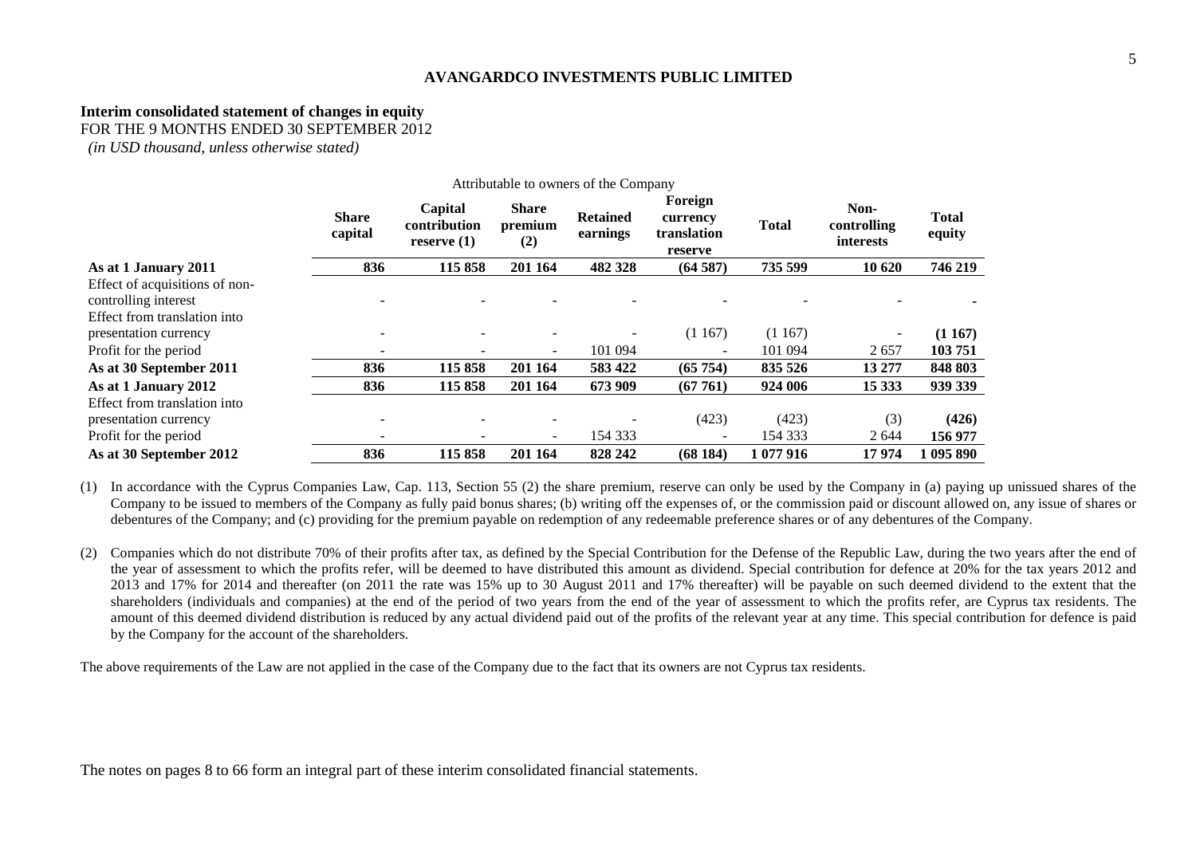**AVANGARDCO INVESTMENTS PUBLIC LIMITED**

**Interim consolidated statement of changes in equity**
FOR THE 9 MONTHS ENDED 30 SEPTEMBER 2012
*(in USD thousand, unless otherwise stated)*

| | Attributable to owners of the Company | | | | | | | |
|---|---|---|---|---|---|---|---|---|
| | **Share capital** | **Capital contribution reserve (1)** | **Share premium (2)** | **Retained earnings** | **Foreign currency translation reserve** | **Total** | **Non-controlling interests** | **Total equity** |
| **As at 1 January 2011** | **836** | **115 858** | **201 164** | **482 328** | **(64 587)** | **735 599** | **10 620** | **746 219** |
| Effect of acquisitions of non-controlling interest | - | - | - | - | - | - | - | **-** |
| Effect from translation into presentation currency | - | - | - | - | (1 167) | (1 167) | - | **(1 167)** |
| Profit for the period | - | - | - | 101 094 | - | 101 094 | 2 657 | **103 751** |
| **As at 30 September 2011** | **836** | **115 858** | **201 164** | **583 422** | **(65 754)** | **835 526** | **13 277** | **848 803** |
| **As at 1 January 2012** | **836** | **115 858** | **201 164** | **673 909** | **(67 761)** | **924 006** | **15 333** | **939 339** |
| Effect from translation into presentation currency | - | - | - | - | (423) | (423) | (3) | **(426)** |
| Profit for the period | - | - | - | 154 333 | - | 154 333 | 2 644 | **156 977** |
| **As at 30 September 2012** | **836** | **115 858** | **201 164** | **828 242** | **(68 184)** | **1 077 916** | **17 974** | **1 095 890** |

(1) In accordance with the Cyprus Companies Law, Cap. 113, Section 55 (2) the share premium, reserve can only be used by the Company in (a) paying up unissued shares of the Company to be issued to members of the Company as fully paid bonus shares; (b) writing off the expenses of, or the commission paid or discount allowed on, any issue of shares or debentures of the Company; and (c) providing for the premium payable on redemption of any redeemable preference shares or of any debentures of the Company.

(2) Companies which do not distribute 70% of their profits after tax, as defined by the Special Contribution for the Defense of the Republic Law, during the two years after the end of the year of assessment to which the profits refer, will be deemed to have distributed this amount as dividend. Special contribution for defence at 20% for the tax years 2012 and 2013 and 17% for 2014 and thereafter (on 2011 the rate was 15% up to 30 August 2011 and 17% thereafter) will be payable on such deemed dividend to the extent that the shareholders (individuals and companies) at the end of the period of two years from the end of the year of assessment to which the profits refer, are Cyprus tax residents. The amount of this deemed dividend distribution is reduced by any actual dividend paid out of the profits of the relevant year at any time. This special contribution for defence is paid by the Company for the account of the shareholders.

The above requirements of the Law are not applied in the case of the Company due to the fact that its owners are not Cyprus tax residents.

The notes on pages 8 to 66 form an integral part of these interim consolidated financial statements.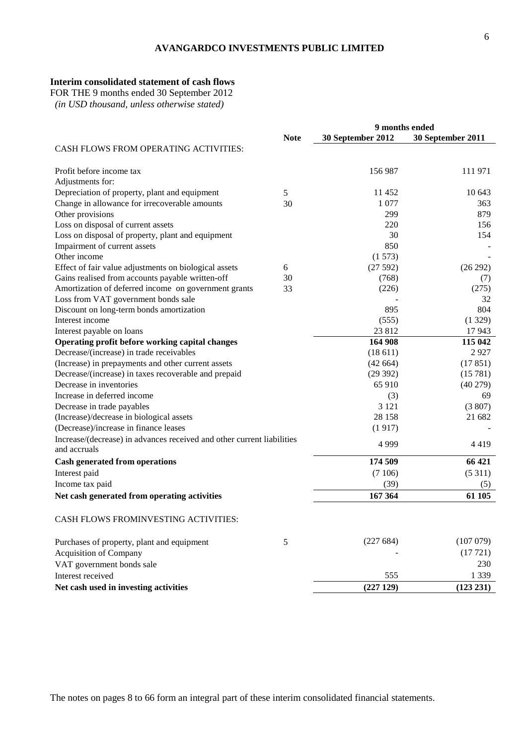**AVANGARDCO INVESTMENTS PUBLIC LIMITED**

## Interim consolidated statement of cash flows

FOR THE 9 months ended 30 September 2012

*(in USD thousand, unless otherwise stated)*

| | Note | 9 months ended 30 September 2012 | 9 months ended 30 September 2011 |
|---|---|---|---|
| CASH FLOWS FROM OPERATING ACTIVITIES: | | | |
| Profit before income tax | | 156 987 | 111 971 |
| Adjustments for: | | | |
| Depreciation of property, plant and equipment | 5 | 11 452 | 10 643 |
| Change in allowance for irrecoverable amounts | 30 | 1 077 | 363 |
| Other provisions | | 299 | 879 |
| Loss on disposal of current assets | | 220 | 156 |
| Loss on disposal of property, plant and equipment | | 30 | 154 |
| Impairment of current assets | | 850 | - |
| Other income | | (1 573) | - |
| Effect of fair value adjustments on biological assets | 6 | (27 592) | (26 292) |
| Gains realised from accounts payable written-off | 30 | (768) | (7) |
| Amortization of deferred income on government grants | 33 | (226) | (275) |
| Loss from VAT government bonds sale | | - | 32 |
| Discount on long-term bonds amortization | | 895 | 804 |
| Interest income | | (555) | (1 329) |
| Interest payable on loans | | 23 812 | 17 943 |
| **Operating profit before working capital changes** | | **164 908** | **115 042** |
| Decrease/(increase) in trade receivables | | (18 611) | 2 927 |
| (Increase) in prepayments and other current assets | | (42 664) | (17 851) |
| Decrease/(increase) in taxes recoverable and prepaid | | (29 392) | (15 781) |
| Decrease in inventories | | 65 910 | (40 279) |
| Increase in deferred income | | (3) | 69 |
| Decrease in trade payables | | 3 121 | (3 807) |
| (Increase)/decrease in biological assets | | 28 158 | 21 682 |
| (Decrease)/increase in finance leases | | (1 917) | - |
| Increase/(decrease) in advances received and other current liabilities and accruals | | 4 999 | 4 419 |
| **Cash generated from operations** | | **174 509** | **66 421** |
| Interest paid | | (7 106) | (5 311) |
| Income tax paid | | (39) | (5) |
| **Net cash generated from operating activities** | | **167 364** | **61 105** |
| CASH FLOWS FROMINVESTING ACTIVITIES: | | | |
| Purchases of property, plant and equipment | 5 | (227 684) | (107 079) |
| Acquisition of Company | | - | (17 721) |
| VAT government bonds sale | | | 230 |
| Interest received | | 555 | 1 339 |
| **Net cash used in investing activities** | | **(227 129)** | **(123 231)** |

The notes on pages 8 to 66 form an integral part of these interim consolidated financial statements.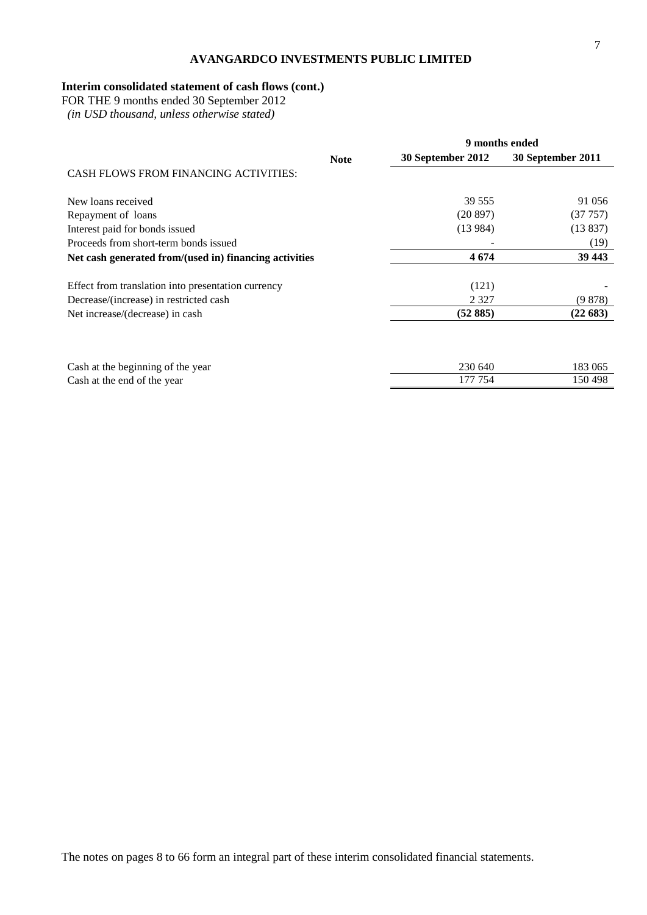**AVANGARDCO INVESTMENTS PUBLIC LIMITED**

**Interim consolidated statement of cash flows (cont.)**

FOR THE 9 months ended 30 September 2012

*(in USD thousand, unless otherwise stated)*

| | Note | 9 months ended | |
|---|---|---|---|
| | | **30 September 2012** | **30 September 2011** |
| CASH FLOWS FROM FINANCING ACTIVITIES: | | | |
| New loans received | | 39 555 | 91 056 |
| Repayment of loans | | (20 897) | (37 757) |
| Interest paid for bonds issued | | (13 984) | (13 837) |
| Proceeds from short-term bonds issued | | - | (19) |
| **Net cash generated from/(used in) financing activities** | | **4 674** | **39 443** |
| Effect from translation into presentation currency | | (121) | - |
| Decrease/(increase) in restricted cash | | 2 327 | (9 878) |
| Net increase/(decrease) in cash | | **(52 885)** | **(22 683)** |
| Cash at the beginning of the year | | 230 640 | 183 065 |
| Cash at the end of the year | | 177 754 | 150 498 |

The notes on pages 8 to 66 form an integral part of these interim consolidated financial statements.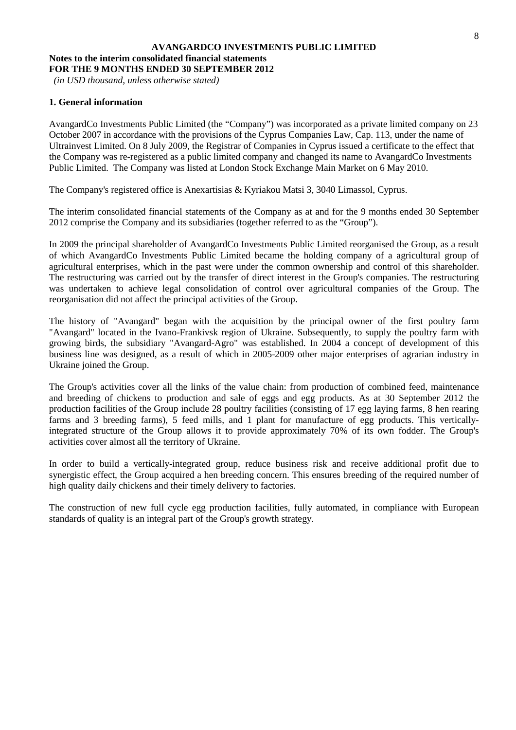**AVANGARDCO INVESTMENTS PUBLIC LIMITED**

**Notes to the interim consolidated financial statements**
**FOR THE 9 MONTHS ENDED 30 SEPTEMBER 2012**
*(in USD thousand, unless otherwise stated)*

## 1. General information

AvangardCo Investments Public Limited (the "Company") was incorporated as a private limited company on 23 October 2007 in accordance with the provisions of the Cyprus Companies Law, Cap. 113, under the name of Ultrainvest Limited. On 8 July 2009, the Registrar of Companies in Cyprus issued a certificate to the effect that the Company was re-registered as a public limited company and changed its name to AvangardCo Investments Public Limited. The Company was listed at London Stock Exchange Main Market on 6 May 2010.

The Company's registered office is Anexartisias & Kyriakou Matsi 3, 3040 Limassol, Cyprus.

The interim consolidated financial statements of the Company as at and for the 9 months ended 30 September 2012 comprise the Company and its subsidiaries (together referred to as the "Group").

In 2009 the principal shareholder of AvangardCo Investments Public Limited reorganised the Group, as a result of which AvangardCo Investments Public Limited became the holding company of a agricultural group of agricultural enterprises, which in the past were under the common ownership and control of this shareholder. The restructuring was carried out by the transfer of direct interest in the Group's companies. The restructuring was undertaken to achieve legal consolidation of control over agricultural companies of the Group. The reorganisation did not affect the principal activities of the Group.

The history of "Avangard" began with the acquisition by the principal owner of the first poultry farm "Avangard" located in the Ivano-Frankivsk region of Ukraine. Subsequently, to supply the poultry farm with growing birds, the subsidiary "Avangard-Agro" was established. In 2004 a concept of development of this business line was designed, as a result of which in 2005-2009 other major enterprises of agrarian industry in Ukraine joined the Group.

The Group's activities cover all the links of the value chain: from production of combined feed, maintenance and breeding of chickens to production and sale of eggs and egg products. As at 30 September 2012 the production facilities of the Group include 28 poultry facilities (consisting of 17 egg laying farms, 8 hen rearing farms and 3 breeding farms), 5 feed mills, and 1 plant for manufacture of egg products. This vertically-integrated structure of the Group allows it to provide approximately 70% of its own fodder. The Group's activities cover almost all the territory of Ukraine.

In order to build a vertically-integrated group, reduce business risk and receive additional profit due to synergistic effect, the Group acquired a hen breeding concern. This ensures breeding of the required number of high quality daily chickens and their timely delivery to factories.

The construction of new full cycle egg production facilities, fully automated, in compliance with European standards of quality is an integral part of the Group's growth strategy.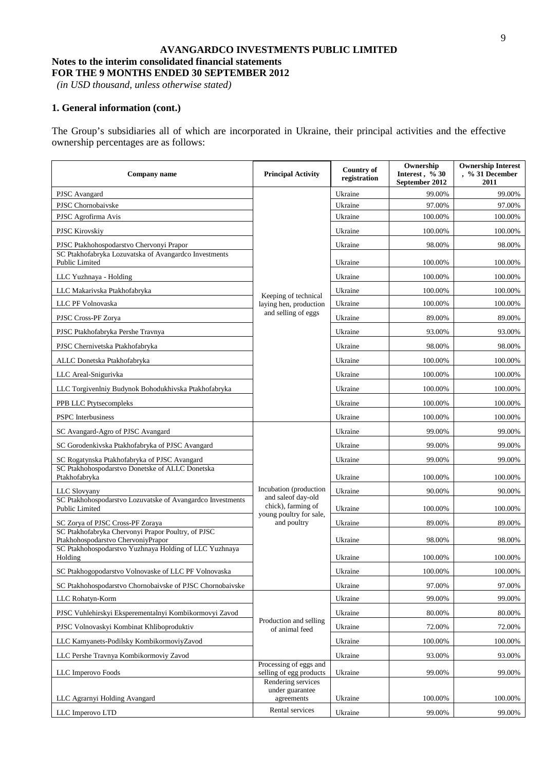**AVANGARDCO INVESTMENTS PUBLIC LIMITED**

**Notes to the interim consolidated financial statements**
**FOR THE 9 MONTHS ENDED 30 SEPTEMBER 2012**
*(in USD thousand, unless otherwise stated)*

**1. General information (cont.)**

The Group's subsidiaries all of which are incorporated in Ukraine, their principal activities and the effective ownership percentages are as follows:

| Company name | Principal Activity | Country of registration | Ownership Interest , % 30 September 2012 | Ownership Interest , % 31 December 2011 |
|---|---|---|---|---|
| PJSC Avangard | Keeping of technical laying hen, production and selling of eggs | Ukraine | 99.00% | 99.00% |
| PJSC Chornobaivske | | Ukraine | 97.00% | 97.00% |
| PJSC Agrofirma Avis | | Ukraine | 100.00% | 100.00% |
| PJSC Kirovskiy | | Ukraine | 100.00% | 100.00% |
| PJSC Ptakhohospodarstvo Chervonyi Prapor | | Ukraine | 98.00% | 98.00% |
| SC Ptakhofabryka Lozuvatska of Avangardco Investments Public Limited | | Ukraine | 100.00% | 100.00% |
| LLC Yuzhnaya - Holding | | Ukraine | 100.00% | 100.00% |
| LLC Makarivska Ptakhofabryka | | Ukraine | 100.00% | 100.00% |
| LLC PF Volnovaska | | Ukraine | 100.00% | 100.00% |
| PJSC Cross-PF Zorya | | Ukraine | 89.00% | 89.00% |
| PJSC Ptakhofabryka Pershe Travnya | | Ukraine | 93.00% | 93.00% |
| PJSC Chernivetska Ptakhofabryka | | Ukraine | 98.00% | 98.00% |
| ALLC Donetska Ptakhofabryka | | Ukraine | 100.00% | 100.00% |
| LLC Areal-Snigurivka | | Ukraine | 100.00% | 100.00% |
| LLC Torgivenlniy Budynok Bohodukhivska Ptakhofabryka | | Ukraine | 100.00% | 100.00% |
| PPB LLC Ptytsecompleks | | Ukraine | 100.00% | 100.00% |
| PSPC Interbusiness | | Ukraine | 100.00% | 100.00% |
| SC Avangard-Agro of PJSC Avangard | Incubation (production and saleof day-old chick), farming of young poultry for sale, and poultry | Ukraine | 99.00% | 99.00% |
| SC Gorodenkivska Ptakhofabryka of PJSC Avangard | | Ukraine | 99.00% | 99.00% |
| SC Rogatynska Ptakhofabryka of PJSC Avangard | | Ukraine | 99.00% | 99.00% |
| SC Ptakhohospodarstvo Donetske of ALLC Donetska Ptakhofabryka | | Ukraine | 100.00% | 100.00% |
| LLC Slovyany | | Ukraine | 90.00% | 90.00% |
| SC Ptakhohospodarstvo Lozuvatske of Avangardco Investments Public Limited | | Ukraine | 100.00% | 100.00% |
| SC Zorya of PJSC Cross-PF Zoraya | | Ukraine | 89.00% | 89.00% |
| SC Ptakhofabryka Chervonyi Prapor Poultry, of PJSC Ptakhohospodarstvo ChervoniyPrapor | | Ukraine | 98.00% | 98.00% |
| SC Ptakhohospodarstvo Yuzhnaya Holding of LLC Yuzhnaya Holding | | Ukraine | 100.00% | 100.00% |
| SC Ptakhogopodarstvo Volnovaske of LLC PF Volnovaska | | Ukraine | 100.00% | 100.00% |
| SC Ptakhohospodarstvo Chornobaivske of PJSC Chornobaivske | | Ukraine | 97.00% | 97.00% |
| LLC Rohatyn-Korm | Production and selling of animal feed | Ukraine | 99.00% | 99.00% |
| PJSC Vuhlehirskyi Eksperementalnyi Kombikormovyi Zavod | | Ukraine | 80.00% | 80.00% |
| PJSC Volnovaskyi Kombinat Khliboproduktiv | | Ukraine | 72.00% | 72.00% |
| LLC Kamyanets-Podilsky KombikormoviyZavod | | Ukraine | 100.00% | 100.00% |
| LLC Pershe Travnya Kombikormoviy Zavod | | Ukraine | 93.00% | 93.00% |
| LLC Imperovo Foods | Processing of eggs and selling of egg products | Ukraine | 99.00% | 99.00% |
| LLC Agrarnyi Holding Avangard | Rendering services under guarantee agreements | Ukraine | 100.00% | 100.00% |
| LLC Imperovo LTD | Rental services | Ukraine | 99.00% | 99.00% |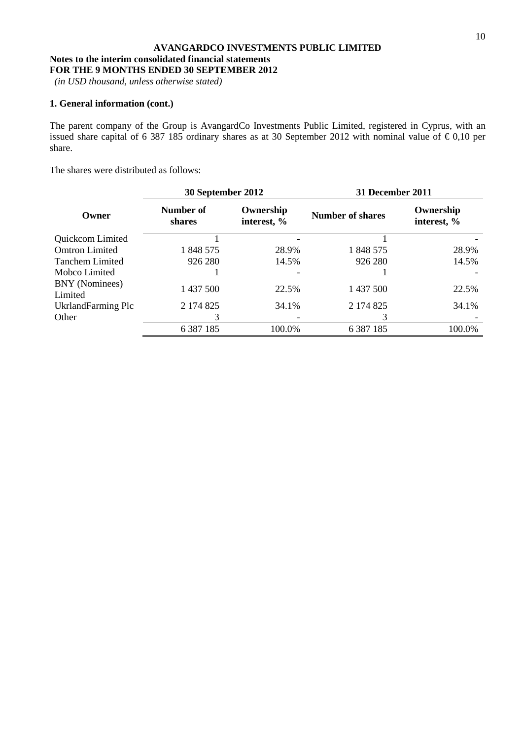**AVANGARDCO INVESTMENTS PUBLIC LIMITED**

**Notes to the interim consolidated financial statements**
**FOR THE 9 MONTHS ENDED 30 SEPTEMBER 2012**
*(in USD thousand, unless otherwise stated)*

## 1. General information (cont.)

The parent company of the Group is AvangardCo Investments Public Limited, registered in Cyprus, with an issued share capital of 6 387 185 ordinary shares as at 30 September 2012 with nominal value of € 0,10 per share.

The shares were distributed as follows:

| Owner | 30 September 2012 | | 31 December 2011 | |
|---|---|---|---|---|
| | **Number of shares** | **Ownership interest, %** | **Number of shares** | **Ownership interest, %** |
| Quickcom Limited | 1 | - | 1 | - |
| Omtron Limited | 1 848 575 | 28.9% | 1 848 575 | 28.9% |
| Tanchem Limited | 926 280 | 14.5% | 926 280 | 14.5% |
| Mobco Limited | 1 | - | 1 | - |
| BNY (Nominees) Limited | 1 437 500 | 22.5% | 1 437 500 | 22.5% |
| UkrlandFarming Plc | 2 174 825 | 34.1% | 2 174 825 | 34.1% |
| Other | 3 | - | 3 | - |
| | 6 387 185 | 100.0% | 6 387 185 | 100.0% |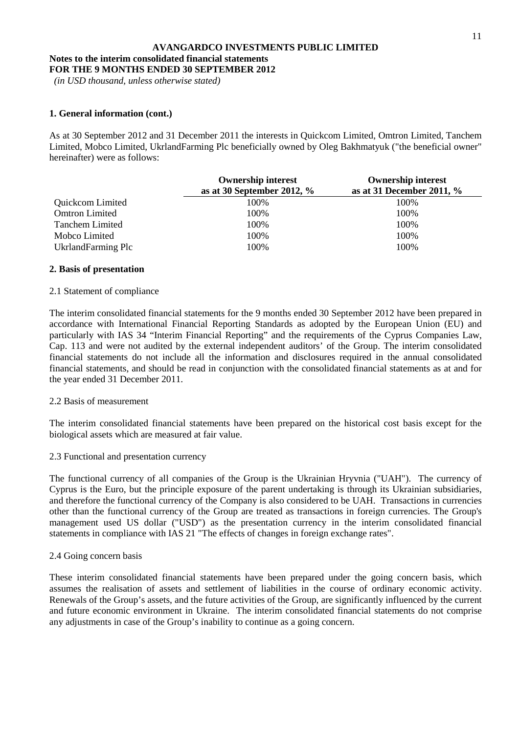## 1. General information (cont.)

As at 30 September 2012 and 31 December 2011 the interests in Quickcom Limited, Omtron Limited, Tanchem Limited, Mobco Limited, UkrlandFarming Plc beneficially owned by Oleg Bakhmatyuk ("the beneficial owner" hereinafter) were as follows:

| | Ownership interest as at 30 September 2012, % | Ownership interest as at 31 December 2011, % |
|---|---|---|
| Quickcom Limited | 100% | 100% |
| Omtron Limited | 100% | 100% |
| Tanchem Limited | 100% | 100% |
| Mobco Limited | 100% | 100% |
| UkrlandFarming Plc | 100% | 100% |

## 2. Basis of presentation

### 2.1 Statement of compliance

The interim consolidated financial statements for the 9 months ended 30 September 2012 have been prepared in accordance with International Financial Reporting Standards as adopted by the European Union (EU) and particularly with IAS 34 "Interim Financial Reporting" and the requirements of the Cyprus Companies Law, Cap. 113 and were not audited by the external independent auditors' of the Group. The interim consolidated financial statements do not include all the information and disclosures required in the annual consolidated financial statements, and should be read in conjunction with the consolidated financial statements as at and for the year ended 31 December 2011.

### 2.2 Basis of measurement

The interim consolidated financial statements have been prepared on the historical cost basis except for the biological assets which are measured at fair value.

### 2.3 Functional and presentation currency

The functional currency of all companies of the Group is the Ukrainian Hryvnia ("UAH"). The currency of Cyprus is the Euro, but the principle exposure of the parent undertaking is through its Ukrainian subsidiaries, and therefore the functional currency of the Company is also considered to be UAH. Transactions in currencies other than the functional currency of the Group are treated as transactions in foreign currencies. The Group's management used US dollar ("USD") as the presentation currency in the interim consolidated financial statements in compliance with IAS 21 "The effects of changes in foreign exchange rates".

### 2.4 Going concern basis

These interim consolidated financial statements have been prepared under the going concern basis, which assumes the realisation of assets and settlement of liabilities in the course of ordinary economic activity. Renewals of the Group's assets, and the future activities of the Group, are significantly influenced by the current and future economic environment in Ukraine. The interim consolidated financial statements do not comprise any adjustments in case of the Group's inability to continue as a going concern.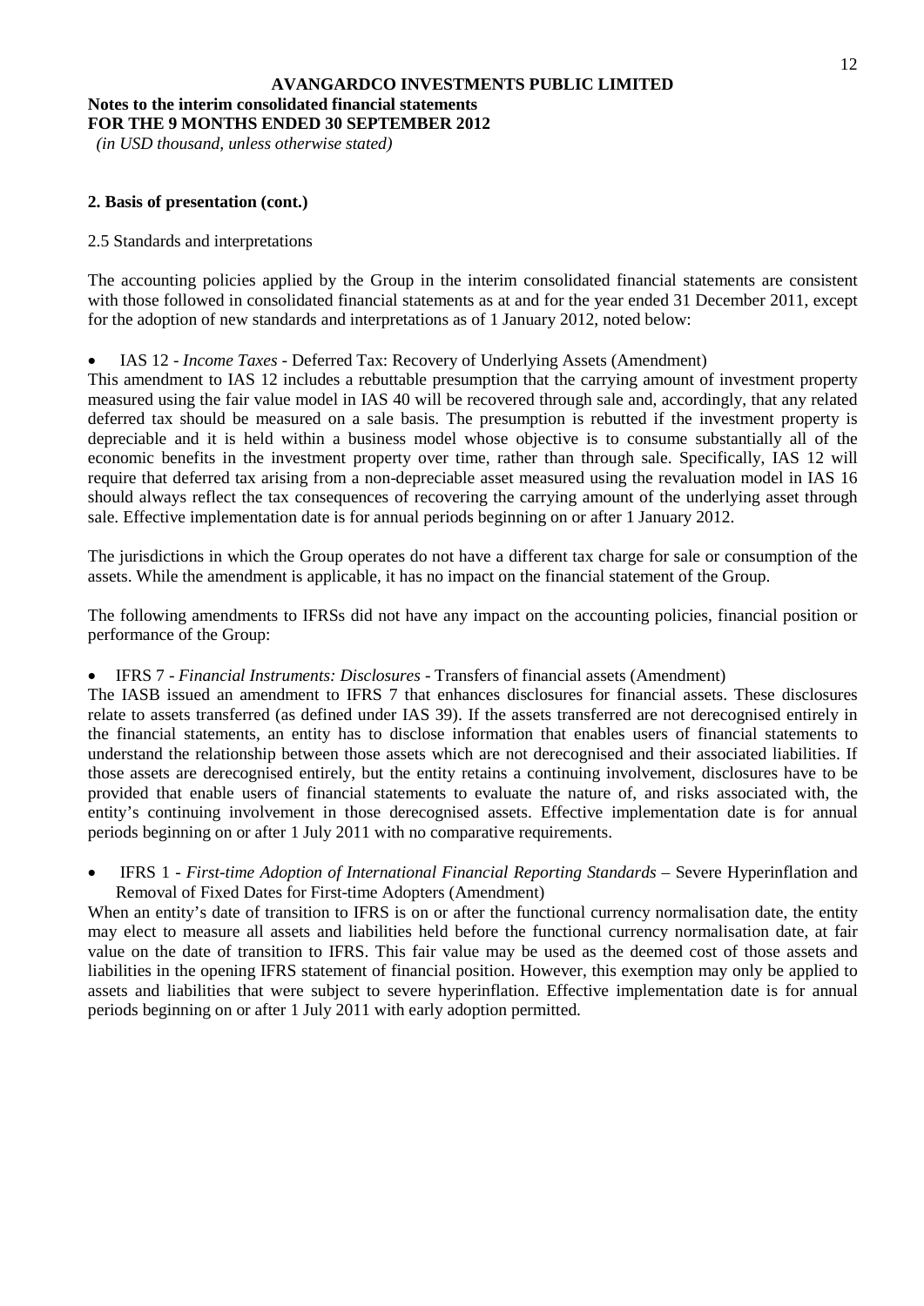**AVANGARDCO INVESTMENTS PUBLIC LIMITED**
**Notes to the interim consolidated financial statements**
**FOR THE 9 MONTHS ENDED 30 SEPTEMBER 2012**
*(in USD thousand, unless otherwise stated)*

## 2. Basis of presentation (cont.)

2.5 Standards and interpretations

The accounting policies applied by the Group in the interim consolidated financial statements are consistent with those followed in consolidated financial statements as at and for the year ended 31 December 2011, except for the adoption of new standards and interpretations as of 1 January 2012, noted below:

- IAS 12 - *Income Taxes* - Deferred Tax: Recovery of Underlying Assets (Amendment)

This amendment to IAS 12 includes a rebuttable presumption that the carrying amount of investment property measured using the fair value model in IAS 40 will be recovered through sale and, accordingly, that any related deferred tax should be measured on a sale basis. The presumption is rebutted if the investment property is depreciable and it is held within a business model whose objective is to consume substantially all of the economic benefits in the investment property over time, rather than through sale. Specifically, IAS 12 will require that deferred tax arising from a non-depreciable asset measured using the revaluation model in IAS 16 should always reflect the tax consequences of recovering the carrying amount of the underlying asset through sale. Effective implementation date is for annual periods beginning on or after 1 January 2012.

The jurisdictions in which the Group operates do not have a different tax charge for sale or consumption of the assets. While the amendment is applicable, it has no impact on the financial statement of the Group.

The following amendments to IFRSs did not have any impact on the accounting policies, financial position or performance of the Group:

- IFRS 7 - *Financial Instruments: Disclosures* - Transfers of financial assets (Amendment)

The IASB issued an amendment to IFRS 7 that enhances disclosures for financial assets. These disclosures relate to assets transferred (as defined under IAS 39). If the assets transferred are not derecognised entirely in the financial statements, an entity has to disclose information that enables users of financial statements to understand the relationship between those assets which are not derecognised and their associated liabilities. If those assets are derecognised entirely, but the entity retains a continuing involvement, disclosures have to be provided that enable users of financial statements to evaluate the nature of, and risks associated with, the entity's continuing involvement in those derecognised assets. Effective implementation date is for annual periods beginning on or after 1 July 2011 with no comparative requirements.

- IFRS 1 - *First-time Adoption of International Financial Reporting Standards* – Severe Hyperinflation and Removal of Fixed Dates for First-time Adopters (Amendment)

When an entity's date of transition to IFRS is on or after the functional currency normalisation date, the entity may elect to measure all assets and liabilities held before the functional currency normalisation date, at fair value on the date of transition to IFRS. This fair value may be used as the deemed cost of those assets and liabilities in the opening IFRS statement of financial position. However, this exemption may only be applied to assets and liabilities that were subject to severe hyperinflation. Effective implementation date is for annual periods beginning on or after 1 July 2011 with early adoption permitted.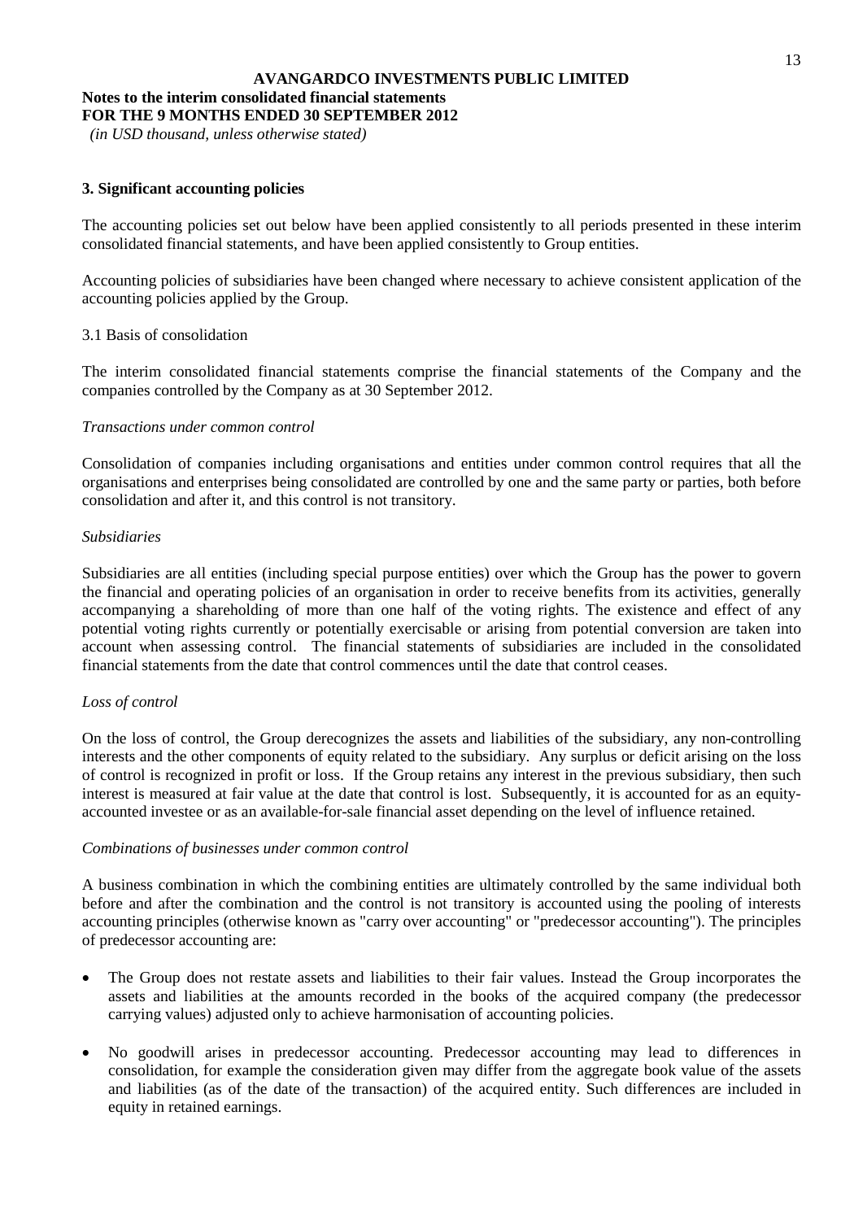**AVANGARDCO INVESTMENTS PUBLIC LIMITED**

**Notes to the interim consolidated financial statements**
**FOR THE 9 MONTHS ENDED 30 SEPTEMBER 2012**
*(in USD thousand, unless otherwise stated)*

## 3. Significant accounting policies

The accounting policies set out below have been applied consistently to all periods presented in these interim consolidated financial statements, and have been applied consistently to Group entities.

Accounting policies of subsidiaries have been changed where necessary to achieve consistent application of the accounting policies applied by the Group.

### 3.1 Basis of consolidation

The interim consolidated financial statements comprise the financial statements of the Company and the companies controlled by the Company as at 30 September 2012.

*Transactions under common control*

Consolidation of companies including organisations and entities under common control requires that all the organisations and enterprises being consolidated are controlled by one and the same party or parties, both before consolidation and after it, and this control is not transitory.

*Subsidiaries*

Subsidiaries are all entities (including special purpose entities) over which the Group has the power to govern the financial and operating policies of an organisation in order to receive benefits from its activities, generally accompanying a shareholding of more than one half of the voting rights. The existence and effect of any potential voting rights currently or potentially exercisable or arising from potential conversion are taken into account when assessing control. The financial statements of subsidiaries are included in the consolidated financial statements from the date that control commences until the date that control ceases.

*Loss of control*

On the loss of control, the Group derecognizes the assets and liabilities of the subsidiary, any non-controlling interests and the other components of equity related to the subsidiary. Any surplus or deficit arising on the loss of control is recognized in profit or loss. If the Group retains any interest in the previous subsidiary, then such interest is measured at fair value at the date that control is lost. Subsequently, it is accounted for as an equity-accounted investee or as an available-for-sale financial asset depending on the level of influence retained.

*Combinations of businesses under common control*

A business combination in which the combining entities are ultimately controlled by the same individual both before and after the combination and the control is not transitory is accounted using the pooling of interests accounting principles (otherwise known as "carry over accounting" or "predecessor accounting"). The principles of predecessor accounting are:

- The Group does not restate assets and liabilities to their fair values. Instead the Group incorporates the assets and liabilities at the amounts recorded in the books of the acquired company (the predecessor carrying values) adjusted only to achieve harmonisation of accounting policies.
- No goodwill arises in predecessor accounting. Predecessor accounting may lead to differences in consolidation, for example the consideration given may differ from the aggregate book value of the assets and liabilities (as of the date of the transaction) of the acquired entity. Such differences are included in equity in retained earnings.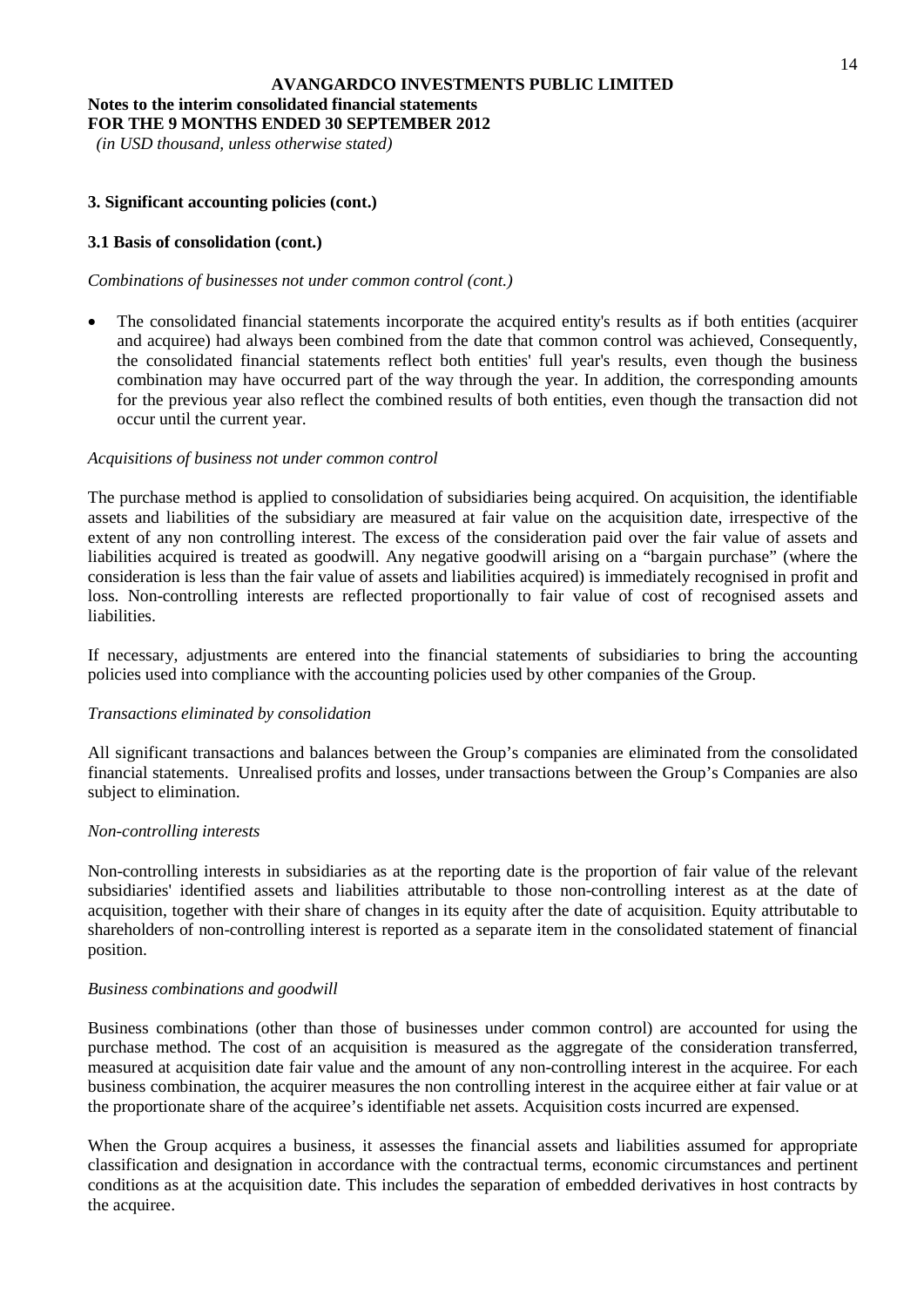### 3. Significant accounting policies (cont.)

#### 3.1 Basis of consolidation (cont.)

*Combinations of businesses not under common control (cont.)*

- The consolidated financial statements incorporate the acquired entity's results as if both entities (acquirer and acquiree) had always been combined from the date that common control was achieved, Consequently, the consolidated financial statements reflect both entities' full year's results, even though the business combination may have occurred part of the way through the year. In addition, the corresponding amounts for the previous year also reflect the combined results of both entities, even though the transaction did not occur until the current year.

*Acquisitions of business not under common control*

The purchase method is applied to consolidation of subsidiaries being acquired. On acquisition, the identifiable assets and liabilities of the subsidiary are measured at fair value on the acquisition date, irrespective of the extent of any non controlling interest. The excess of the consideration paid over the fair value of assets and liabilities acquired is treated as goodwill. Any negative goodwill arising on a "bargain purchase" (where the consideration is less than the fair value of assets and liabilities acquired) is immediately recognised in profit and loss. Non-controlling interests are reflected proportionally to fair value of cost of recognised assets and liabilities.

If necessary, adjustments are entered into the financial statements of subsidiaries to bring the accounting policies used into compliance with the accounting policies used by other companies of the Group.

*Transactions eliminated by consolidation*

All significant transactions and balances between the Group's companies are eliminated from the consolidated financial statements. Unrealised profits and losses, under transactions between the Group's Companies are also subject to elimination.

*Non-controlling interests*

Non-controlling interests in subsidiaries as at the reporting date is the proportion of fair value of the relevant subsidiaries' identified assets and liabilities attributable to those non-controlling interest as at the date of acquisition, together with their share of changes in its equity after the date of acquisition. Equity attributable to shareholders of non-controlling interest is reported as a separate item in the consolidated statement of financial position.

*Business combinations and goodwill*

Business combinations (other than those of businesses under common control) are accounted for using the purchase method. The cost of an acquisition is measured as the aggregate of the consideration transferred, measured at acquisition date fair value and the amount of any non-controlling interest in the acquiree. For each business combination, the acquirer measures the non controlling interest in the acquiree either at fair value or at the proportionate share of the acquiree's identifiable net assets. Acquisition costs incurred are expensed.

When the Group acquires a business, it assesses the financial assets and liabilities assumed for appropriate classification and designation in accordance with the contractual terms, economic circumstances and pertinent conditions as at the acquisition date. This includes the separation of embedded derivatives in host contracts by the acquiree.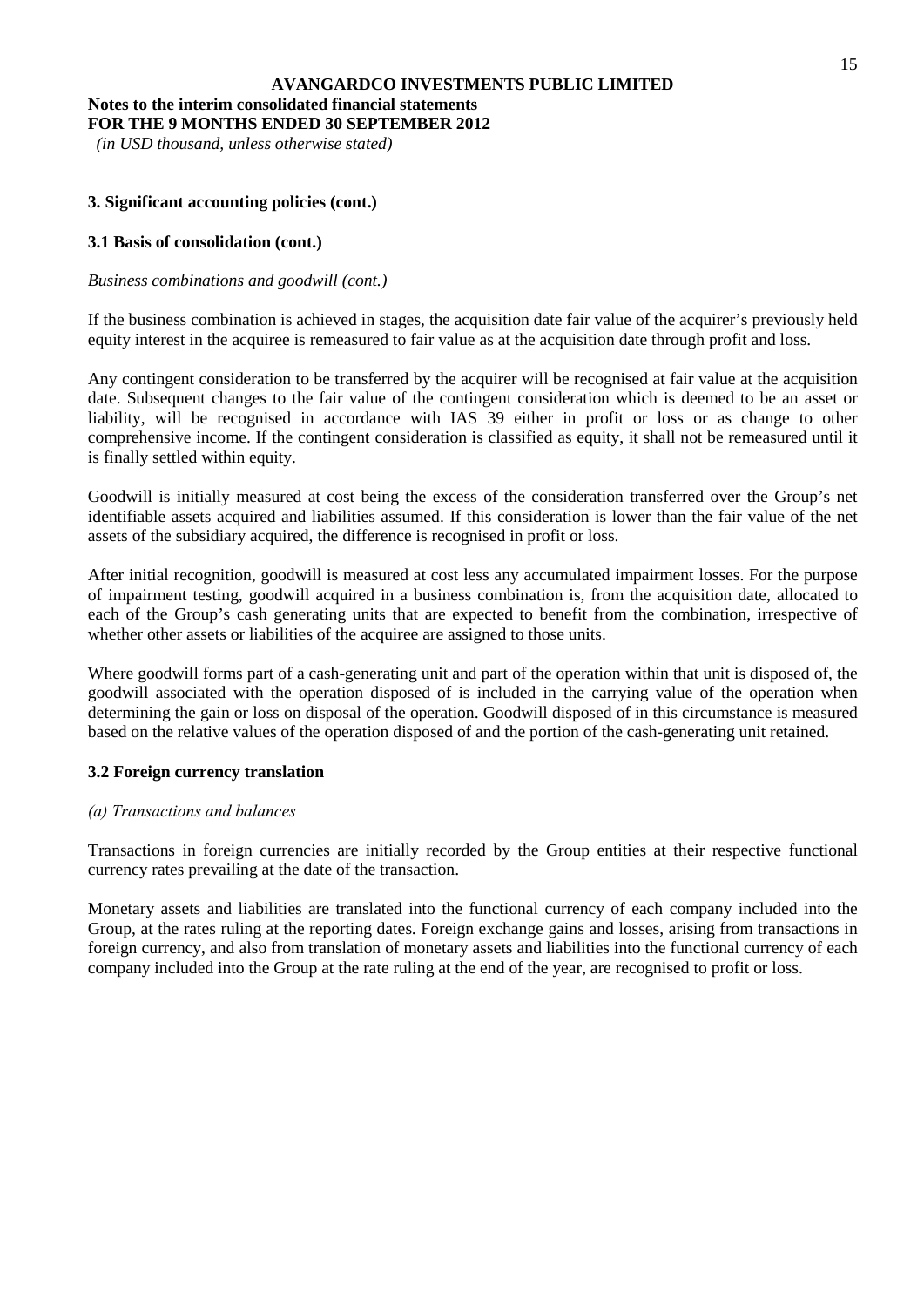**AVANGARDCO INVESTMENTS PUBLIC LIMITED**
**Notes to the interim consolidated financial statements**
**FOR THE 9 MONTHS ENDED 30 SEPTEMBER 2012**
*(in USD thousand, unless otherwise stated)*

### 3. Significant accounting policies (cont.)

#### 3.1 Basis of consolidation (cont.)

*Business combinations and goodwill (cont.)*

If the business combination is achieved in stages, the acquisition date fair value of the acquirer's previously held equity interest in the acquiree is remeasured to fair value as at the acquisition date through profit and loss.

Any contingent consideration to be transferred by the acquirer will be recognised at fair value at the acquisition date. Subsequent changes to the fair value of the contingent consideration which is deemed to be an asset or liability, will be recognised in accordance with IAS 39 either in profit or loss or as change to other comprehensive income. If the contingent consideration is classified as equity, it shall not be remeasured until it is finally settled within equity.

Goodwill is initially measured at cost being the excess of the consideration transferred over the Group's net identifiable assets acquired and liabilities assumed. If this consideration is lower than the fair value of the net assets of the subsidiary acquired, the difference is recognised in profit or loss.

After initial recognition, goodwill is measured at cost less any accumulated impairment losses. For the purpose of impairment testing, goodwill acquired in a business combination is, from the acquisition date, allocated to each of the Group's cash generating units that are expected to benefit from the combination, irrespective of whether other assets or liabilities of the acquiree are assigned to those units.

Where goodwill forms part of a cash-generating unit and part of the operation within that unit is disposed of, the goodwill associated with the operation disposed of is included in the carrying value of the operation when determining the gain or loss on disposal of the operation. Goodwill disposed of in this circumstance is measured based on the relative values of the operation disposed of and the portion of the cash-generating unit retained.

#### 3.2 Foreign currency translation

*(a) Transactions and balances*

Transactions in foreign currencies are initially recorded by the Group entities at their respective functional currency rates prevailing at the date of the transaction.

Monetary assets and liabilities are translated into the functional currency of each company included into the Group, at the rates ruling at the reporting dates. Foreign exchange gains and losses, arising from transactions in foreign currency, and also from translation of monetary assets and liabilities into the functional currency of each company included into the Group at the rate ruling at the end of the year, are recognised to profit or loss.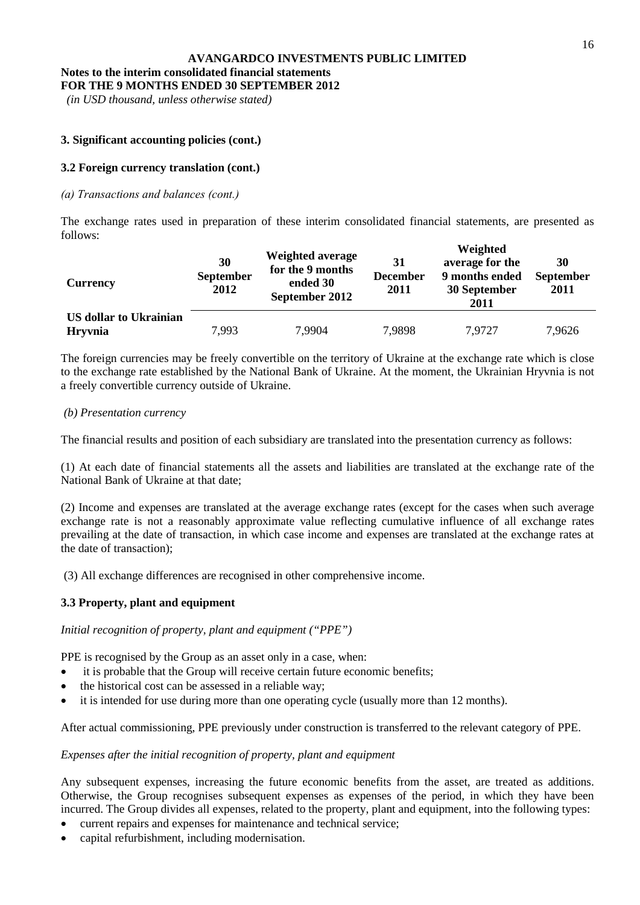**AVANGARDCO INVESTMENTS PUBLIC LIMITED**

**Notes to the interim consolidated financial statements**
**FOR THE 9 MONTHS ENDED 30 SEPTEMBER 2012**
*(in USD thousand, unless otherwise stated)*

### 3. Significant accounting policies (cont.)

#### 3.2 Foreign currency translation (cont.)

*(a) Transactions and balances (cont.)*

The exchange rates used in preparation of these interim consolidated financial statements, are presented as follows:

| Currency | 30 September 2012 | Weighted average for the 9 months ended 30 September 2012 | 31 December 2011 | Weighted average for the 9 months ended 30 September 2011 | 30 September 2011 |
|---|---|---|---|---|---|
| **US dollar to Ukrainian Hryvnia** | 7,993 | 7,9904 | 7,9898 | 7,9727 | 7,9626 |

The foreign currencies may be freely convertible on the territory of Ukraine at the exchange rate which is close to the exchange rate established by the National Bank of Ukraine. At the moment, the Ukrainian Hryvnia is not a freely convertible currency outside of Ukraine.

*(b) Presentation currency*

The financial results and position of each subsidiary are translated into the presentation currency as follows:

(1) At each date of financial statements all the assets and liabilities are translated at the exchange rate of the National Bank of Ukraine at that date;

(2) Income and expenses are translated at the average exchange rates (except for the cases when such average exchange rate is not a reasonably approximate value reflecting cumulative influence of all exchange rates prevailing at the date of transaction, in which case income and expenses are translated at the exchange rates at the date of transaction);

(3) All exchange differences are recognised in other comprehensive income.

#### 3.3 Property, plant and equipment

*Initial recognition of property, plant and equipment ("PPE")*

PPE is recognised by the Group as an asset only in a case, when:

- it is probable that the Group will receive certain future economic benefits;
- the historical cost can be assessed in a reliable way;
- it is intended for use during more than one operating cycle (usually more than 12 months).

After actual commissioning, PPE previously under construction is transferred to the relevant category of PPE.

*Expenses after the initial recognition of property, plant and equipment*

Any subsequent expenses, increasing the future economic benefits from the asset, are treated as additions. Otherwise, the Group recognises subsequent expenses as expenses of the period, in which they have been incurred. The Group divides all expenses, related to the property, plant and equipment, into the following types:

- current repairs and expenses for maintenance and technical service;
- capital refurbishment, including modernisation.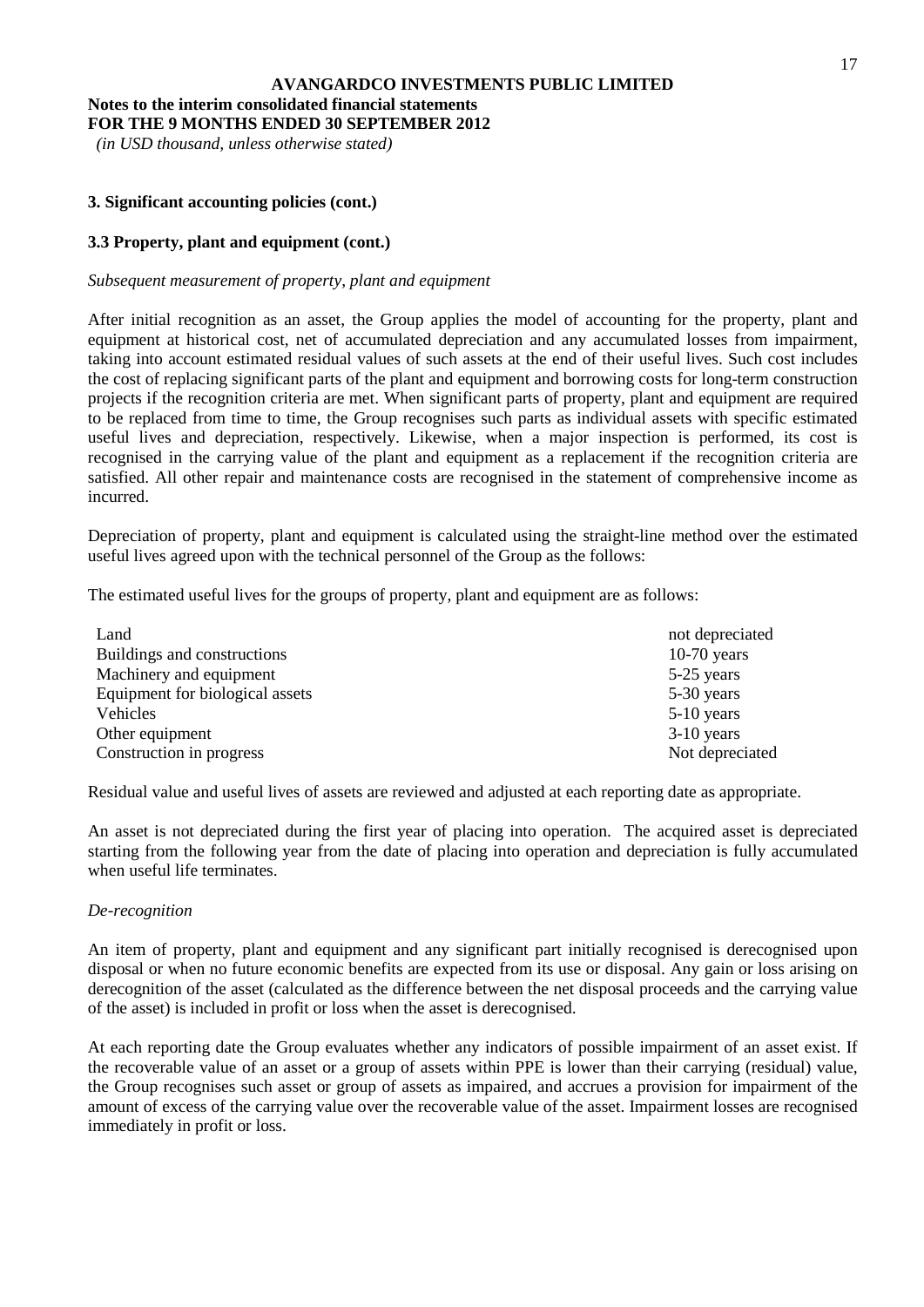**AVANGARDCO INVESTMENTS PUBLIC LIMITED**
**Notes to the interim consolidated financial statements**
**FOR THE 9 MONTHS ENDED 30 SEPTEMBER 2012**
*(in USD thousand, unless otherwise stated)*

### 3. Significant accounting policies (cont.)

### 3.3 Property, plant and equipment (cont.)

*Subsequent measurement of property, plant and equipment*

After initial recognition as an asset, the Group applies the model of accounting for the property, plant and equipment at historical cost, net of accumulated depreciation and any accumulated losses from impairment, taking into account estimated residual values of such assets at the end of their useful lives. Such cost includes the cost of replacing significant parts of the plant and equipment and borrowing costs for long-term construction projects if the recognition criteria are met. When significant parts of property, plant and equipment are required to be replaced from time to time, the Group recognises such parts as individual assets with specific estimated useful lives and depreciation, respectively. Likewise, when a major inspection is performed, its cost is recognised in the carrying value of the plant and equipment as a replacement if the recognition criteria are satisfied. All other repair and maintenance costs are recognised in the statement of comprehensive income as incurred.

Depreciation of property, plant and equipment is calculated using the straight-line method over the estimated useful lives agreed upon with the technical personnel of the Group as the follows:

The estimated useful lives for the groups of property, plant and equipment are as follows:

| | |
|---|---|
| Land | not depreciated |
| Buildings and constructions | 10-70 years |
| Machinery and equipment | 5-25 years |
| Equipment for biological assets | 5-30 years |
| Vehicles | 5-10 years |
| Other equipment | 3-10 years |
| Construction in progress | Not depreciated |

Residual value and useful lives of assets are reviewed and adjusted at each reporting date as appropriate.

An asset is not depreciated during the first year of placing into operation. The acquired asset is depreciated starting from the following year from the date of placing into operation and depreciation is fully accumulated when useful life terminates.

*De-recognition*

An item of property, plant and equipment and any significant part initially recognised is derecognised upon disposal or when no future economic benefits are expected from its use or disposal. Any gain or loss arising on derecognition of the asset (calculated as the difference between the net disposal proceeds and the carrying value of the asset) is included in profit or loss when the asset is derecognised.

At each reporting date the Group evaluates whether any indicators of possible impairment of an asset exist. If the recoverable value of an asset or a group of assets within PPE is lower than their carrying (residual) value, the Group recognises such asset or group of assets as impaired, and accrues a provision for impairment of the amount of excess of the carrying value over the recoverable value of the asset. Impairment losses are recognised immediately in profit or loss.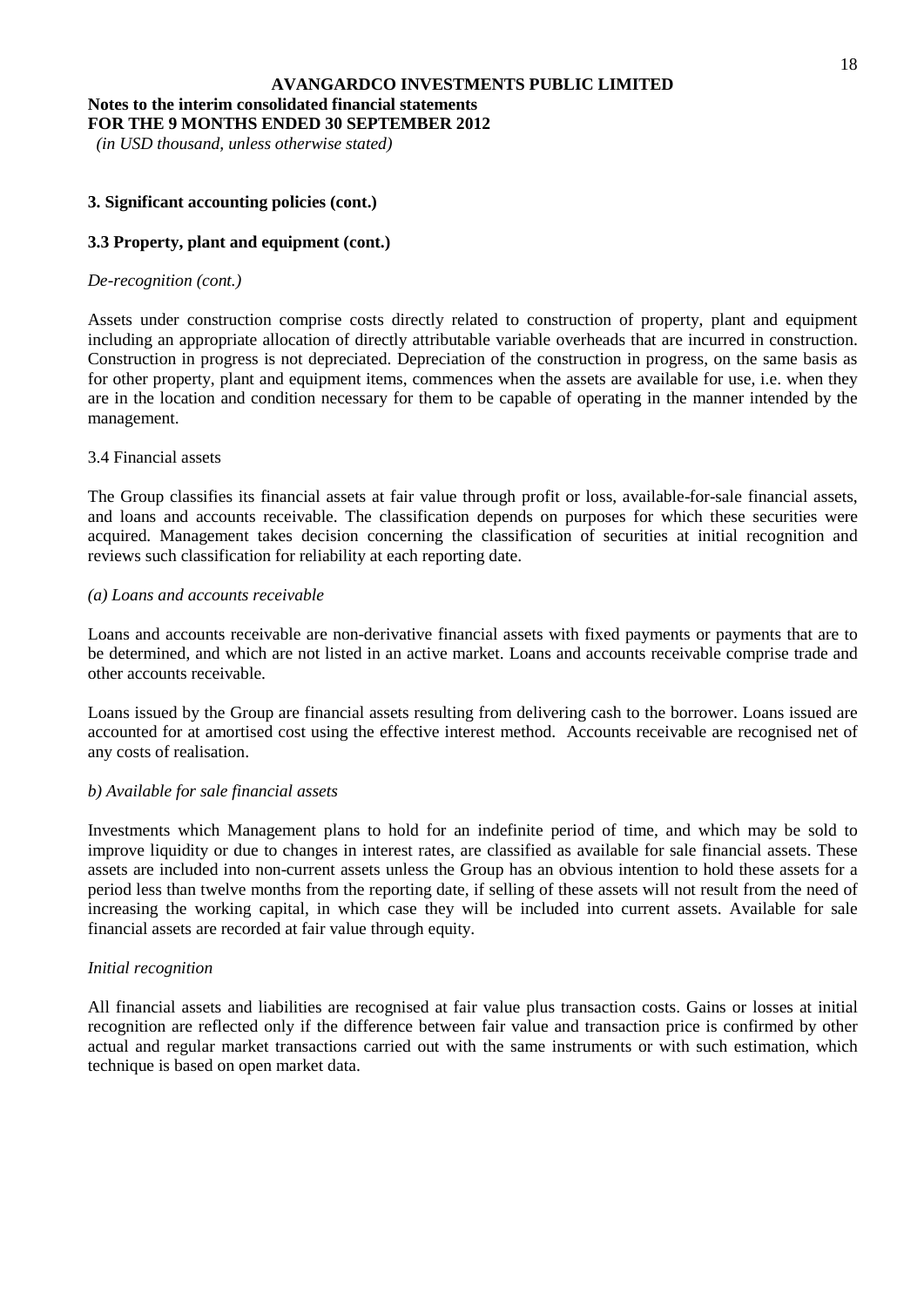**AVANGARDCO INVESTMENTS PUBLIC LIMITED**

**Notes to the interim consolidated financial statements**
**FOR THE 9 MONTHS ENDED 30 SEPTEMBER 2012**
*(in USD thousand, unless otherwise stated)*

**3. Significant accounting policies (cont.)**

**3.3 Property, plant and equipment (cont.)**

*De-recognition (cont.)*

Assets under construction comprise costs directly related to construction of property, plant and equipment including an appropriate allocation of directly attributable variable overheads that are incurred in construction. Construction in progress is not depreciated. Depreciation of the construction in progress, on the same basis as for other property, plant and equipment items, commences when the assets are available for use, i.e. when they are in the location and condition necessary for them to be capable of operating in the manner intended by the management.

3.4 Financial assets

The Group classifies its financial assets at fair value through profit or loss, available-for-sale financial assets, and loans and accounts receivable. The classification depends on purposes for which these securities were acquired. Management takes decision concerning the classification of securities at initial recognition and reviews such classification for reliability at each reporting date.

*(a) Loans and accounts receivable*

Loans and accounts receivable are non-derivative financial assets with fixed payments or payments that are to be determined, and which are not listed in an active market. Loans and accounts receivable comprise trade and other accounts receivable.

Loans issued by the Group are financial assets resulting from delivering cash to the borrower. Loans issued are accounted for at amortised cost using the effective interest method. Accounts receivable are recognised net of any costs of realisation.

*b) Available for sale financial assets*

Investments which Management plans to hold for an indefinite period of time, and which may be sold to improve liquidity or due to changes in interest rates, are classified as available for sale financial assets. These assets are included into non-current assets unless the Group has an obvious intention to hold these assets for a period less than twelve months from the reporting date, if selling of these assets will not result from the need of increasing the working capital, in which case they will be included into current assets. Available for sale financial assets are recorded at fair value through equity.

*Initial recognition*

All financial assets and liabilities are recognised at fair value plus transaction costs. Gains or losses at initial recognition are reflected only if the difference between fair value and transaction price is confirmed by other actual and regular market transactions carried out with the same instruments or with such estimation, which technique is based on open market data.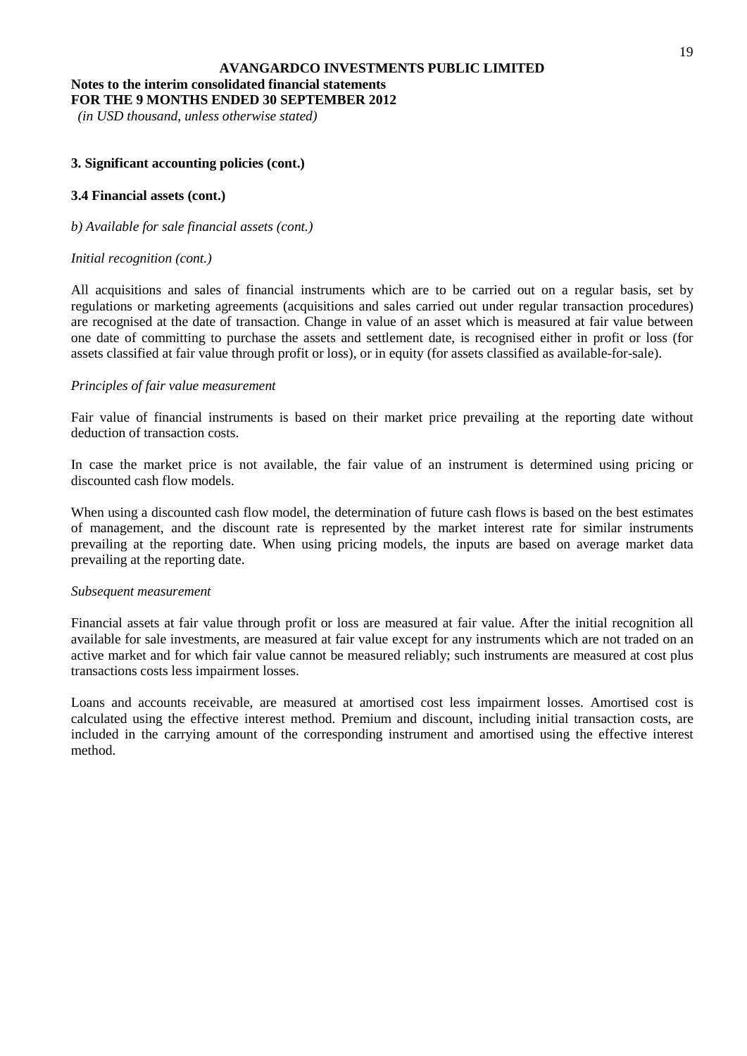### 3. Significant accounting policies (cont.)

#### 3.4 Financial assets (cont.)

*b) Available for sale financial assets (cont.)*

*Initial recognition (cont.)*

All acquisitions and sales of financial instruments which are to be carried out on a regular basis, set by regulations or marketing agreements (acquisitions and sales carried out under regular transaction procedures) are recognised at the date of transaction. Change in value of an asset which is measured at fair value between one date of committing to purchase the assets and settlement date, is recognised either in profit or loss (for assets classified at fair value through profit or loss), or in equity (for assets classified as available-for-sale).

*Principles of fair value measurement*

Fair value of financial instruments is based on their market price prevailing at the reporting date without deduction of transaction costs.

In case the market price is not available, the fair value of an instrument is determined using pricing or discounted cash flow models.

When using a discounted cash flow model, the determination of future cash flows is based on the best estimates of management, and the discount rate is represented by the market interest rate for similar instruments prevailing at the reporting date. When using pricing models, the inputs are based on average market data prevailing at the reporting date.

*Subsequent measurement*

Financial assets at fair value through profit or loss are measured at fair value. After the initial recognition all available for sale investments, are measured at fair value except for any instruments which are not traded on an active market and for which fair value cannot be measured reliably; such instruments are measured at cost plus transactions costs less impairment losses.

Loans and accounts receivable, are measured at amortised cost less impairment losses. Amortised cost is calculated using the effective interest method. Premium and discount, including initial transaction costs, are included in the carrying amount of the corresponding instrument and amortised using the effective interest method.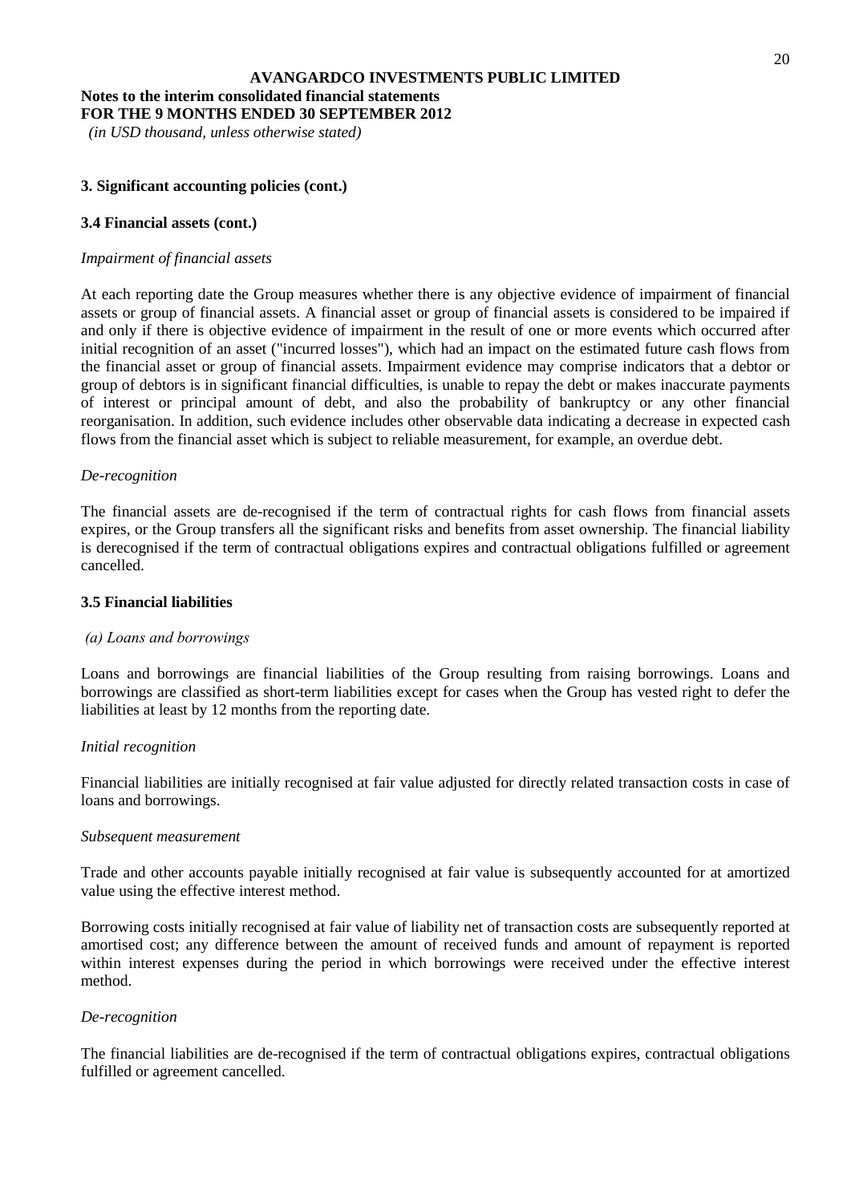### 3. Significant accounting policies (cont.)

#### 3.4 Financial assets (cont.)

*Impairment of financial assets*

At each reporting date the Group measures whether there is any objective evidence of impairment of financial assets or group of financial assets. A financial asset or group of financial assets is considered to be impaired if and only if there is objective evidence of impairment in the result of one or more events which occurred after initial recognition of an asset ("incurred losses"), which had an impact on the estimated future cash flows from the financial asset or group of financial assets. Impairment evidence may comprise indicators that a debtor or group of debtors is in significant financial difficulties, is unable to repay the debt or makes inaccurate payments of interest or principal amount of debt, and also the probability of bankruptcy or any other financial reorganisation. In addition, such evidence includes other observable data indicating a decrease in expected cash flows from the financial asset which is subject to reliable measurement, for example, an overdue debt.

*De-recognition*

The financial assets are de-recognised if the term of contractual rights for cash flows from financial assets expires, or the Group transfers all the significant risks and benefits from asset ownership. The financial liability is derecognised if the term of contractual obligations expires and contractual obligations fulfilled or agreement cancelled.

#### 3.5 Financial liabilities

*(a) Loans and borrowings*

Loans and borrowings are financial liabilities of the Group resulting from raising borrowings. Loans and borrowings are classified as short-term liabilities except for cases when the Group has vested right to defer the liabilities at least by 12 months from the reporting date.

*Initial recognition*

Financial liabilities are initially recognised at fair value adjusted for directly related transaction costs in case of loans and borrowings.

*Subsequent measurement*

Trade and other accounts payable initially recognised at fair value is subsequently accounted for at amortized value using the effective interest method.

Borrowing costs initially recognised at fair value of liability net of transaction costs are subsequently reported at amortised cost; any difference between the amount of received funds and amount of repayment is reported within interest expenses during the period in which borrowings were received under the effective interest method.

*De-recognition*

The financial liabilities are de-recognised if the term of contractual obligations expires, contractual obligations fulfilled or agreement cancelled.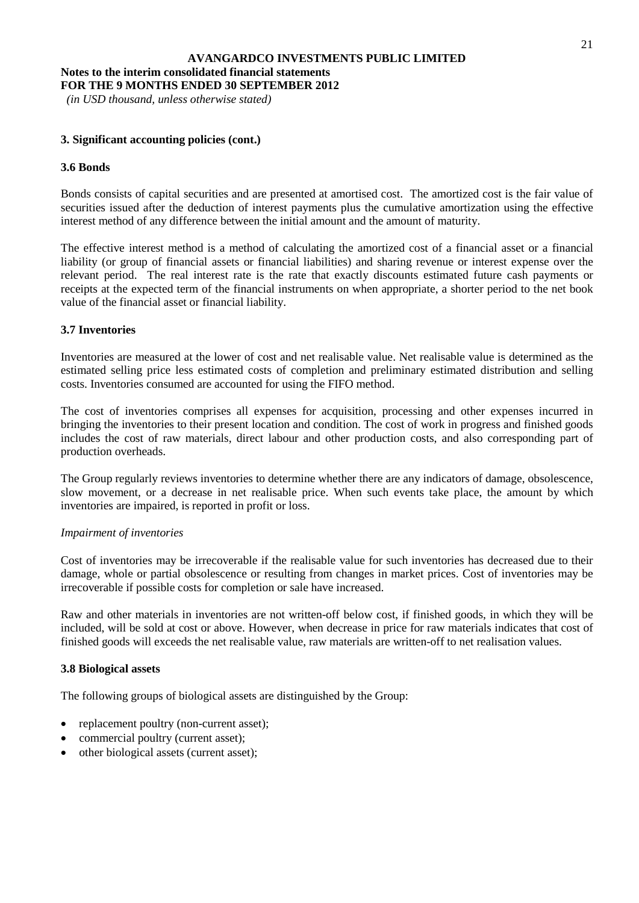**AVANGARDCO INVESTMENTS PUBLIC LIMITED**
**Notes to the interim consolidated financial statements**
**FOR THE 9 MONTHS ENDED 30 SEPTEMBER 2012**
*(in USD thousand, unless otherwise stated)*

## 3. Significant accounting policies (cont.)

### 3.6 Bonds

Bonds consists of capital securities and are presented at amortised cost. The amortized cost is the fair value of securities issued after the deduction of interest payments plus the cumulative amortization using the effective interest method of any difference between the initial amount and the amount of maturity.

The effective interest method is a method of calculating the amortized cost of a financial asset or a financial liability (or group of financial assets or financial liabilities) and sharing revenue or interest expense over the relevant period. The real interest rate is the rate that exactly discounts estimated future cash payments or receipts at the expected term of the financial instruments on when appropriate, a shorter period to the net book value of the financial asset or financial liability.

### 3.7 Inventories

Inventories are measured at the lower of cost and net realisable value. Net realisable value is determined as the estimated selling price less estimated costs of completion and preliminary estimated distribution and selling costs. Inventories consumed are accounted for using the FIFO method.

The cost of inventories comprises all expenses for acquisition, processing and other expenses incurred in bringing the inventories to their present location and condition. The cost of work in progress and finished goods includes the cost of raw materials, direct labour and other production costs, and also corresponding part of production overheads.

The Group regularly reviews inventories to determine whether there are any indicators of damage, obsolescence, slow movement, or a decrease in net realisable price. When such events take place, the amount by which inventories are impaired, is reported in profit or loss.

*Impairment of inventories*

Cost of inventories may be irrecoverable if the realisable value for such inventories has decreased due to their damage, whole or partial obsolescence or resulting from changes in market prices. Cost of inventories may be irrecoverable if possible costs for completion or sale have increased.

Raw and other materials in inventories are not written-off below cost, if finished goods, in which they will be included, will be sold at cost or above. However, when decrease in price for raw materials indicates that cost of finished goods will exceeds the net realisable value, raw materials are written-off to net realisation values.

### 3.8 Biological assets

The following groups of biological assets are distinguished by the Group:

- replacement poultry (non-current asset);
- commercial poultry (current asset);
- other biological assets (current asset);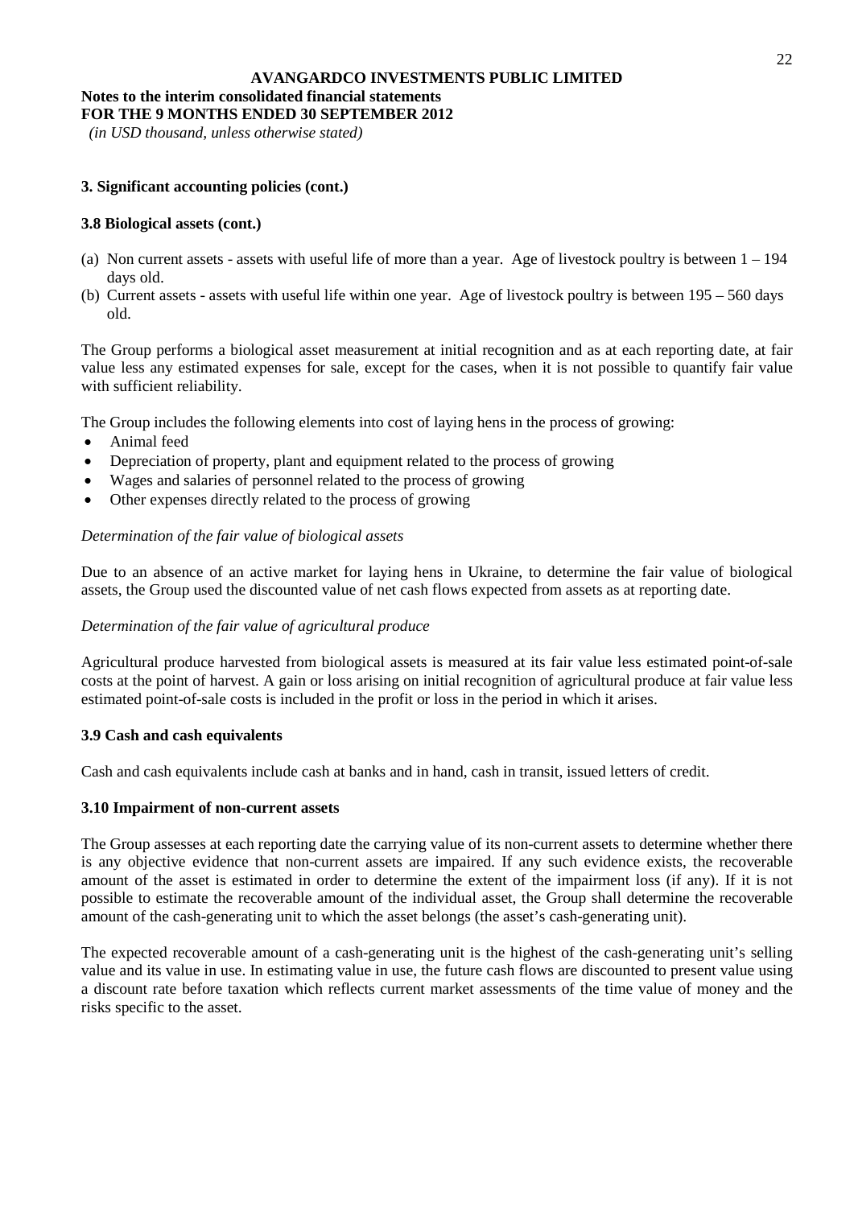## 3. Significant accounting policies (cont.)

### 3.8 Biological assets (cont.)

(a) Non current assets - assets with useful life of more than a year. Age of livestock poultry is between 1 – 194 days old.
(b) Current assets - assets with useful life within one year. Age of livestock poultry is between 195 – 560 days old.

The Group performs a biological asset measurement at initial recognition and as at each reporting date, at fair value less any estimated expenses for sale, except for the cases, when it is not possible to quantify fair value with sufficient reliability.

The Group includes the following elements into cost of laying hens in the process of growing:

- Animal feed
- Depreciation of property, plant and equipment related to the process of growing
- Wages and salaries of personnel related to the process of growing
- Other expenses directly related to the process of growing

*Determination of the fair value of biological assets*

Due to an absence of an active market for laying hens in Ukraine, to determine the fair value of biological assets, the Group used the discounted value of net cash flows expected from assets as at reporting date.

*Determination of the fair value of agricultural produce*

Agricultural produce harvested from biological assets is measured at its fair value less estimated point-of-sale costs at the point of harvest. A gain or loss arising on initial recognition of agricultural produce at fair value less estimated point-of-sale costs is included in the profit or loss in the period in which it arises.

### 3.9 Cash and cash equivalents

Cash and cash equivalents include cash at banks and in hand, cash in transit, issued letters of credit.

### 3.10 Impairment of non-current assets

The Group assesses at each reporting date the carrying value of its non-current assets to determine whether there is any objective evidence that non-current assets are impaired. If any such evidence exists, the recoverable amount of the asset is estimated in order to determine the extent of the impairment loss (if any). If it is not possible to estimate the recoverable amount of the individual asset, the Group shall determine the recoverable amount of the cash-generating unit to which the asset belongs (the asset's cash-generating unit).

The expected recoverable amount of a cash-generating unit is the highest of the cash-generating unit's selling value and its value in use. In estimating value in use, the future cash flows are discounted to present value using a discount rate before taxation which reflects current market assessments of the time value of money and the risks specific to the asset.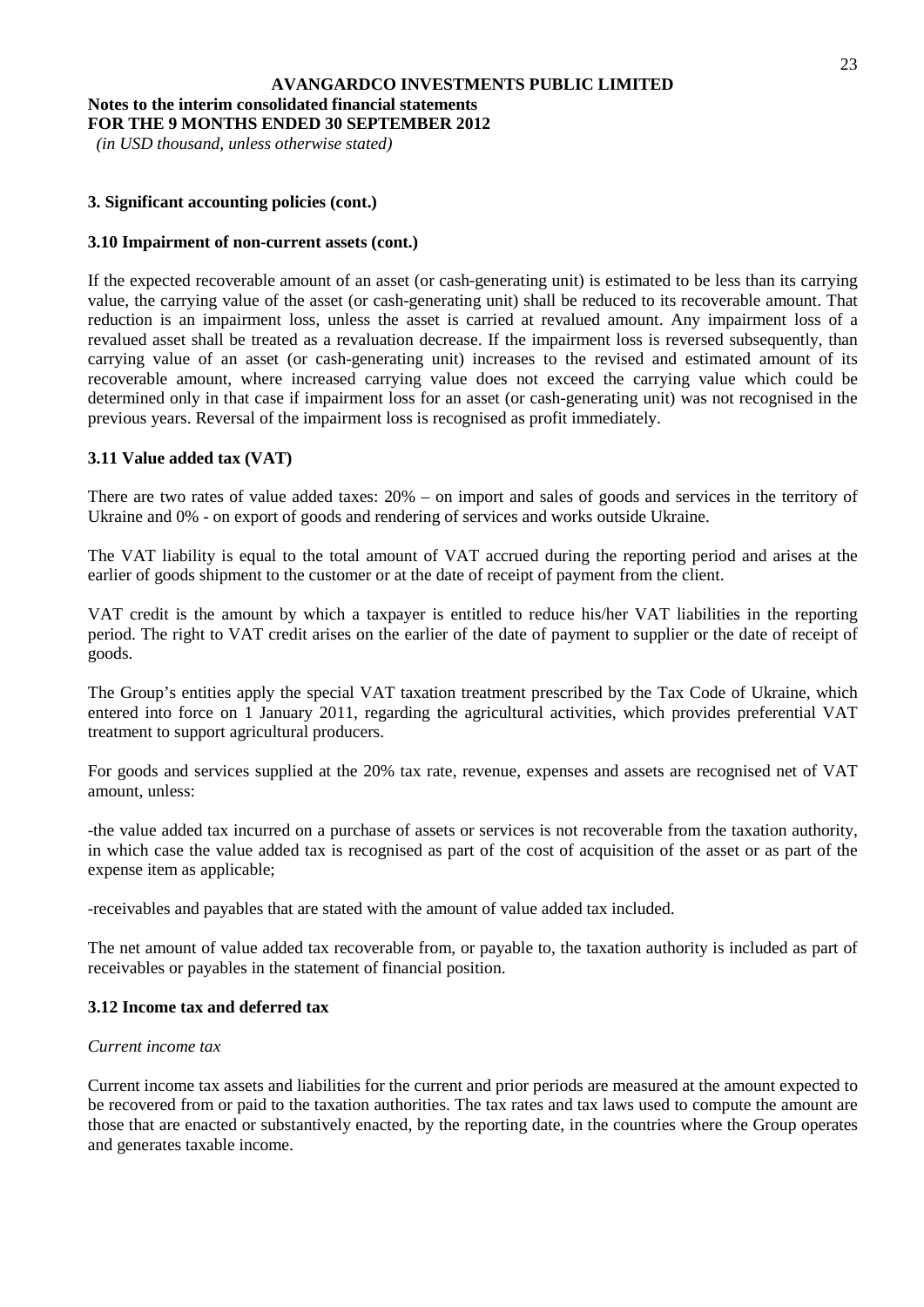### 3. Significant accounting policies (cont.)

#### 3.10 Impairment of non-current assets (cont.)

If the expected recoverable amount of an asset (or cash-generating unit) is estimated to be less than its carrying value, the carrying value of the asset (or cash-generating unit) shall be reduced to its recoverable amount. That reduction is an impairment loss, unless the asset is carried at revalued amount. Any impairment loss of a revalued asset shall be treated as a revaluation decrease. If the impairment loss is reversed subsequently, than carrying value of an asset (or cash-generating unit) increases to the revised and estimated amount of its recoverable amount, where increased carrying value does not exceed the carrying value which could be determined only in that case if impairment loss for an asset (or cash-generating unit) was not recognised in the previous years. Reversal of the impairment loss is recognised as profit immediately.

#### 3.11 Value added tax (VAT)

There are two rates of value added taxes: 20% – on import and sales of goods and services in the territory of Ukraine and 0% - on export of goods and rendering of services and works outside Ukraine.

The VAT liability is equal to the total amount of VAT accrued during the reporting period and arises at the earlier of goods shipment to the customer or at the date of receipt of payment from the client.

VAT credit is the amount by which a taxpayer is entitled to reduce his/her VAT liabilities in the reporting period. The right to VAT credit arises on the earlier of the date of payment to supplier or the date of receipt of goods.

The Group's entities apply the special VAT taxation treatment prescribed by the Tax Code of Ukraine, which entered into force on 1 January 2011, regarding the agricultural activities, which provides preferential VAT treatment to support agricultural producers.

For goods and services supplied at the 20% tax rate, revenue, expenses and assets are recognised net of VAT amount, unless:

-the value added tax incurred on a purchase of assets or services is not recoverable from the taxation authority, in which case the value added tax is recognised as part of the cost of acquisition of the asset or as part of the expense item as applicable;

-receivables and payables that are stated with the amount of value added tax included.

The net amount of value added tax recoverable from, or payable to, the taxation authority is included as part of receivables or payables in the statement of financial position.

#### 3.12 Income tax and deferred tax

*Current income tax*

Current income tax assets and liabilities for the current and prior periods are measured at the amount expected to be recovered from or paid to the taxation authorities. The tax rates and tax laws used to compute the amount are those that are enacted or substantively enacted, by the reporting date, in the countries where the Group operates and generates taxable income.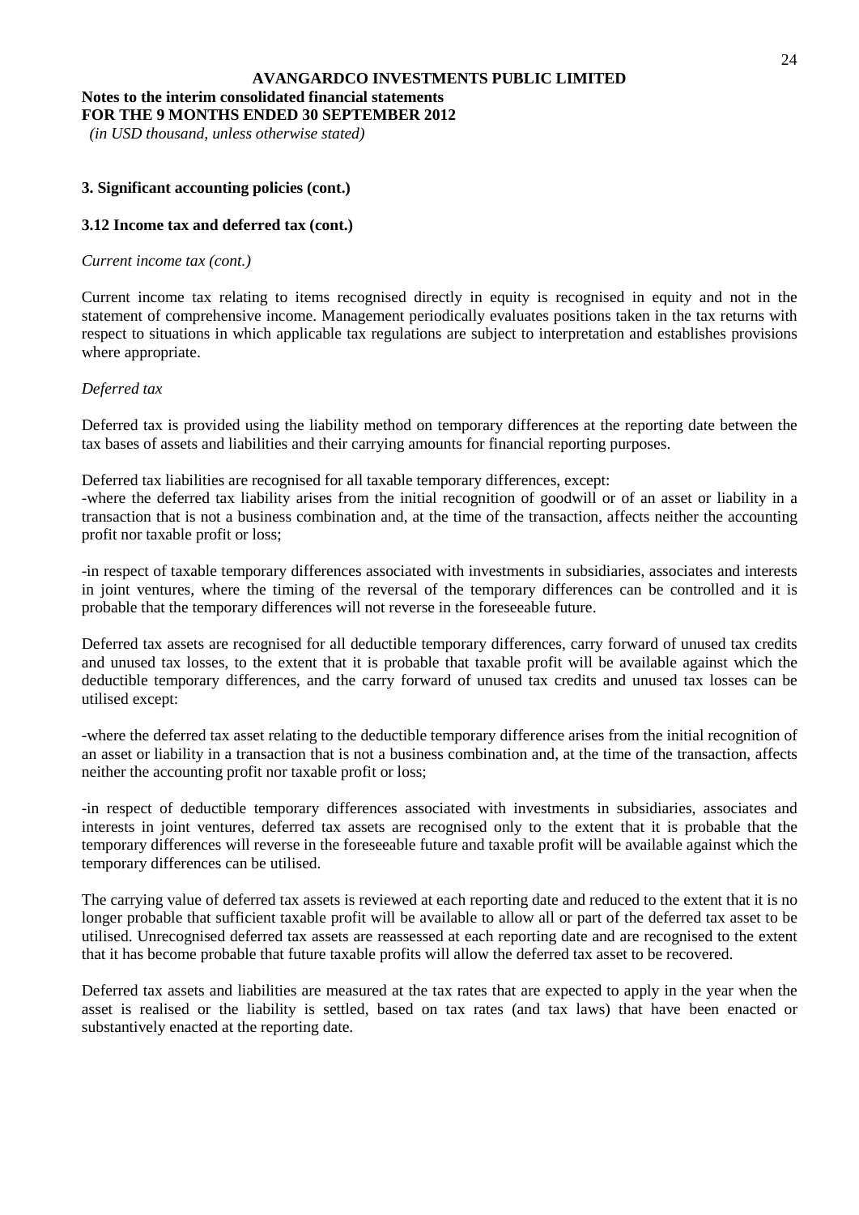### 3. Significant accounting policies (cont.)

### 3.12 Income tax and deferred tax (cont.)

*Current income tax (cont.)*

Current income tax relating to items recognised directly in equity is recognised in equity and not in the statement of comprehensive income. Management periodically evaluates positions taken in the tax returns with respect to situations in which applicable tax regulations are subject to interpretation and establishes provisions where appropriate.

*Deferred tax*

Deferred tax is provided using the liability method on temporary differences at the reporting date between the tax bases of assets and liabilities and their carrying amounts for financial reporting purposes.

Deferred tax liabilities are recognised for all taxable temporary differences, except:
-where the deferred tax liability arises from the initial recognition of goodwill or of an asset or liability in a transaction that is not a business combination and, at the time of the transaction, affects neither the accounting profit nor taxable profit or loss;

-in respect of taxable temporary differences associated with investments in subsidiaries, associates and interests in joint ventures, where the timing of the reversal of the temporary differences can be controlled and it is probable that the temporary differences will not reverse in the foreseeable future.

Deferred tax assets are recognised for all deductible temporary differences, carry forward of unused tax credits and unused tax losses, to the extent that it is probable that taxable profit will be available against which the deductible temporary differences, and the carry forward of unused tax credits and unused tax losses can be utilised except:

-where the deferred tax asset relating to the deductible temporary difference arises from the initial recognition of an asset or liability in a transaction that is not a business combination and, at the time of the transaction, affects neither the accounting profit nor taxable profit or loss;

-in respect of deductible temporary differences associated with investments in subsidiaries, associates and interests in joint ventures, deferred tax assets are recognised only to the extent that it is probable that the temporary differences will reverse in the foreseeable future and taxable profit will be available against which the temporary differences can be utilised.

The carrying value of deferred tax assets is reviewed at each reporting date and reduced to the extent that it is no longer probable that sufficient taxable profit will be available to allow all or part of the deferred tax asset to be utilised. Unrecognised deferred tax assets are reassessed at each reporting date and are recognised to the extent that it has become probable that future taxable profits will allow the deferred tax asset to be recovered.

Deferred tax assets and liabilities are measured at the tax rates that are expected to apply in the year when the asset is realised or the liability is settled, based on tax rates (and tax laws) that have been enacted or substantively enacted at the reporting date.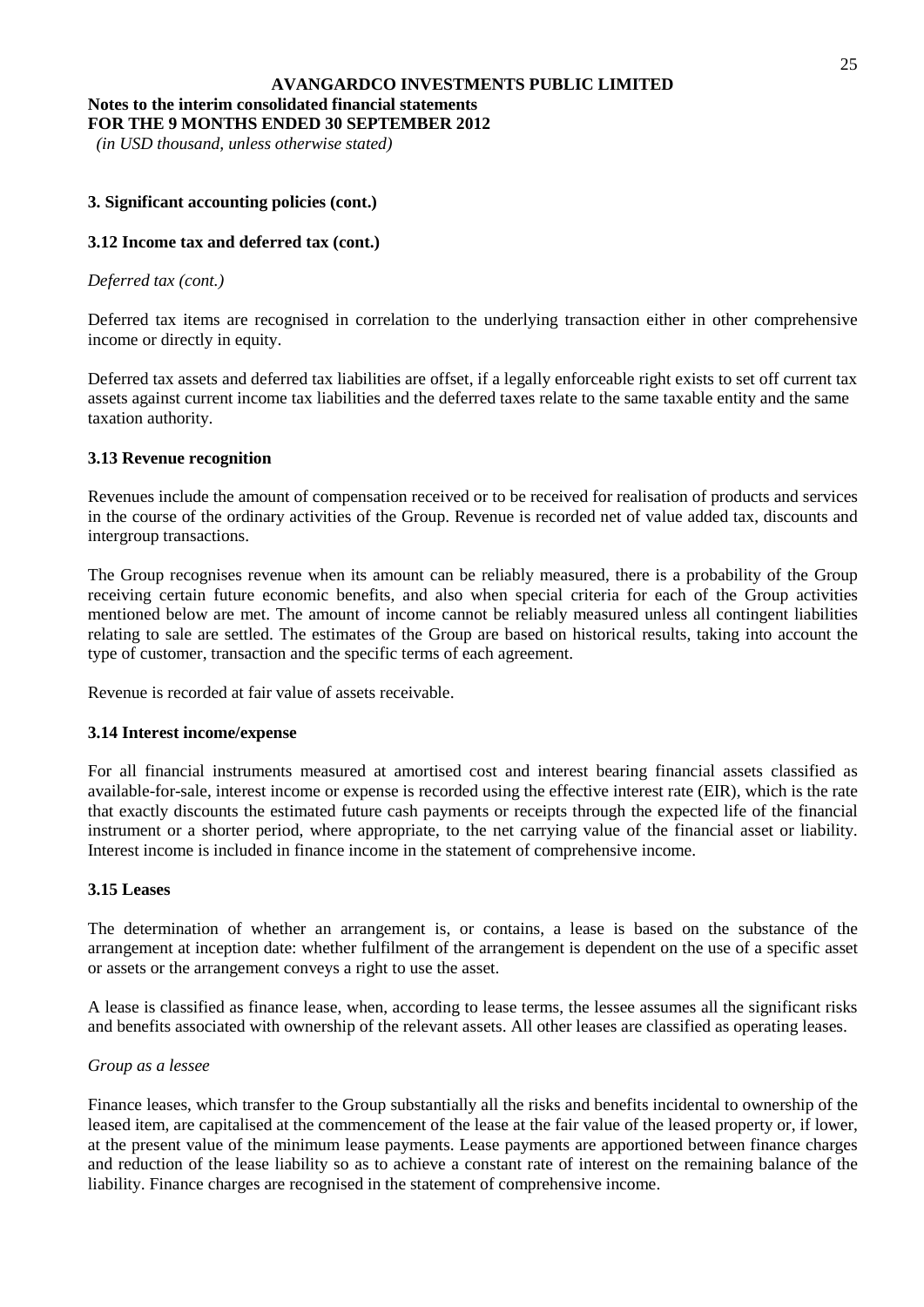**3. Significant accounting policies (cont.)**

**3.12 Income tax and deferred tax (cont.)**

*Deferred tax (cont.)*

Deferred tax items are recognised in correlation to the underlying transaction either in other comprehensive income or directly in equity.

Deferred tax assets and deferred tax liabilities are offset, if a legally enforceable right exists to set off current tax assets against current income tax liabilities and the deferred taxes relate to the same taxable entity and the same taxation authority.

**3.13 Revenue recognition**

Revenues include the amount of compensation received or to be received for realisation of products and services in the course of the ordinary activities of the Group. Revenue is recorded net of value added tax, discounts and intergroup transactions.

The Group recognises revenue when its amount can be reliably measured, there is a probability of the Group receiving certain future economic benefits, and also when special criteria for each of the Group activities mentioned below are met. The amount of income cannot be reliably measured unless all contingent liabilities relating to sale are settled. The estimates of the Group are based on historical results, taking into account the type of customer, transaction and the specific terms of each agreement.

Revenue is recorded at fair value of assets receivable.

**3.14 Interest income/expense**

For all financial instruments measured at amortised cost and interest bearing financial assets classified as available-for-sale, interest income or expense is recorded using the effective interest rate (EIR), which is the rate that exactly discounts the estimated future cash payments or receipts through the expected life of the financial instrument or a shorter period, where appropriate, to the net carrying value of the financial asset or liability. Interest income is included in finance income in the statement of comprehensive income.

**3.15 Leases**

The determination of whether an arrangement is, or contains, a lease is based on the substance of the arrangement at inception date: whether fulfilment of the arrangement is dependent on the use of a specific asset or assets or the arrangement conveys a right to use the asset.

A lease is classified as finance lease, when, according to lease terms, the lessee assumes all the significant risks and benefits associated with ownership of the relevant assets. All other leases are classified as operating leases.

*Group as a lessee*

Finance leases, which transfer to the Group substantially all the risks and benefits incidental to ownership of the leased item, are capitalised at the commencement of the lease at the fair value of the leased property or, if lower, at the present value of the minimum lease payments. Lease payments are apportioned between finance charges and reduction of the lease liability so as to achieve a constant rate of interest on the remaining balance of the liability. Finance charges are recognised in the statement of comprehensive income.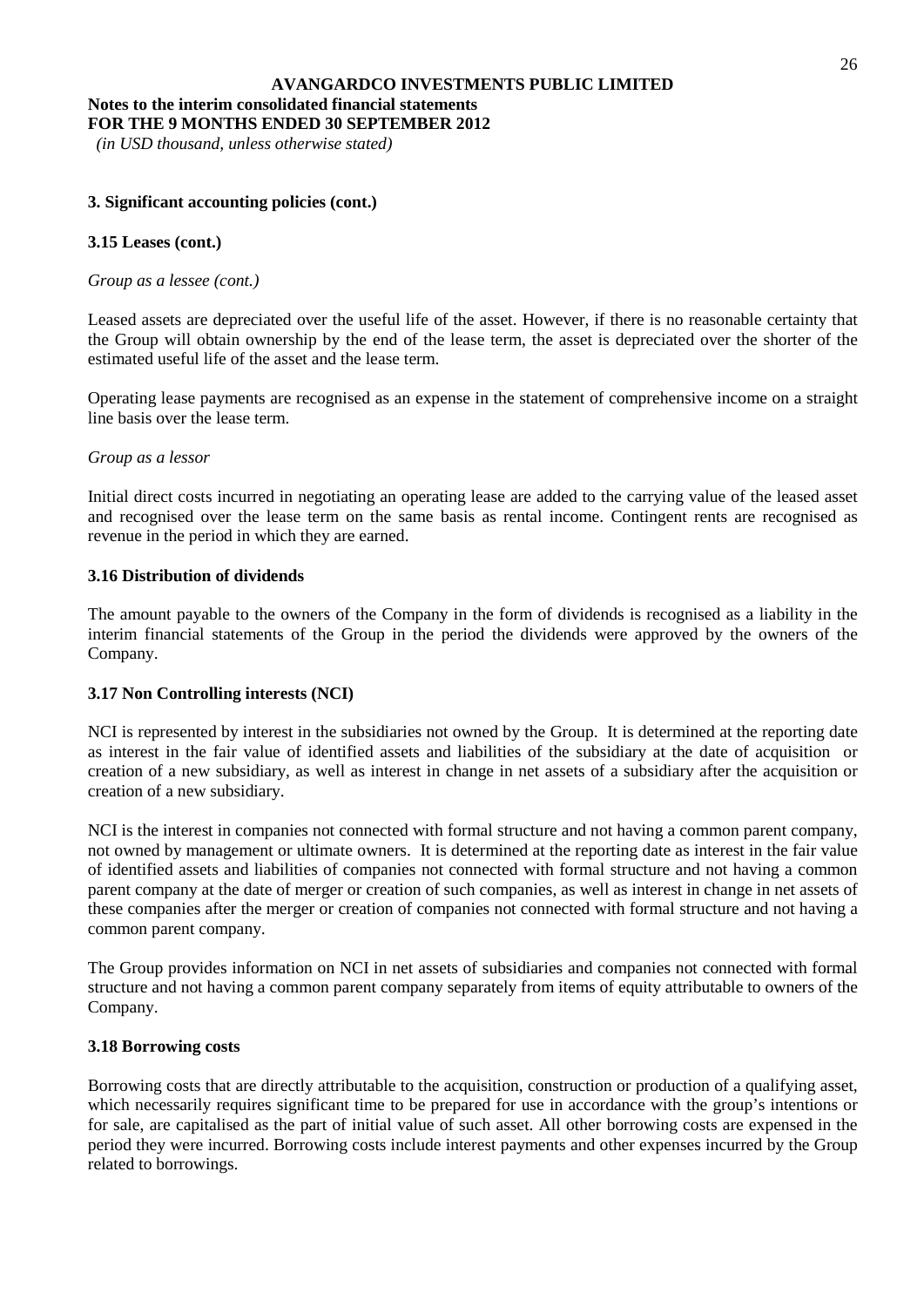## 3. Significant accounting policies (cont.)

### 3.15 Leases (cont.)

*Group as a lessee (cont.)*

Leased assets are depreciated over the useful life of the asset. However, if there is no reasonable certainty that the Group will obtain ownership by the end of the lease term, the asset is depreciated over the shorter of the estimated useful life of the asset and the lease term.

Operating lease payments are recognised as an expense in the statement of comprehensive income on a straight line basis over the lease term.

*Group as a lessor*

Initial direct costs incurred in negotiating an operating lease are added to the carrying value of the leased asset and recognised over the lease term on the same basis as rental income. Contingent rents are recognised as revenue in the period in which they are earned.

### 3.16 Distribution of dividends

The amount payable to the owners of the Company in the form of dividends is recognised as a liability in the interim financial statements of the Group in the period the dividends were approved by the owners of the Company.

### 3.17 Non Controlling interests (NCI)

NCI is represented by interest in the subsidiaries not owned by the Group. It is determined at the reporting date as interest in the fair value of identified assets and liabilities of the subsidiary at the date of acquisition or creation of a new subsidiary, as well as interest in change in net assets of a subsidiary after the acquisition or creation of a new subsidiary.

NCI is the interest in companies not connected with formal structure and not having a common parent company, not owned by management or ultimate owners. It is determined at the reporting date as interest in the fair value of identified assets and liabilities of companies not connected with formal structure and not having a common parent company at the date of merger or creation of such companies, as well as interest in change in net assets of these companies after the merger or creation of companies not connected with formal structure and not having a common parent company.

The Group provides information on NCI in net assets of subsidiaries and companies not connected with formal structure and not having a common parent company separately from items of equity attributable to owners of the Company.

### 3.18 Borrowing costs

Borrowing costs that are directly attributable to the acquisition, construction or production of a qualifying asset, which necessarily requires significant time to be prepared for use in accordance with the group's intentions or for sale, are capitalised as the part of initial value of such asset. All other borrowing costs are expensed in the period they were incurred. Borrowing costs include interest payments and other expenses incurred by the Group related to borrowings.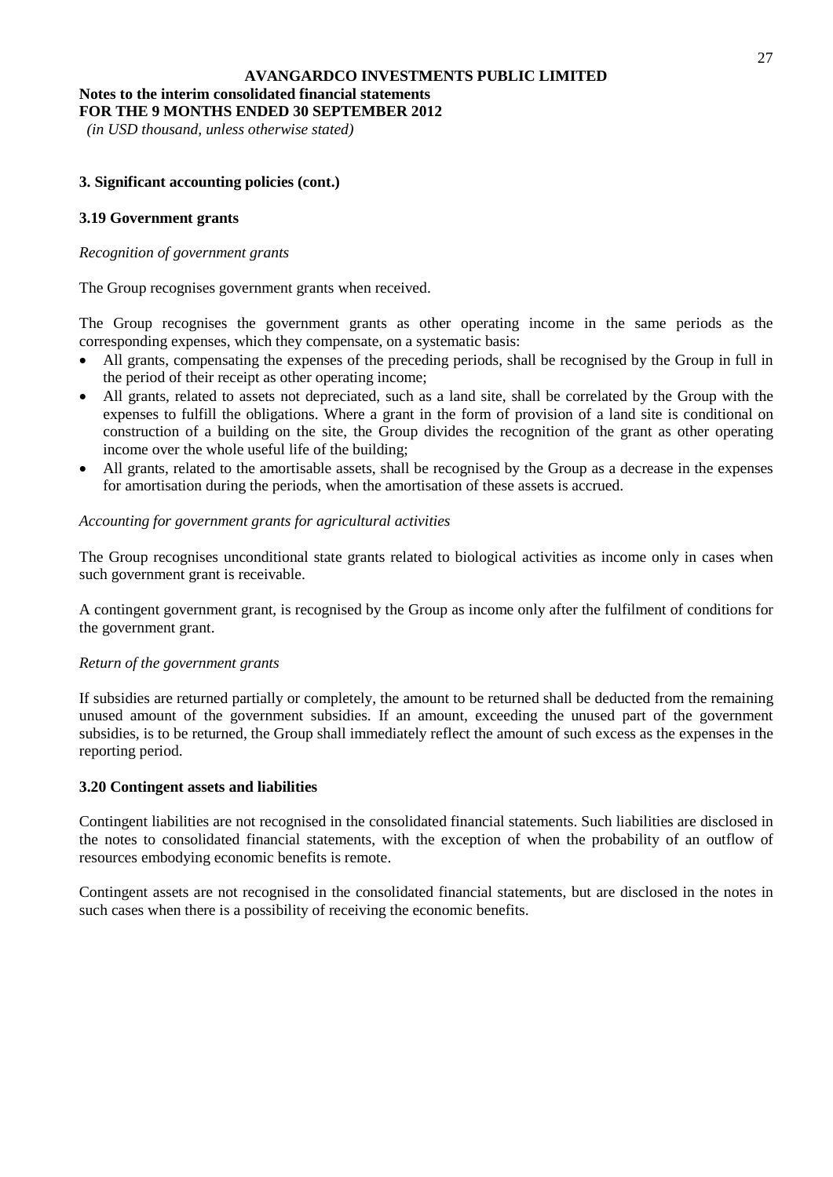### 3. Significant accounting policies (cont.)

### 3.19 Government grants

*Recognition of government grants*

The Group recognises government grants when received.

The Group recognises the government grants as other operating income in the same periods as the corresponding expenses, which they compensate, on a systematic basis:

- All grants, compensating the expenses of the preceding periods, shall be recognised by the Group in full in the period of their receipt as other operating income;
- All grants, related to assets not depreciated, such as a land site, shall be correlated by the Group with the expenses to fulfill the obligations. Where a grant in the form of provision of a land site is conditional on construction of a building on the site, the Group divides the recognition of the grant as other operating income over the whole useful life of the building;
- All grants, related to the amortisable assets, shall be recognised by the Group as a decrease in the expenses for amortisation during the periods, when the amortisation of these assets is accrued.

*Accounting for government grants for agricultural activities*

The Group recognises unconditional state grants related to biological activities as income only in cases when such government grant is receivable.

A contingent government grant, is recognised by the Group as income only after the fulfilment of conditions for the government grant.

*Return of the government grants*

If subsidies are returned partially or completely, the amount to be returned shall be deducted from the remaining unused amount of the government subsidies. If an amount, exceeding the unused part of the government subsidies, is to be returned, the Group shall immediately reflect the amount of such excess as the expenses in the reporting period.

### 3.20 Contingent assets and liabilities

Contingent liabilities are not recognised in the consolidated financial statements. Such liabilities are disclosed in the notes to consolidated financial statements, with the exception of when the probability of an outflow of resources embodying economic benefits is remote.

Contingent assets are not recognised in the consolidated financial statements, but are disclosed in the notes in such cases when there is a possibility of receiving the economic benefits.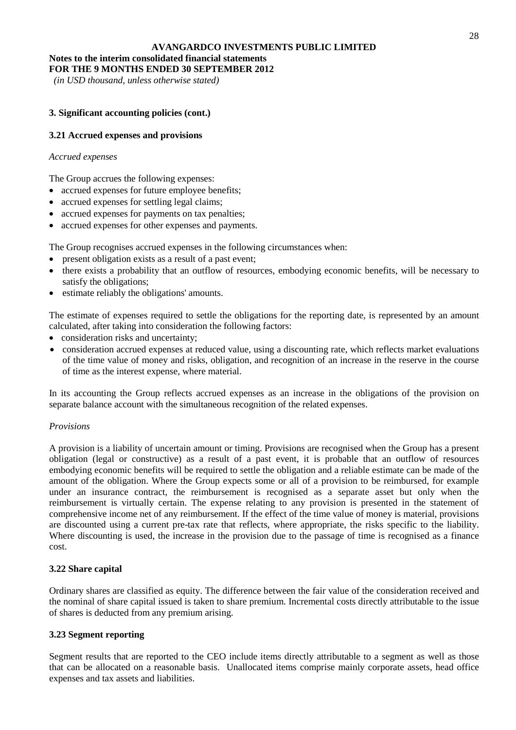# AVANGARDCO INVESTMENTS PUBLIC LIMITED

**Notes to the interim consolidated financial statements**
**FOR THE 9 MONTHS ENDED 30 SEPTEMBER 2012**
*(in USD thousand, unless otherwise stated)*

### 3. Significant accounting policies (cont.)

### 3.21 Accrued expenses and provisions

*Accrued expenses*

The Group accrues the following expenses:

- accrued expenses for future employee benefits;
- accrued expenses for settling legal claims;
- accrued expenses for payments on tax penalties;
- accrued expenses for other expenses and payments.

The Group recognises accrued expenses in the following circumstances when:

- present obligation exists as a result of a past event;
- there exists a probability that an outflow of resources, embodying economic benefits, will be necessary to satisfy the obligations;
- estimate reliably the obligations' amounts.

The estimate of expenses required to settle the obligations for the reporting date, is represented by an amount calculated, after taking into consideration the following factors:

- consideration risks and uncertainty;
- consideration accrued expenses at reduced value, using a discounting rate, which reflects market evaluations of the time value of money and risks, obligation, and recognition of an increase in the reserve in the course of time as the interest expense, where material.

In its accounting the Group reflects accrued expenses as an increase in the obligations of the provision on separate balance account with the simultaneous recognition of the related expenses.

*Provisions*

A provision is a liability of uncertain amount or timing. Provisions are recognised when the Group has a present obligation (legal or constructive) as a result of a past event, it is probable that an outflow of resources embodying economic benefits will be required to settle the obligation and a reliable estimate can be made of the amount of the obligation. Where the Group expects some or all of a provision to be reimbursed, for example under an insurance contract, the reimbursement is recognised as a separate asset but only when the reimbursement is virtually certain. The expense relating to any provision is presented in the statement of comprehensive income net of any reimbursement. If the effect of the time value of money is material, provisions are discounted using a current pre-tax rate that reflects, where appropriate, the risks specific to the liability. Where discounting is used, the increase in the provision due to the passage of time is recognised as a finance cost.

### 3.22 Share capital

Ordinary shares are classified as equity. The difference between the fair value of the consideration received and the nominal of share capital issued is taken to share premium. Incremental costs directly attributable to the issue of shares is deducted from any premium arising.

### 3.23 Segment reporting

Segment results that are reported to the CEO include items directly attributable to a segment as well as those that can be allocated on a reasonable basis. Unallocated items comprise mainly corporate assets, head office expenses and tax assets and liabilities.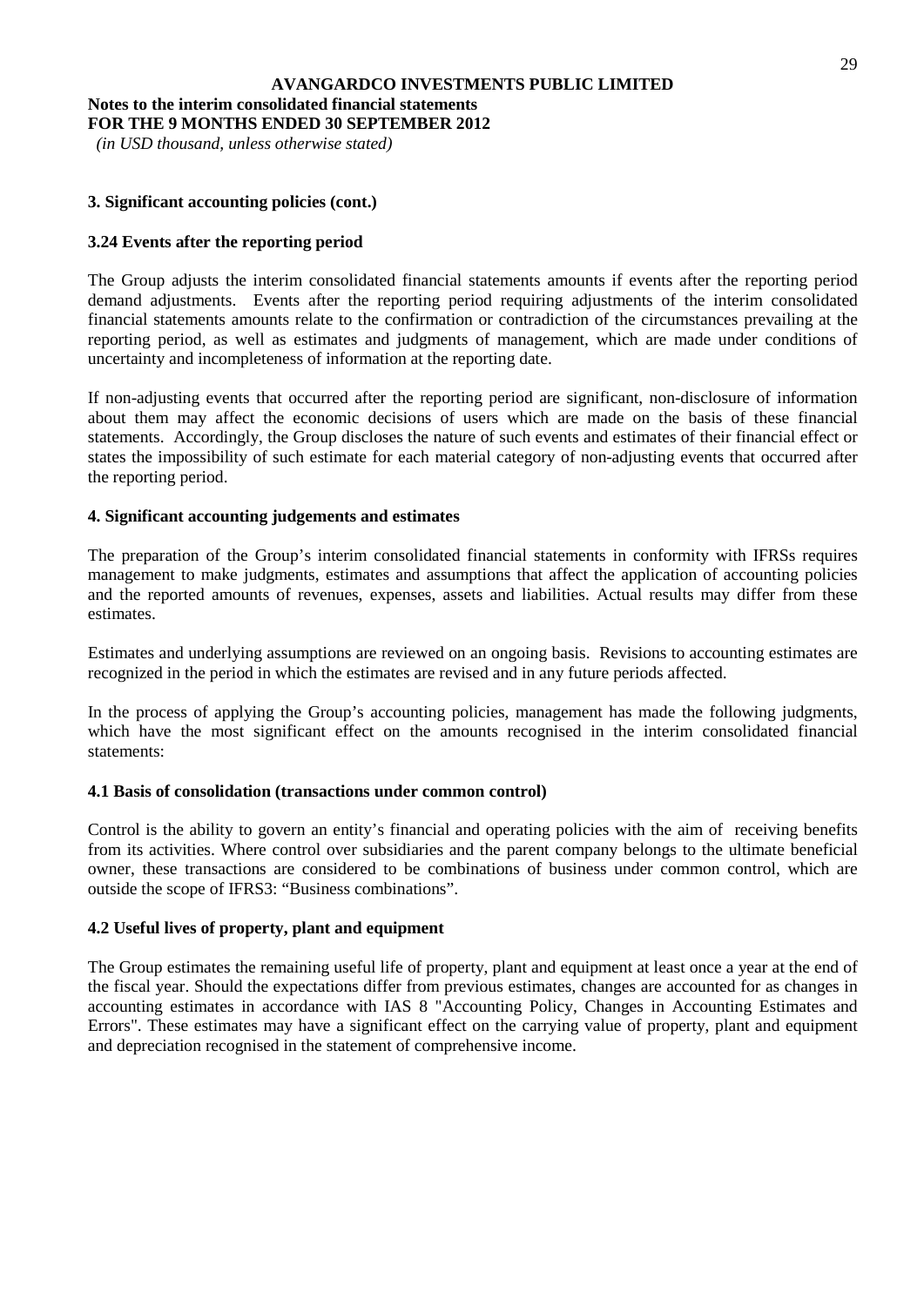**AVANGARDCO INVESTMENTS PUBLIC LIMITED**

**Notes to the interim consolidated financial statements**
**FOR THE 9 MONTHS ENDED 30 SEPTEMBER 2012**
*(in USD thousand, unless otherwise stated)*

### 3. Significant accounting policies (cont.)

#### 3.24 Events after the reporting period

The Group adjusts the interim consolidated financial statements amounts if events after the reporting period demand adjustments. Events after the reporting period requiring adjustments of the interim consolidated financial statements amounts relate to the confirmation or contradiction of the circumstances prevailing at the reporting period, as well as estimates and judgments of management, which are made under conditions of uncertainty and incompleteness of information at the reporting date.

If non-adjusting events that occurred after the reporting period are significant, non-disclosure of information about them may affect the economic decisions of users which are made on the basis of these financial statements. Accordingly, the Group discloses the nature of such events and estimates of their financial effect or states the impossibility of such estimate for each material category of non-adjusting events that occurred after the reporting period.

### 4. Significant accounting judgements and estimates

The preparation of the Group's interim consolidated financial statements in conformity with IFRSs requires management to make judgments, estimates and assumptions that affect the application of accounting policies and the reported amounts of revenues, expenses, assets and liabilities. Actual results may differ from these estimates.

Estimates and underlying assumptions are reviewed on an ongoing basis. Revisions to accounting estimates are recognized in the period in which the estimates are revised and in any future periods affected.

In the process of applying the Group's accounting policies, management has made the following judgments, which have the most significant effect on the amounts recognised in the interim consolidated financial statements:

#### 4.1 Basis of consolidation (transactions under common control)

Control is the ability to govern an entity's financial and operating policies with the aim of receiving benefits from its activities. Where control over subsidiaries and the parent company belongs to the ultimate beneficial owner, these transactions are considered to be combinations of business under common control, which are outside the scope of IFRS3: "Business combinations".

#### 4.2 Useful lives of property, plant and equipment

The Group estimates the remaining useful life of property, plant and equipment at least once a year at the end of the fiscal year. Should the expectations differ from previous estimates, changes are accounted for as changes in accounting estimates in accordance with IAS 8 "Accounting Policy, Changes in Accounting Estimates and Errors". These estimates may have a significant effect on the carrying value of property, plant and equipment and depreciation recognised in the statement of comprehensive income.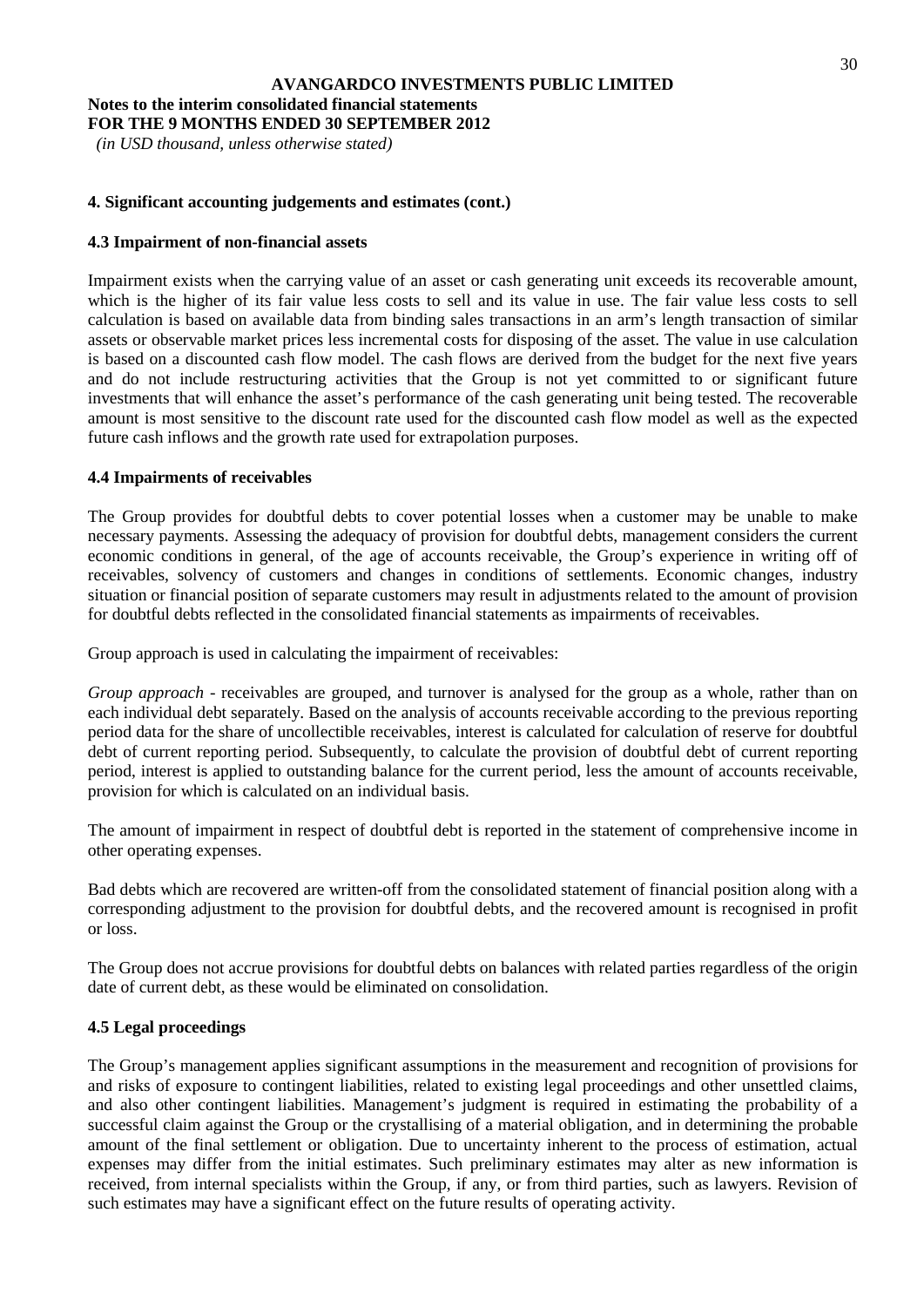## 4. Significant accounting judgements and estimates (cont.)

### 4.3 Impairment of non-financial assets

Impairment exists when the carrying value of an asset or cash generating unit exceeds its recoverable amount, which is the higher of its fair value less costs to sell and its value in use. The fair value less costs to sell calculation is based on available data from binding sales transactions in an arm's length transaction of similar assets or observable market prices less incremental costs for disposing of the asset. The value in use calculation is based on a discounted cash flow model. The cash flows are derived from the budget for the next five years and do not include restructuring activities that the Group is not yet committed to or significant future investments that will enhance the asset's performance of the cash generating unit being tested. The recoverable amount is most sensitive to the discount rate used for the discounted cash flow model as well as the expected future cash inflows and the growth rate used for extrapolation purposes.

### 4.4 Impairments of receivables

The Group provides for doubtful debts to cover potential losses when a customer may be unable to make necessary payments. Assessing the adequacy of provision for doubtful debts, management considers the current economic conditions in general, of the age of accounts receivable, the Group's experience in writing off of receivables, solvency of customers and changes in conditions of settlements. Economic changes, industry situation or financial position of separate customers may result in adjustments related to the amount of provision for doubtful debts reflected in the consolidated financial statements as impairments of receivables.

Group approach is used in calculating the impairment of receivables:

*Group approach* - receivables are grouped, and turnover is analysed for the group as a whole, rather than on each individual debt separately. Based on the analysis of accounts receivable according to the previous reporting period data for the share of uncollectible receivables, interest is calculated for calculation of reserve for doubtful debt of current reporting period. Subsequently, to calculate the provision of doubtful debt of current reporting period, interest is applied to outstanding balance for the current period, less the amount of accounts receivable, provision for which is calculated on an individual basis.

The amount of impairment in respect of doubtful debt is reported in the statement of comprehensive income in other operating expenses.

Bad debts which are recovered are written-off from the consolidated statement of financial position along with a corresponding adjustment to the provision for doubtful debts, and the recovered amount is recognised in profit or loss.

The Group does not accrue provisions for doubtful debts on balances with related parties regardless of the origin date of current debt, as these would be eliminated on consolidation.

### 4.5 Legal proceedings

The Group's management applies significant assumptions in the measurement and recognition of provisions for and risks of exposure to contingent liabilities, related to existing legal proceedings and other unsettled claims, and also other contingent liabilities. Management's judgment is required in estimating the probability of a successful claim against the Group or the crystallising of a material obligation, and in determining the probable amount of the final settlement or obligation. Due to uncertainty inherent to the process of estimation, actual expenses may differ from the initial estimates. Such preliminary estimates may alter as new information is received, from internal specialists within the Group, if any, or from third parties, such as lawyers. Revision of such estimates may have a significant effect on the future results of operating activity.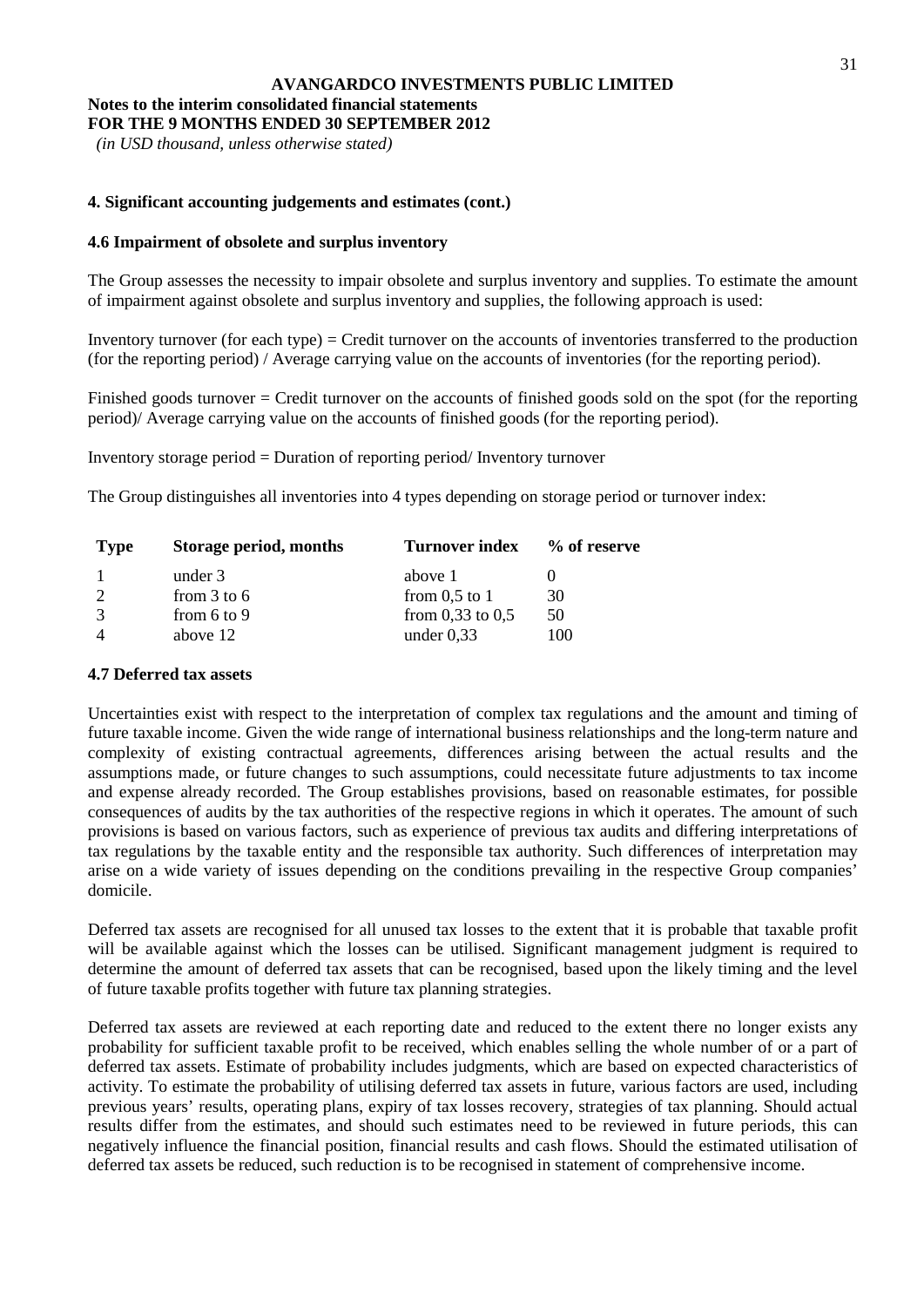**AVANGARDCO INVESTMENTS PUBLIC LIMITED**

**Notes to the interim consolidated financial statements**
**FOR THE 9 MONTHS ENDED 30 SEPTEMBER 2012**
*(in USD thousand, unless otherwise stated)*

## 4. Significant accounting judgements and estimates (cont.)

### 4.6 Impairment of obsolete and surplus inventory

The Group assesses the necessity to impair obsolete and surplus inventory and supplies. To estimate the amount of impairment against obsolete and surplus inventory and supplies, the following approach is used:

Inventory turnover (for each type) = Credit turnover on the accounts of inventories transferred to the production (for the reporting period) / Average carrying value on the accounts of inventories (for the reporting period).

Finished goods turnover = Credit turnover on the accounts of finished goods sold on the spot (for the reporting period)/ Average carrying value on the accounts of finished goods (for the reporting period).

Inventory storage period = Duration of reporting period/ Inventory turnover

The Group distinguishes all inventories into 4 types depending on storage period or turnover index:

| Type | Storage period, months | Turnover index | % of reserve |
|---|---|---|---|
| 1 | under 3 | above 1 | 0 |
| 2 | from 3 to 6 | from 0,5 to 1 | 30 |
| 3 | from 6 to 9 | from 0,33 to 0,5 | 50 |
| 4 | above 12 | under 0,33 | 100 |

### 4.7 Deferred tax assets

Uncertainties exist with respect to the interpretation of complex tax regulations and the amount and timing of future taxable income. Given the wide range of international business relationships and the long-term nature and complexity of existing contractual agreements, differences arising between the actual results and the assumptions made, or future changes to such assumptions, could necessitate future adjustments to tax income and expense already recorded. The Group establishes provisions, based on reasonable estimates, for possible consequences of audits by the tax authorities of the respective regions in which it operates. The amount of such provisions is based on various factors, such as experience of previous tax audits and differing interpretations of tax regulations by the taxable entity and the responsible tax authority. Such differences of interpretation may arise on a wide variety of issues depending on the conditions prevailing in the respective Group companies' domicile.

Deferred tax assets are recognised for all unused tax losses to the extent that it is probable that taxable profit will be available against which the losses can be utilised. Significant management judgment is required to determine the amount of deferred tax assets that can be recognised, based upon the likely timing and the level of future taxable profits together with future tax planning strategies.

Deferred tax assets are reviewed at each reporting date and reduced to the extent there no longer exists any probability for sufficient taxable profit to be received, which enables selling the whole number of or a part of deferred tax assets. Estimate of probability includes judgments, which are based on expected characteristics of activity. To estimate the probability of utilising deferred tax assets in future, various factors are used, including previous years' results, operating plans, expiry of tax losses recovery, strategies of tax planning. Should actual results differ from the estimates, and should such estimates need to be reviewed in future periods, this can negatively influence the financial position, financial results and cash flows. Should the estimated utilisation of deferred tax assets be reduced, such reduction is to be recognised in statement of comprehensive income.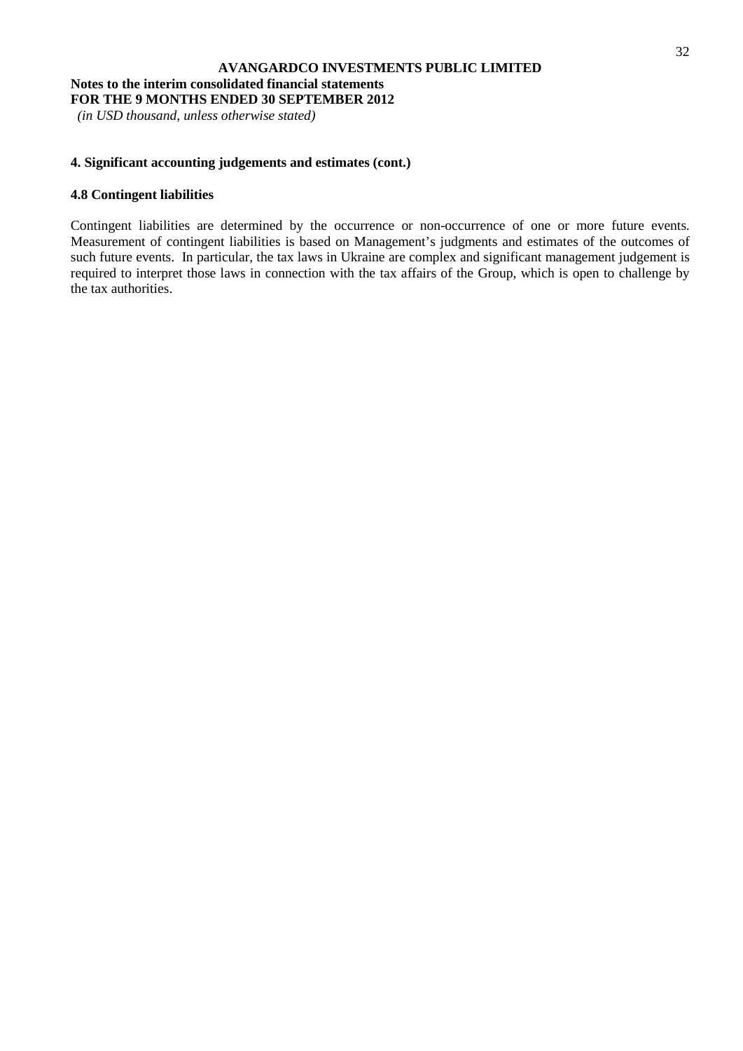## 4. Significant accounting judgements and estimates (cont.)

### 4.8 Contingent liabilities

Contingent liabilities are determined by the occurrence or non-occurrence of one or more future events. Measurement of contingent liabilities is based on Management's judgments and estimates of the outcomes of such future events. In particular, the tax laws in Ukraine are complex and significant management judgement is required to interpret those laws in connection with the tax affairs of the Group, which is open to challenge by the tax authorities.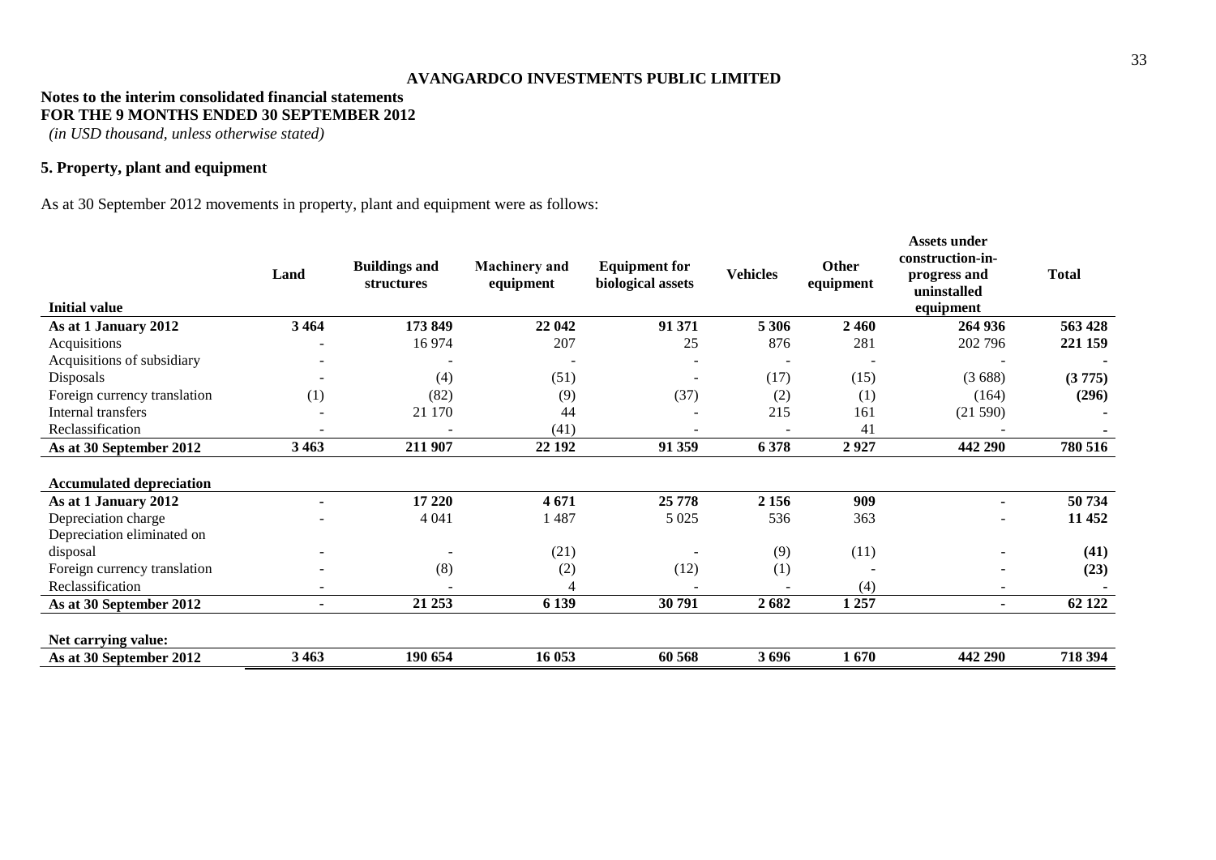**AVANGARDCO INVESTMENTS PUBLIC LIMITED**

**Notes to the interim consolidated financial statements**
**FOR THE 9 MONTHS ENDED 30 SEPTEMBER 2012**
*(in USD thousand, unless otherwise stated)*

## 5. Property, plant and equipment

As at 30 September 2012 movements in property, plant and equipment were as follows:

| Initial value | Land | Buildings and structures | Machinery and equipment | Equipment for biological assets | Vehicles | Other equipment | Assets under construction-in-progress and uninstalled equipment | Total |
|---|---|---|---|---|---|---|---|---|
| **As at 1 January 2012** | **3 464** | **173 849** | **22 042** | **91 371** | **5 306** | **2 460** | **264 936** | **563 428** |
| Acquisitions | - | 16 974 | 207 | 25 | 876 | 281 | 202 796 | **221 159** |
| Acquisitions of subsidiary | - | - | - | - | - | - | - | **-** |
| Disposals | - | (4) | (51) | - | (17) | (15) | (3 688) | **(3 775)** |
| Foreign currency translation | (1) | (82) | (9) | (37) | (2) | (1) | (164) | **(296)** |
| Internal transfers | - | 21 170 | 44 | - | 215 | 161 | (21 590) | **-** |
| Reclassification | - | - | (41) | - | - | 41 | - | **-** |
| **As at 30 September 2012** | **3 463** | **211 907** | **22 192** | **91 359** | **6 378** | **2 927** | **442 290** | **780 516** |
| | | | | | | | | |
| **Accumulated depreciation** | | | | | | | | |
| **As at 1 January 2012** | **-** | **17 220** | **4 671** | **25 778** | **2 156** | **909** | **-** | **50 734** |
| Depreciation charge | - | 4 041 | 1 487 | 5 025 | 536 | 363 | - | **11 452** |
| Depreciation eliminated on disposal | - | - | (21) | - | (9) | (11) | - | **(41)** |
| Foreign currency translation | - | (8) | (2) | (12) | (1) | - | - | **(23)** |
| Reclassification | - | - | 4 | - | - | (4) | - | **-** |
| **As at 30 September 2012** | **-** | **21 253** | **6 139** | **30 791** | **2 682** | **1 257** | **-** | **62 122** |
| | | | | | | | | |
| **Net carrying value:** | | | | | | | | |
| **As at 30 September 2012** | **3 463** | **190 654** | **16 053** | **60 568** | **3 696** | **1 670** | **442 290** | **718 394** |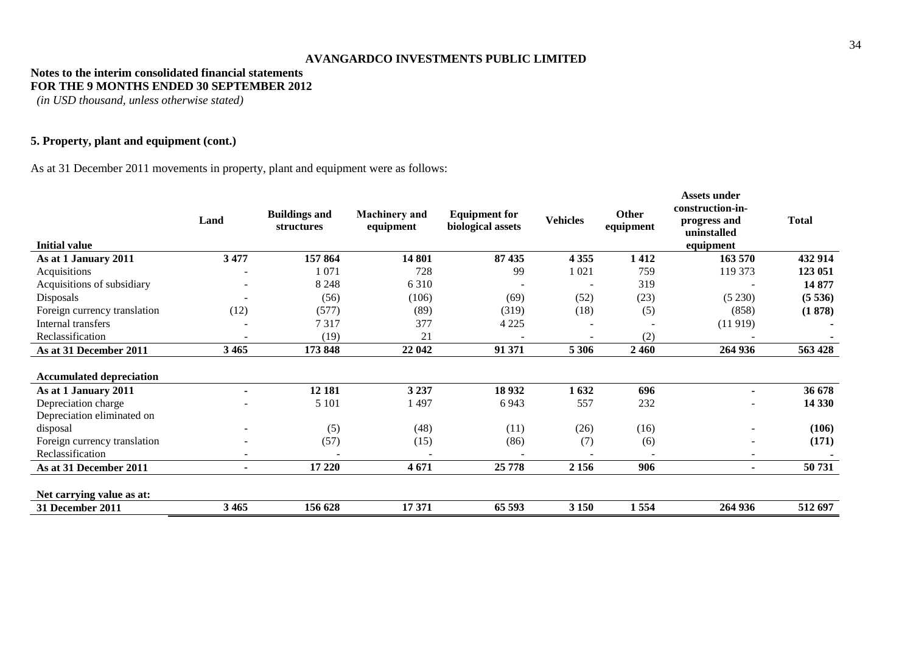**AVANGARDCO INVESTMENTS PUBLIC LIMITED**

**Notes to the interim consolidated financial statements**
**FOR THE 9 MONTHS ENDED 30 SEPTEMBER 2012**
*(in USD thousand, unless otherwise stated)*

## 5. Property, plant and equipment (cont.)

As at 31 December 2011 movements in property, plant and equipment were as follows:

| **Initial value** | **Land** | **Buildings and structures** | **Machinery and equipment** | **Equipment for biological assets** | **Vehicles** | **Other equipment** | **Assets under construction-in-progress and uninstalled equipment** | **Total** |
|---|---|---|---|---|---|---|---|---|
| **As at 1 January 2011** | **3 477** | **157 864** | **14 801** | **87 435** | **4 355** | **1 412** | **163 570** | **432 914** |
| Acquisitions | - | 1 071 | 728 | 99 | 1 021 | 759 | 119 373 | **123 051** |
| Acquisitions of subsidiary | - | 8 248 | 6 310 | - | - | 319 | - | **14 877** |
| Disposals | - | (56) | (106) | (69) | (52) | (23) | (5 230) | **(5 536)** |
| Foreign currency translation | (12) | (577) | (89) | (319) | (18) | (5) | (858) | **(1 878)** |
| Internal transfers | - | 7 317 | 377 | 4 225 | - | - | (11 919) | **-** |
| Reclassification | - | (19) | 21 | - | - | (2) | - | **-** |
| **As at 31 December 2011** | **3 465** | **173 848** | **22 042** | **91 371** | **5 306** | **2 460** | **264 936** | **563 428** |
| | | | | | | | | |
| **Accumulated depreciation** | | | | | | | | |
| **As at 1 January 2011** | **-** | **12 181** | **3 237** | **18 932** | **1 632** | **696** | **-** | **36 678** |
| Depreciation charge | - | 5 101 | 1 497 | 6 943 | 557 | 232 | - | **14 330** |
| Depreciation eliminated on disposal | - | (5) | (48) | (11) | (26) | (16) | - | **(106)** |
| Foreign currency translation | - | (57) | (15) | (86) | (7) | (6) | - | **(171)** |
| Reclassification | - | - | - | - | - | - | - | **-** |
| **As at 31 December 2011** | **-** | **17 220** | **4 671** | **25 778** | **2 156** | **906** | **-** | **50 731** |
| | | | | | | | | |
| **Net carrying value as at:** | | | | | | | | |
| **31 December 2011** | **3 465** | **156 628** | **17 371** | **65 593** | **3 150** | **1 554** | **264 936** | **512 697** |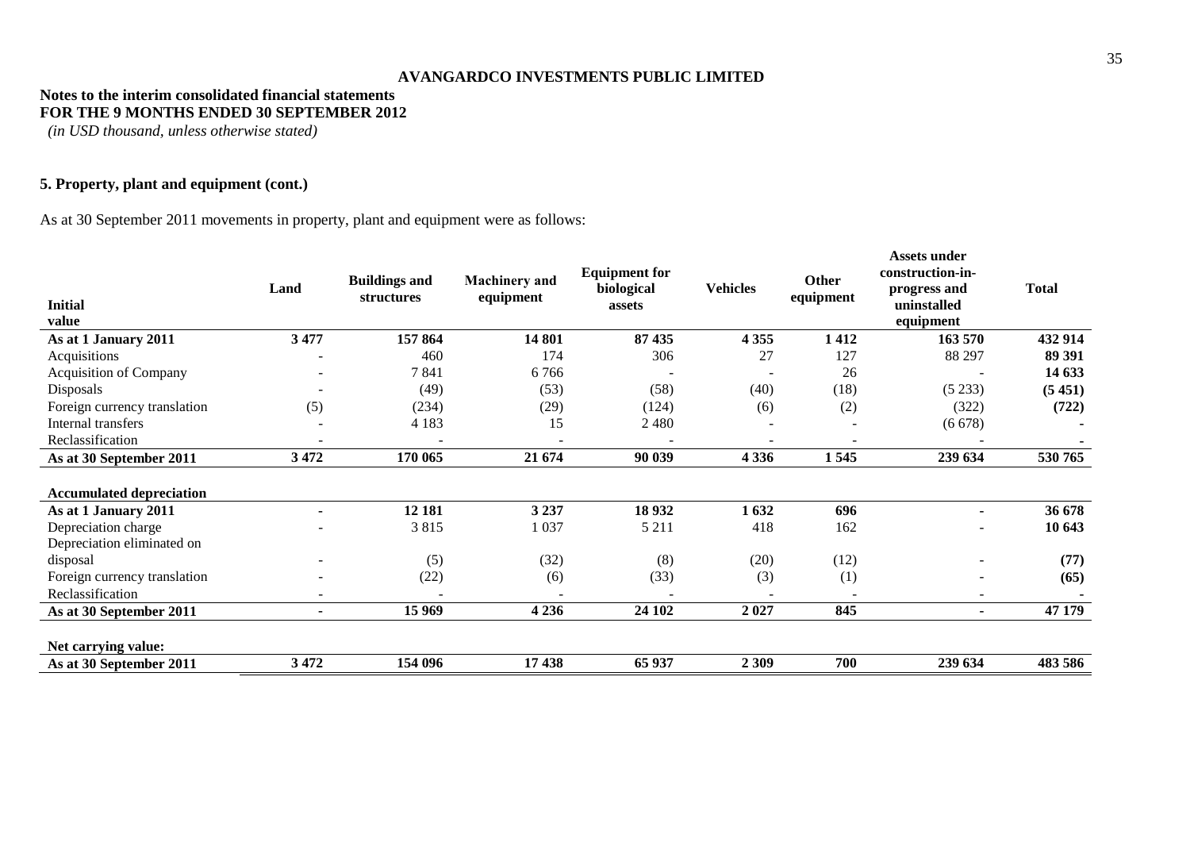**AVANGARDCO INVESTMENTS PUBLIC LIMITED**

**Notes to the interim consolidated financial statements**
**FOR THE 9 MONTHS ENDED 30 SEPTEMBER 2012**
*(in USD thousand, unless otherwise stated)*

**5. Property, plant and equipment (cont.)**

As at 30 September 2011 movements in property, plant and equipment were as follows:

| Initial value | Land | Buildings and structures | Machinery and equipment | Equipment for biological assets | Vehicles | Other equipment | Assets under construction-in-progress and uninstalled equipment | Total |
|---|---|---|---|---|---|---|---|---|
| **As at 1 January 2011** | **3 477** | **157 864** | **14 801** | **87 435** | **4 355** | **1 412** | **163 570** | **432 914** |
| Acquisitions | - | 460 | 174 | 306 | 27 | 127 | 88 297 | **89 391** |
| Acquisition of Company | - | 7 841 | 6 766 | - | - | 26 | - | **14 633** |
| Disposals | - | (49) | (53) | (58) | (40) | (18) | (5 233) | **(5 451)** |
| Foreign currency translation | (5) | (234) | (29) | (124) | (6) | (2) | (322) | **(722)** |
| Internal transfers | - | 4 183 | 15 | 2 480 | - | - | (6 678) | **-** |
| Reclassification | - | - | - | - | - | - | - | **-** |
| **As at 30 September 2011** | **3 472** | **170 065** | **21 674** | **90 039** | **4 336** | **1 545** | **239 634** | **530 765** |
| | | | | | | | | |
| **Accumulated depreciation** | | | | | | | | |
| **As at 1 January 2011** | **-** | **12 181** | **3 237** | **18 932** | **1 632** | **696** | **-** | **36 678** |
| Depreciation charge | - | 3 815 | 1 037 | 5 211 | 418 | 162 | - | **10 643** |
| Depreciation eliminated on disposal | - | (5) | (32) | (8) | (20) | (12) | - | **(77)** |
| Foreign currency translation | - | (22) | (6) | (33) | (3) | (1) | - | **(65)** |
| Reclassification | - | - | - | - | - | - | - | **-** |
| **As at 30 September 2011** | **-** | **15 969** | **4 236** | **24 102** | **2 027** | **845** | **-** | **47 179** |
| | | | | | | | | |
| **Net carrying value:** | | | | | | | | |
| **As at 30 September 2011** | **3 472** | **154 096** | **17 438** | **65 937** | **2 309** | **700** | **239 634** | **483 586** |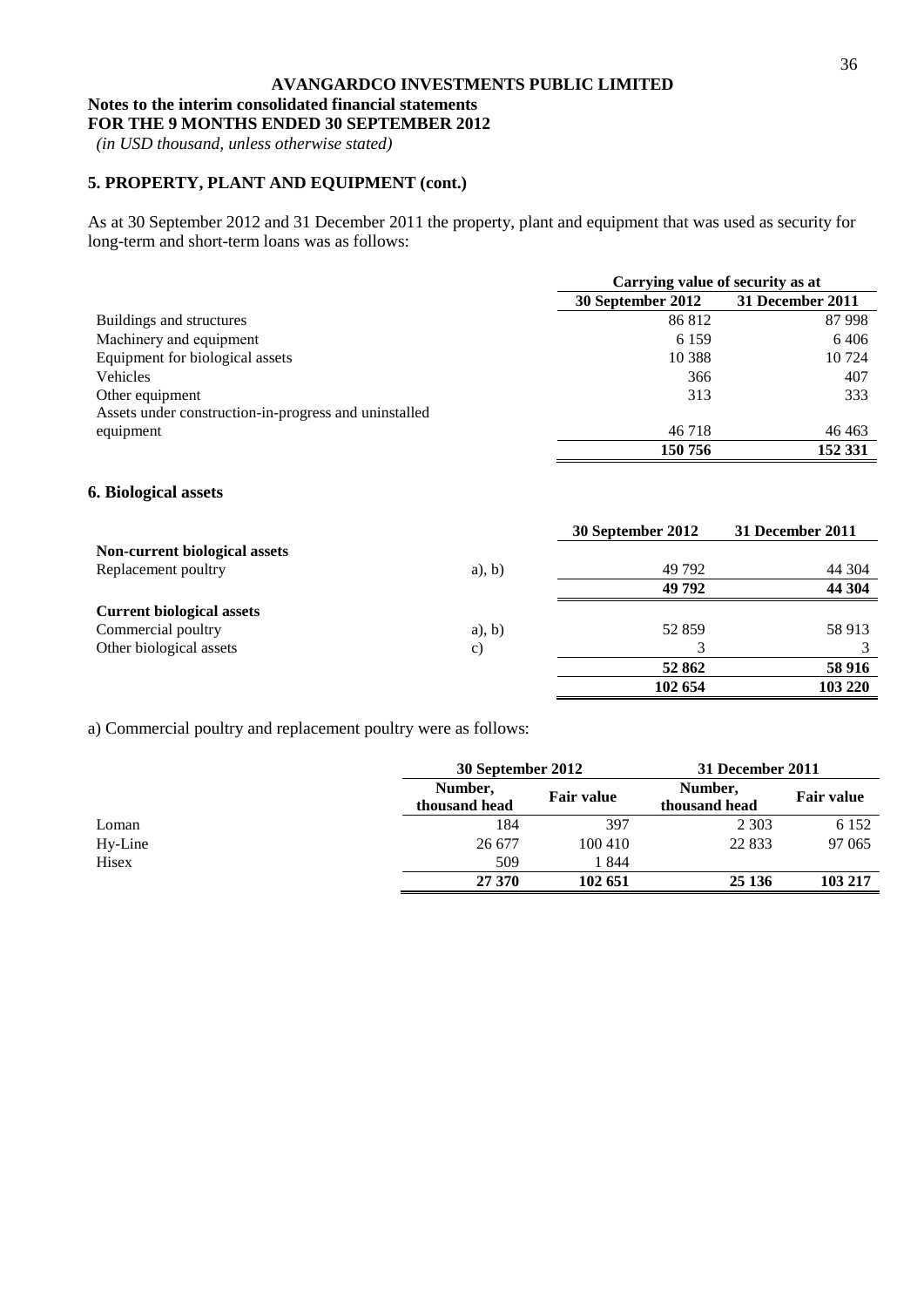**AVANGARDCO INVESTMENTS PUBLIC LIMITED**

**Notes to the interim consolidated financial statements**
**FOR THE 9 MONTHS ENDED 30 SEPTEMBER 2012**
*(in USD thousand, unless otherwise stated)*

## 5. PROPERTY, PLANT AND EQUIPMENT (cont.)

As at 30 September 2012 and 31 December 2011 the property, plant and equipment that was used as security for long-term and short-term loans was as follows:

| | Carrying value of security as at | |
|---|---|---|
| | **30 September 2012** | **31 December 2011** |
| Buildings and structures | 86 812 | 87 998 |
| Machinery and equipment | 6 159 | 6 406 |
| Equipment for biological assets | 10 388 | 10 724 |
| Vehicles | 366 | 407 |
| Other equipment | 313 | 333 |
| Assets under construction-in-progress and uninstalled equipment | 46 718 | 46 463 |
| | **150 756** | **152 331** |

## 6. Biological assets

| | | 30 September 2012 | 31 December 2011 |
|---|---|---|---|
| **Non-current biological assets** | | | |
| Replacement poultry | a), b) | 49 792 | 44 304 |
| | | **49 792** | **44 304** |
| **Current biological assets** | | | |
| Commercial poultry | a), b) | 52 859 | 58 913 |
| Other biological assets | c) | 3 | 3 |
| | | **52 862** | **58 916** |
| | | **102 654** | **103 220** |

a) Commercial poultry and replacement poultry were as follows:

| | 30 September 2012 | | 31 December 2011 | |
|---|---|---|---|---|
| | **Number, thousand head** | **Fair value** | **Number, thousand head** | **Fair value** |
| Loman | 184 | 397 | 2 303 | 6 152 |
| Hy-Line | 26 677 | 100 410 | 22 833 | 97 065 |
| Hisex | 509 | 1 844 | | |
| | **27 370** | **102 651** | **25 136** | **103 217** |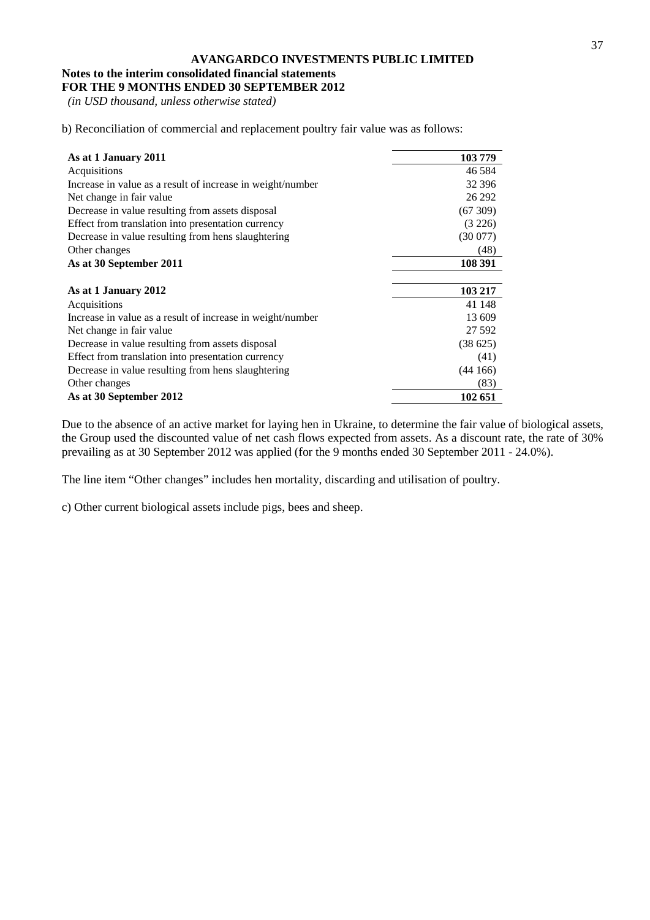**AVANGARDCO INVESTMENTS PUBLIC LIMITED**

**Notes to the interim consolidated financial statements**
**FOR THE 9 MONTHS ENDED 30 SEPTEMBER 2012**
*(in USD thousand, unless otherwise stated)*

b) Reconciliation of commercial and replacement poultry fair value was as follows:

| | |
|---|---|
| **As at 1 January 2011** | **103 779** |
| Acquisitions | 46 584 |
| Increase in value as a result of increase in weight/number | 32 396 |
| Net change in fair value | 26 292 |
| Decrease in value resulting from assets disposal | (67 309) |
| Effect from translation into presentation currency | (3 226) |
| Decrease in value resulting from hens slaughtering | (30 077) |
| Other changes | (48) |
| **As at 30 September 2011** | **108 391** |
| | |
| **As at 1 January 2012** | **103 217** |
| Acquisitions | 41 148 |
| Increase in value as a result of increase in weight/number | 13 609 |
| Net change in fair value | 27 592 |
| Decrease in value resulting from assets disposal | (38 625) |
| Effect from translation into presentation currency | (41) |
| Decrease in value resulting from hens slaughtering | (44 166) |
| Other changes | (83) |
| **As at 30 September 2012** | **102 651** |

Due to the absence of an active market for laying hen in Ukraine, to determine the fair value of biological assets, the Group used the discounted value of net cash flows expected from assets. As a discount rate, the rate of 30% prevailing as at 30 September 2012 was applied (for the 9 months ended 30 September 2011 - 24.0%).

The line item "Other changes" includes hen mortality, discarding and utilisation of poultry.

c) Other current biological assets include pigs, bees and sheep.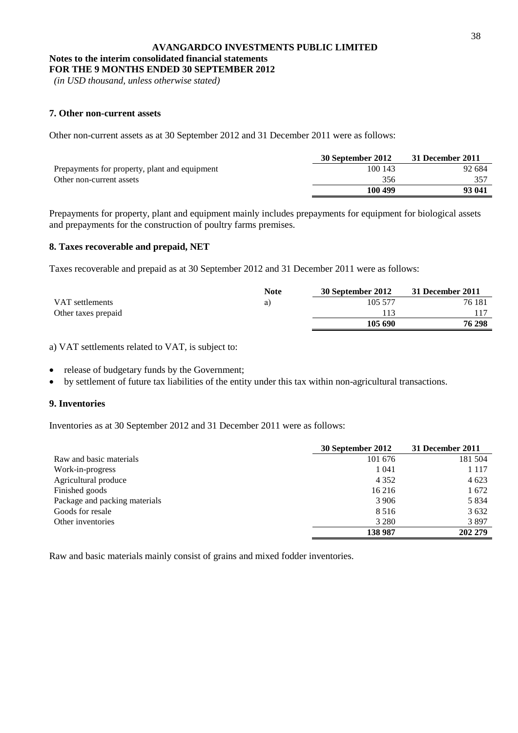**AVANGARDCO INVESTMENTS PUBLIC LIMITED**

**Notes to the interim consolidated financial statements**

**FOR THE 9 MONTHS ENDED 30 SEPTEMBER 2012**

*(in USD thousand, unless otherwise stated)*

## 7. Other non-current assets

Other non-current assets as at 30 September 2012 and 31 December 2011 were as follows:

| | 30 September 2012 | 31 December 2011 |
|---|---|---|
| Prepayments for property, plant and equipment | 100 143 | 92 684 |
| Other non-current assets | 356 | 357 |
| | **100 499** | **93 041** |

Prepayments for property, plant and equipment mainly includes prepayments for equipment for biological assets and prepayments for the construction of poultry farms premises.

## 8. Taxes recoverable and prepaid, NET

Taxes recoverable and prepaid as at 30 September 2012 and 31 December 2011 were as follows:

| | Note | 30 September 2012 | 31 December 2011 |
|---|---|---|---|
| VAT settlements | a) | 105 577 | 76 181 |
| Other taxes prepaid | | 113 | 117 |
| | | **105 690** | **76 298** |

a) VAT settlements related to VAT, is subject to:

- release of budgetary funds by the Government;
- by settlement of future tax liabilities of the entity under this tax within non-agricultural transactions.

## 9. Inventories

Inventories as at 30 September 2012 and 31 December 2011 were as follows:

| | 30 September 2012 | 31 December 2011 |
|---|---|---|
| Raw and basic materials | 101 676 | 181 504 |
| Work-in-progress | 1 041 | 1 117 |
| Agricultural produce | 4 352 | 4 623 |
| Finished goods | 16 216 | 1 672 |
| Package and packing materials | 3 906 | 5 834 |
| Goods for resale | 8 516 | 3 632 |
| Other inventories | 3 280 | 3 897 |
| | **138 987** | **202 279** |

Raw and basic materials mainly consist of grains and mixed fodder inventories.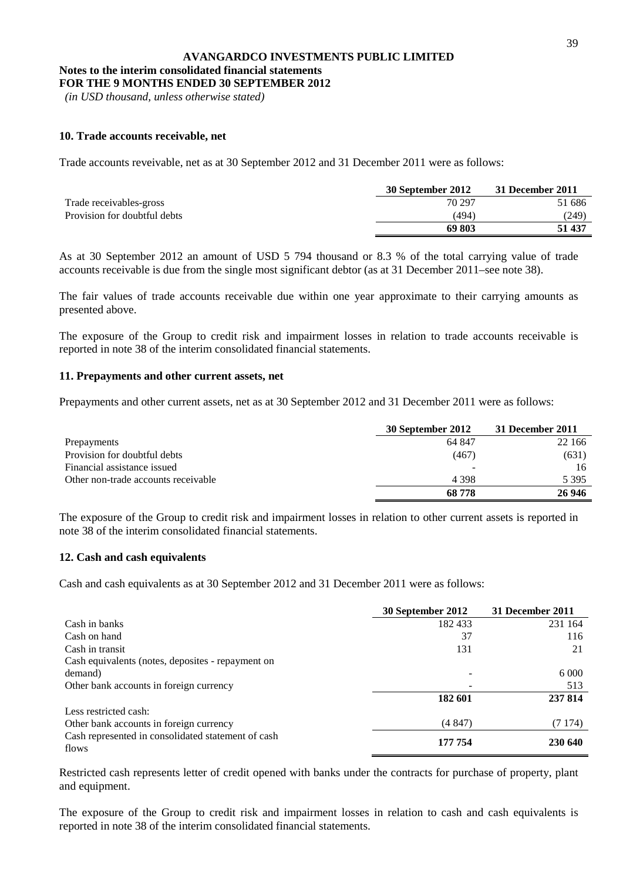**AVANGARDCO INVESTMENTS PUBLIC LIMITED**
**Notes to the interim consolidated financial statements**
**FOR THE 9 MONTHS ENDED 30 SEPTEMBER 2012**
*(in USD thousand, unless otherwise stated)*

### 10. Trade accounts receivable, net

Trade accounts reveivable, net as at 30 September 2012 and 31 December 2011 were as follows:

| | 30 September 2012 | 31 December 2011 |
|---|---|---|
| Trade receivables-gross | 70 297 | 51 686 |
| Provision for doubtful debts | (494) | (249) |
| | **69 803** | **51 437** |

As at 30 September 2012 an amount of USD 5 794 thousand or 8.3 % of the total carrying value of trade accounts receivable is due from the single most significant debtor (as at 31 December 2011–see note 38).

The fair values of trade accounts receivable due within one year approximate to their carrying amounts as presented above.

The exposure of the Group to credit risk and impairment losses in relation to trade accounts receivable is reported in note 38 of the interim consolidated financial statements.

### 11. Prepayments and other current assets, net

Prepayments and other current assets, net as at 30 September 2012 and 31 December 2011 were as follows:

| | 30 September 2012 | 31 December 2011 |
|---|---|---|
| Prepayments | 64 847 | 22 166 |
| Provision for doubtful debts | (467) | (631) |
| Financial assistance issued | - | 16 |
| Other non-trade accounts receivable | 4 398 | 5 395 |
| | **68 778** | **26 946** |

The exposure of the Group to credit risk and impairment losses in relation to other current assets is reported in note 38 of the interim consolidated financial statements.

### 12. Cash and cash equivalents

Cash and cash equivalents as at 30 September 2012 and 31 December 2011 were as follows:

| | 30 September 2012 | 31 December 2011 |
|---|---|---|
| Cash in banks | 182 433 | 231 164 |
| Cash on hand | 37 | 116 |
| Cash in transit | 131 | 21 |
| Cash equivalents (notes, deposites - repayment on demand) | - | 6 000 |
| Other bank accounts in foreign currency | - | 513 |
| | **182 601** | **237 814** |
| Less restricted cash: | | |
| Other bank accounts in foreign currency | (4 847) | (7 174) |
| Cash represented in consolidated statement of cash flows | **177 754** | **230 640** |

Restricted cash represents letter of credit opened with banks under the contracts for purchase of property, plant and equipment.

The exposure of the Group to credit risk and impairment losses in relation to cash and cash equivalents is reported in note 38 of the interim consolidated financial statements.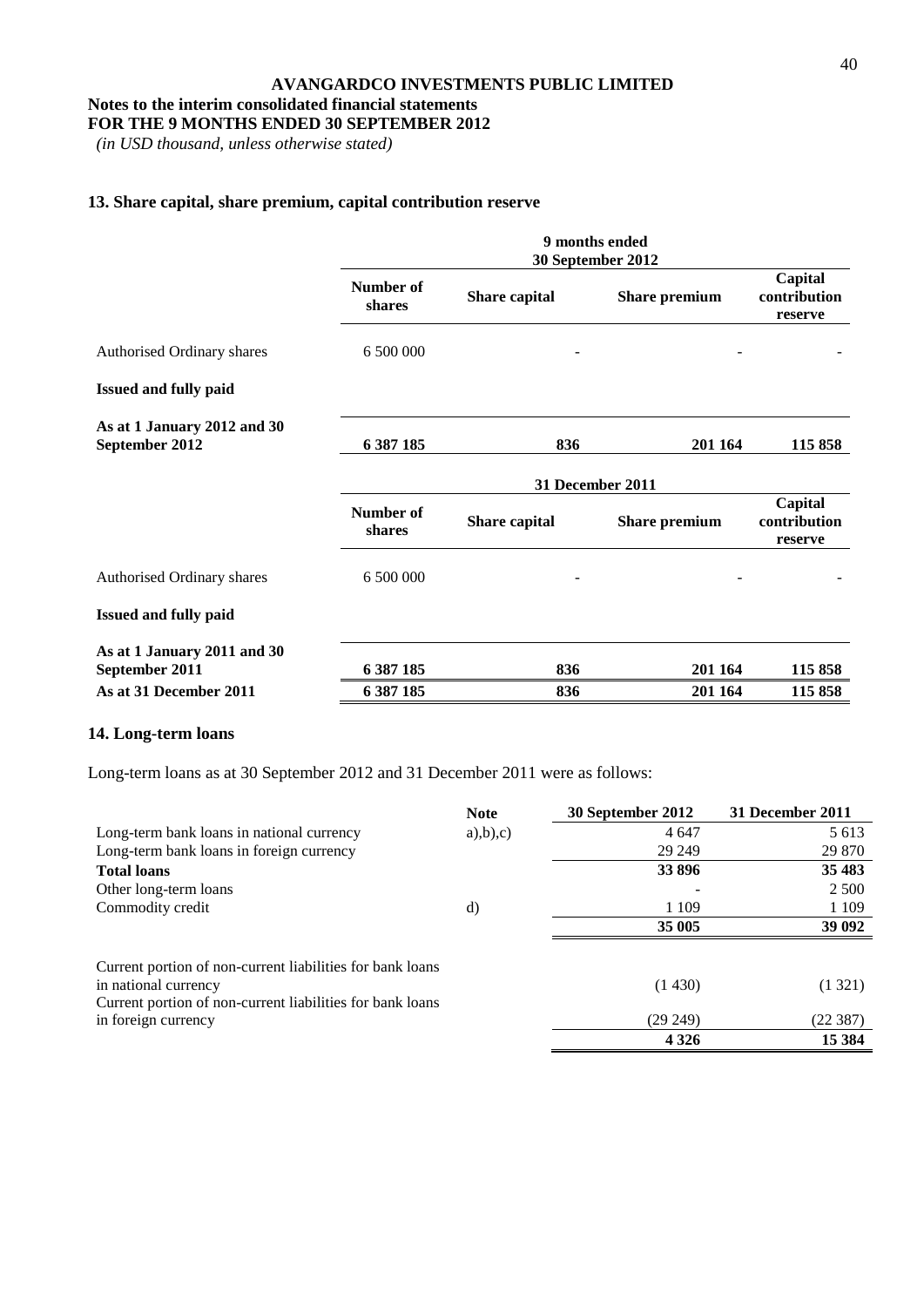**AVANGARDCO INVESTMENTS PUBLIC LIMITED**
**Notes to the interim consolidated financial statements**
**FOR THE 9 MONTHS ENDED 30 SEPTEMBER 2012**
*(in USD thousand, unless otherwise stated)*

## 13. Share capital, share premium, capital contribution reserve

| | 9 months ended 30 September 2012 | | | |
|---|---|---|---|---|
| | **Number of shares** | **Share capital** | **Share premium** | **Capital contribution reserve** |
| Authorised Ordinary shares | 6 500 000 | - | - | - |
| **Issued and fully paid** | | | | |
| **As at 1 January 2012 and 30 September 2012** | **6 387 185** | **836** | **201 164** | **115 858** |

| | 31 December 2011 | | | |
|---|---|---|---|---|
| | **Number of shares** | **Share capital** | **Share premium** | **Capital contribution reserve** |
| Authorised Ordinary shares | 6 500 000 | - | - | - |
| **Issued and fully paid** | | | | |
| **As at 1 January 2011 and 30 September 2011** | **6 387 185** | **836** | **201 164** | **115 858** |
| **As at 31 December 2011** | **6 387 185** | **836** | **201 164** | **115 858** |

## 14. Long-term loans

Long-term loans as at 30 September 2012 and 31 December 2011 were as follows:

| | **Note** | **30 September 2012** | **31 December 2011** |
|---|---|---|---|
| Long-term bank loans in national currency | a),b),c) | 4 647 | 5 613 |
| Long-term bank loans in foreign currency | | 29 249 | 29 870 |
| **Total loans** | | **33 896** | **35 483** |
| Other long-term loans | | - | 2 500 |
| Commodity credit | d) | 1 109 | 1 109 |
| | | **35 005** | **39 092** |
| Current portion of non-current liabilities for bank loans in national currency | | (1 430) | (1 321) |
| Current portion of non-current liabilities for bank loans in foreign currency | | (29 249) | (22 387) |
| | | **4 326** | **15 384** |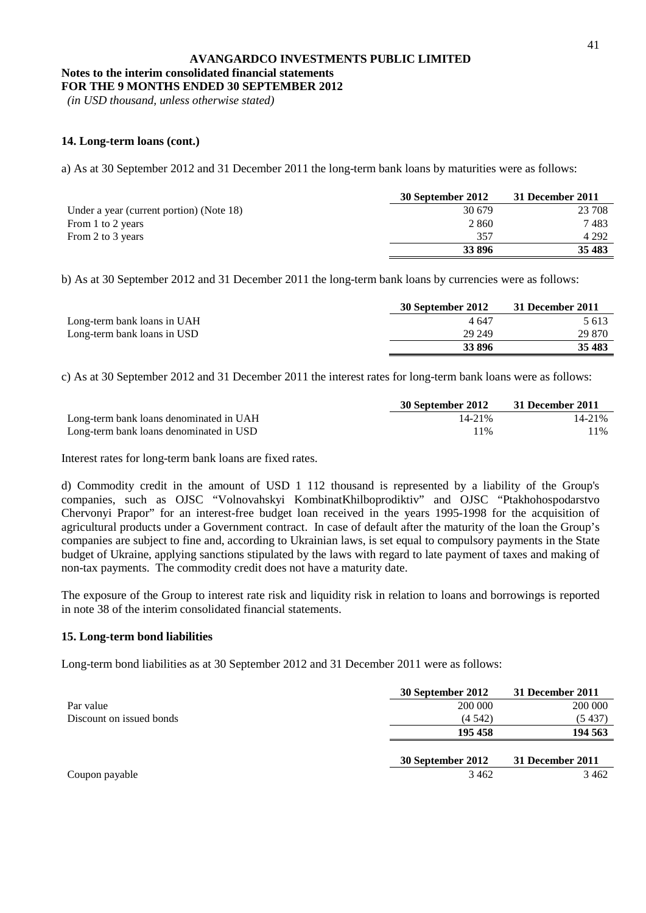## 14. Long-term loans (cont.)

a) As at 30 September 2012 and 31 December 2011 the long-term bank loans by maturities were as follows:

| | 30 September 2012 | 31 December 2011 |
|---|---|---|
| Under a year (current portion) (Note 18) | 30 679 | 23 708 |
| From 1 to 2 years | 2 860 | 7 483 |
| From 2 to 3 years | 357 | 4 292 |
| | **33 896** | **35 483** |

b) As at 30 September 2012 and 31 December 2011 the long-term bank loans by currencies were as follows:

| | 30 September 2012 | 31 December 2011 |
|---|---|---|
| Long-term bank loans in UAH | 4 647 | 5 613 |
| Long-term bank loans in USD | 29 249 | 29 870 |
| | **33 896** | **35 483** |

c) As at 30 September 2012 and 31 December 2011 the interest rates for long-term bank loans were as follows:

| | 30 September 2012 | 31 December 2011 |
|---|---|---|
| Long-term bank loans denominated in UAH | 14-21% | 14-21% |
| Long-term bank loans denominated in USD | 11% | 11% |

Interest rates for long-term bank loans are fixed rates.

d) Commodity credit in the amount of USD 1 112 thousand is represented by a liability of the Group's companies, such as OJSC "Volnovahskyi KombinatKhilboprodiktiv" and OJSC "Ptakhohospodarstvo Chervonyi Prapor" for an interest-free budget loan received in the years 1995-1998 for the acquisition of agricultural products under a Government contract. In case of default after the maturity of the loan the Group's companies are subject to fine and, according to Ukrainian laws, is set equal to compulsory payments in the State budget of Ukraine, applying sanctions stipulated by the laws with regard to late payment of taxes and making of non-tax payments. The commodity credit does not have a maturity date.

The exposure of the Group to interest rate risk and liquidity risk in relation to loans and borrowings is reported in note 38 of the interim consolidated financial statements.

## 15. Long-term bond liabilities

Long-term bond liabilities as at 30 September 2012 and 31 December 2011 were as follows:

| | 30 September 2012 | 31 December 2011 |
|---|---|---|
| Par value | 200 000 | 200 000 |
| Discount on issued bonds | (4 542) | (5 437) |
| | **195 458** | **194 563** |

| | 30 September 2012 | 31 December 2011 |
|---|---|---|
| Coupon payable | 3 462 | 3 462 |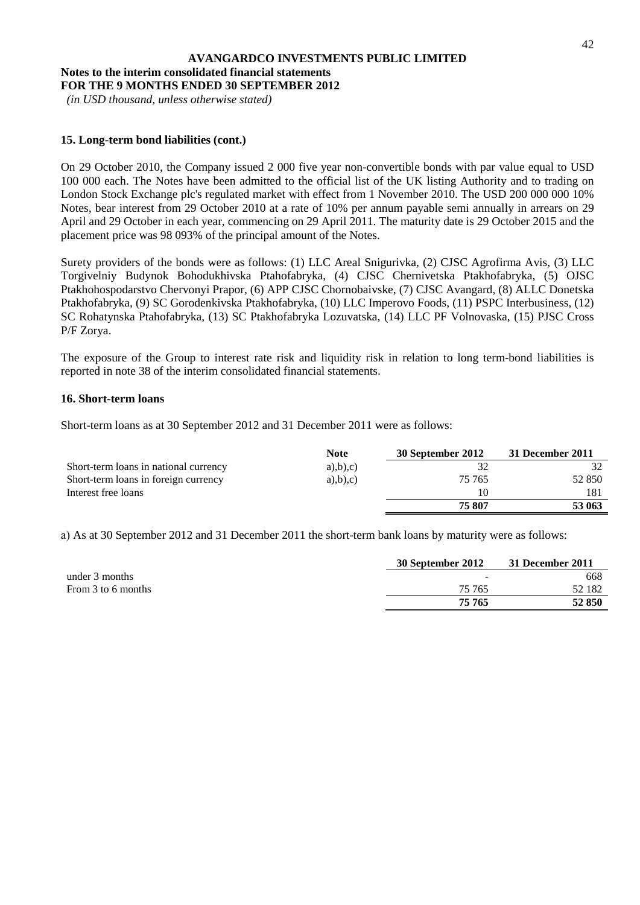**AVANGARDCO INVESTMENTS PUBLIC LIMITED**
**Notes to the interim consolidated financial statements**
**FOR THE 9 MONTHS ENDED 30 SEPTEMBER 2012**
*(in USD thousand, unless otherwise stated)*

### 15. Long-term bond liabilities (cont.)

On 29 October 2010, the Company issued 2 000 five year non-convertible bonds with par value equal to USD 100 000 each. The Notes have been admitted to the official list of the UK listing Authority and to trading on London Stock Exchange plc's regulated market with effect from 1 November 2010. The USD 200 000 000 10% Notes, bear interest from 29 October 2010 at a rate of 10% per annum payable semi annually in arrears on 29 April and 29 October in each year, commencing on 29 April 2011. The maturity date is 29 October 2015 and the placement price was 98 093% of the principal amount of the Notes.

Surety providers of the bonds were as follows: (1) LLC Areal Snigurivka, (2) CJSC Agrofirma Avis, (3) LLC Torgivelniy Budynok Bohodukhivska Ptahofabryka, (4) CJSC Chernivetska Ptakhofabryka, (5) OJSC Ptakhohospodarstvo Chervonyi Prapor, (6) APP CJSC Chornobaivske, (7) CJSC Avangard, (8) ALLC Donetska Ptakhofabryka, (9) SC Gorodenkivska Ptakhofabryka, (10) LLC Imperovo Foods, (11) PSPC Interbusiness, (12) SC Rohatynska Ptahofabryka, (13) SC Ptakhofabryka Lozuvatska, (14) LLC PF Volnovaska, (15) PJSC Cross P/F Zorya.

The exposure of the Group to interest rate risk and liquidity risk in relation to long term-bond liabilities is reported in note 38 of the interim consolidated financial statements.

### 16. Short-term loans

Short-term loans as at 30 September 2012 and 31 December 2011 were as follows:

| | Note | 30 September 2012 | 31 December 2011 |
|---|---|---|---|
| Short-term loans in national currency | a),b),c) | 32 | 32 |
| Short-term loans in foreign currency | a),b),c) | 75 765 | 52 850 |
| Interest free loans | | 10 | 181 |
| | | **75 807** | **53 063** |

a) As at 30 September 2012 and 31 December 2011 the short-term bank loans by maturity were as follows:

| | 30 September 2012 | 31 December 2011 |
|---|---|---|
| under 3 months | - | 668 |
| From 3 to 6 months | 75 765 | 52 182 |
| | **75 765** | **52 850** |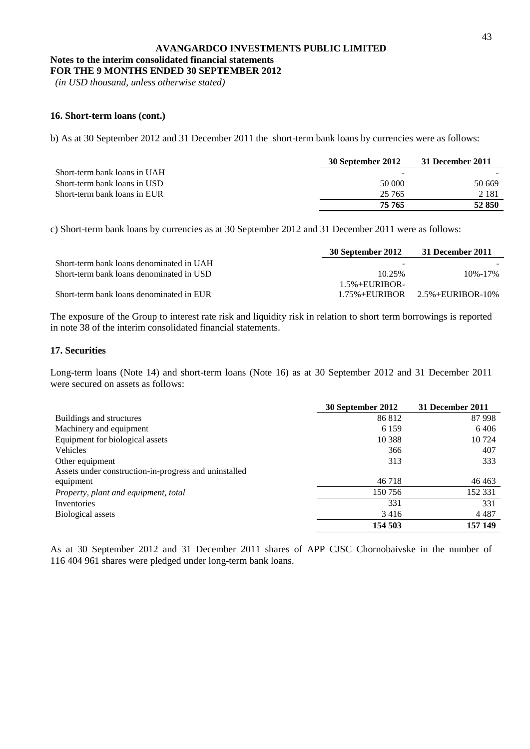**AVANGARDCO INVESTMENTS PUBLIC LIMITED**

**Notes to the interim consolidated financial statements**

**FOR THE 9 MONTHS ENDED 30 SEPTEMBER 2012**

*(in USD thousand, unless otherwise stated)*

**16. Short-term loans (cont.)**

b) As at 30 September 2012 and 31 December 2011 the short-term bank loans by currencies were as follows:

| | 30 September 2012 | 31 December 2011 |
|---|---|---|
| Short-term bank loans in UAH | - | - |
| Short-term bank loans in USD | 50 000 | 50 669 |
| Short-term bank loans in EUR | 25 765 | 2 181 |
| | **75 765** | **52 850** |

c) Short-term bank loans by currencies as at 30 September 2012 and 31 December 2011 were as follows:

| | 30 September 2012 | 31 December 2011 |
|---|---|---|
| Short-term bank loans denominated in UAH | - | - |
| Short-term bank loans denominated in USD | 10.25% | 10%-17% |
| Short-term bank loans denominated in EUR | 1.5%+EURIBOR-1.75%+EURIBOR | 2.5%+EURIBOR-10% |

The exposure of the Group to interest rate risk and liquidity risk in relation to short term borrowings is reported in note 38 of the interim consolidated financial statements.

**17. Securities**

Long-term loans (Note 14) and short-term loans (Note 16) as at 30 September 2012 and 31 December 2011 were secured on assets as follows:

| | 30 September 2012 | 31 December 2011 |
|---|---|---|
| Buildings and structures | 86 812 | 87 998 |
| Machinery and equipment | 6 159 | 6 406 |
| Equipment for biological assets | 10 388 | 10 724 |
| Vehicles | 366 | 407 |
| Other equipment | 313 | 333 |
| Assets under construction-in-progress and uninstalled equipment | 46 718 | 46 463 |
| *Property, plant and equipment, total* | 150 756 | 152 331 |
| Inventories | 331 | 331 |
| Biological assets | 3 416 | 4 487 |
| | **154 503** | **157 149** |

As at 30 September 2012 and 31 December 2011 shares of APP CJSC Chornobaivske in the number of 116 404 961 shares were pledged under long-term bank loans.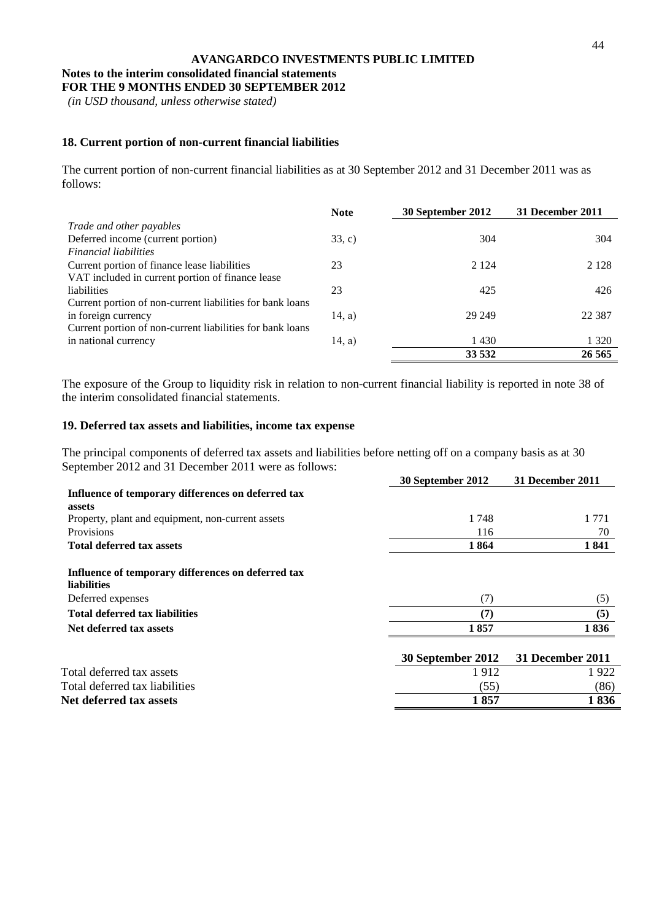**AVANGARDCO INVESTMENTS PUBLIC LIMITED**

**Notes to the interim consolidated financial statements**
**FOR THE 9 MONTHS ENDED 30 SEPTEMBER 2012**
*(in USD thousand, unless otherwise stated)*

### 18. Current portion of non-current financial liabilities

The current portion of non-current financial liabilities as at 30 September 2012 and 31 December 2011 was as follows:

| | Note | 30 September 2012 | 31 December 2011 |
|---|---|---|---|
| *Trade and other payables* | | | |
| Deferred income (current portion) | 33, c) | 304 | 304 |
| *Financial liabilities* | | | |
| Current portion of finance lease liabilities | 23 | 2 124 | 2 128 |
| VAT included in current portion of finance lease liabilities | 23 | 425 | 426 |
| Current portion of non-current liabilities for bank loans in foreign currency | 14, a) | 29 249 | 22 387 |
| Current portion of non-current liabilities for bank loans in national currency | 14, a) | 1 430 | 1 320 |
| | | **33 532** | **26 565** |

The exposure of the Group to liquidity risk in relation to non-current financial liability is reported in note 38 of the interim consolidated financial statements.

### 19. Deferred tax assets and liabilities, income tax expense

The principal components of deferred tax assets and liabilities before netting off on a company basis as at 30 September 2012 and 31 December 2011 were as follows:

| | 30 September 2012 | 31 December 2011 |
|---|---|---|
| **Influence of temporary differences on deferred tax assets** | | |
| Property, plant and equipment, non-current assets | 1 748 | 1 771 |
| Provisions | 116 | 70 |
| **Total deferred tax assets** | **1 864** | **1 841** |
| **Influence of temporary differences on deferred tax liabilities** | | |
| Deferred expenses | (7) | (5) |
| **Total deferred tax liabilities** | **(7)** | **(5)** |
| **Net deferred tax assets** | **1 857** | **1 836** |

| | 30 September 2012 | 31 December 2011 |
|---|---|---|
| Total deferred tax assets | 1 912 | 1 922 |
| Total deferred tax liabilities | (55) | (86) |
| **Net deferred tax assets** | **1 857** | **1 836** |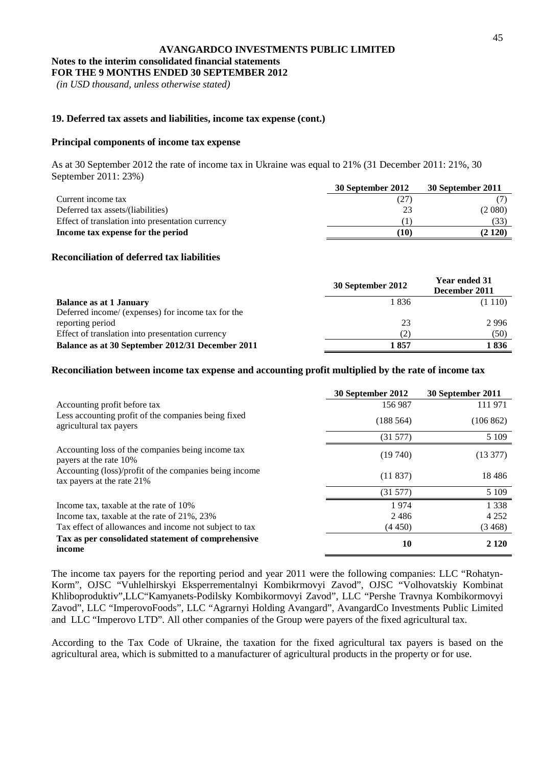**AVANGARDCO INVESTMENTS PUBLIC LIMITED**

**Notes to the interim consolidated financial statements**

**FOR THE 9 MONTHS ENDED 30 SEPTEMBER 2012**

*(in USD thousand, unless otherwise stated)*

### 19. Deferred tax assets and liabilities, income tax expense (cont.)

#### Principal components of income tax expense

As at 30 September 2012 the rate of income tax in Ukraine was equal to 21% (31 December 2011: 21%, 30 September 2011: 23%)

| | 30 September 2012 | 30 September 2011 |
|---|---|---|
| Current income tax | (27) | (7) |
| Deferred tax assets/(liabilities) | 23 | (2 080) |
| Effect of translation into presentation currency | (1) | (33) |
| **Income tax expense for the period** | **(10)** | **(2 120)** |

#### Reconciliation of deferred tax liabilities

| | 30 September 2012 | Year ended 31 December 2011 |
|---|---|---|
| **Balance as at 1 January** | 1 836 | (1 110) |
| Deferred income/ (expenses) for income tax for the reporting period | 23 | 2 996 |
| Effect of translation into presentation currency | (2) | (50) |
| **Balance as at 30 September 2012/31 December 2011** | **1 857** | **1 836** |

#### Reconciliation between income tax expense and accounting profit multiplied by the rate of income tax

| | 30 September 2012 | 30 September 2011 |
|---|---|---|
| Accounting profit before tax | 156 987 | 111 971 |
| Less accounting profit of the companies being fixed agricultural tax payers | (188 564) | (106 862) |
| | (31 577) | 5 109 |
| Accounting loss of the companies being income tax payers at the rate 10% | (19 740) | (13 377) |
| Accounting (loss)/profit of the companies being income tax payers at the rate 21% | (11 837) | 18 486 |
| | (31 577) | 5 109 |
| Income tax, taxable at the rate of 10% | 1 974 | 1 338 |
| Income tax, taxable at the rate of 21%, 23% | 2 486 | 4 252 |
| Tax effect of allowances and income not subject to tax | (4 450) | (3 468) |
| **Tax as per consolidated statement of comprehensive income** | **10** | **2 120** |

The income tax payers for the reporting period and year 2011 were the following companies: LLC "Rohatyn-Korm", OJSC "Vuhlelhirskyi Eksperrementalnyi Kombikrmovyi Zavod", OJSC "Volhovatskiy Kombinat Khliboproduktiv",LLC"Kamyanets-Podilsky Kombikormovyi Zavod", LLC "Pershe Travnya Kombikormovyi Zavod", LLC "ImperovoFoods", LLC "Agrarnyi Holding Avangard", AvangardCo Investments Public Limited and LLC "Imperovo LTD". All other companies of the Group were payers of the fixed agricultural tax.

According to the Tax Code of Ukraine, the taxation for the fixed agricultural tax payers is based on the agricultural area, which is submitted to a manufacturer of agricultural products in the property or for use.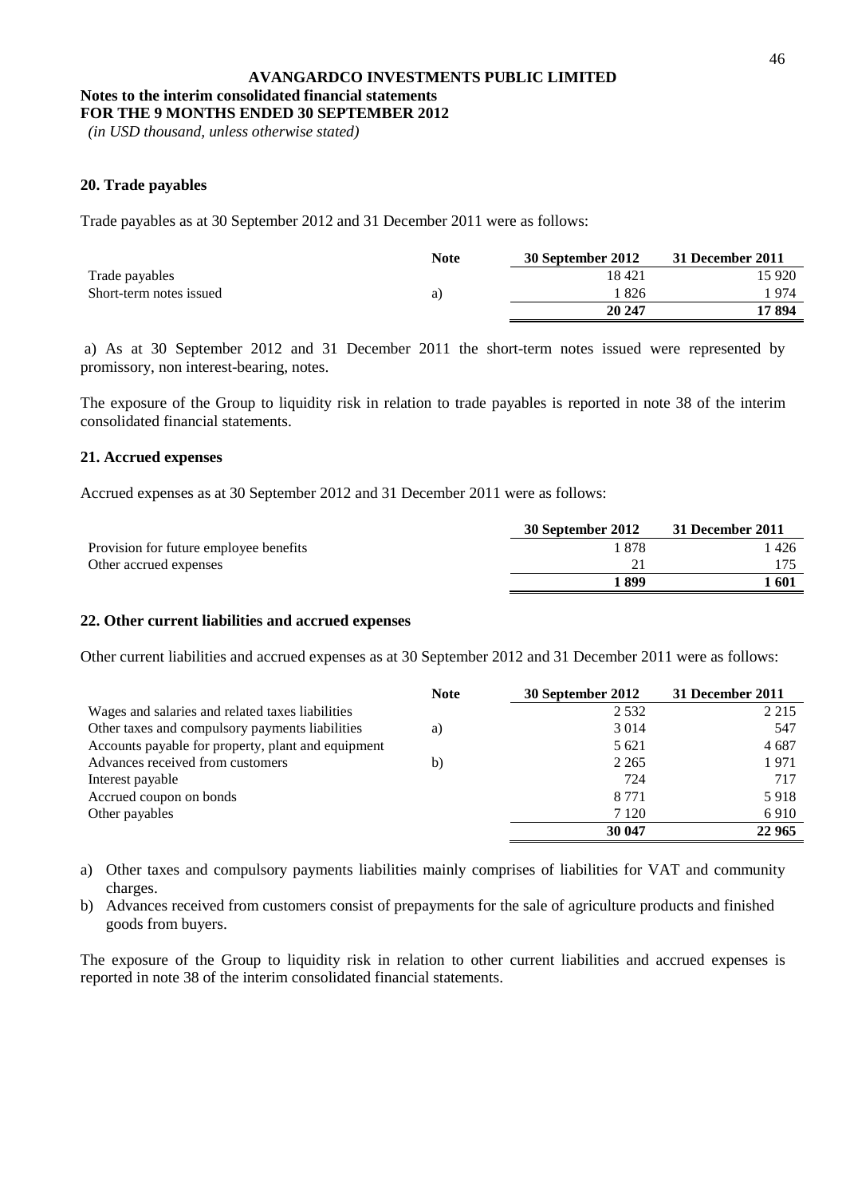**AVANGARDCO INVESTMENTS PUBLIC LIMITED**

**Notes to the interim consolidated financial statements**
**FOR THE 9 MONTHS ENDED 30 SEPTEMBER 2012**
*(in USD thousand, unless otherwise stated)*

### 20. Trade payables

Trade payables as at 30 September 2012 and 31 December 2011 were as follows:

| | Note | 30 September 2012 | 31 December 2011 |
|---|---|---|---|
| Trade payables | | 18 421 | 15 920 |
| Short-term notes issued | a) | 1 826 | 1 974 |
| | | **20 247** | **17 894** |

a) As at 30 September 2012 and 31 December 2011 the short-term notes issued were represented by promissory, non interest-bearing, notes.

The exposure of the Group to liquidity risk in relation to trade payables is reported in note 38 of the interim consolidated financial statements.

### 21. Accrued expenses

Accrued expenses as at 30 September 2012 and 31 December 2011 were as follows:

| | 30 September 2012 | 31 December 2011 |
|---|---|---|
| Provision for future employee benefits | 1 878 | 1 426 |
| Other accrued expenses | 21 | 175 |
| | **1 899** | **1 601** |

### 22. Other current liabilities and accrued expenses

Other current liabilities and accrued expenses as at 30 September 2012 and 31 December 2011 were as follows:

| | Note | 30 September 2012 | 31 December 2011 |
|---|---|---|---|
| Wages and salaries and related taxes liabilities | | 2 532 | 2 215 |
| Other taxes and compulsory payments liabilities | a) | 3 014 | 547 |
| Accounts payable for property, plant and equipment | | 5 621 | 4 687 |
| Advances received from customers | b) | 2 265 | 1 971 |
| Interest payable | | 724 | 717 |
| Accrued coupon on bonds | | 8 771 | 5 918 |
| Other payables | | 7 120 | 6 910 |
| | | **30 047** | **22 965** |

a) Other taxes and compulsory payments liabilities mainly comprises of liabilities for VAT and community charges.

b) Advances received from customers consist of prepayments for the sale of agriculture products and finished goods from buyers.

The exposure of the Group to liquidity risk in relation to other current liabilities and accrued expenses is reported in note 38 of the interim consolidated financial statements.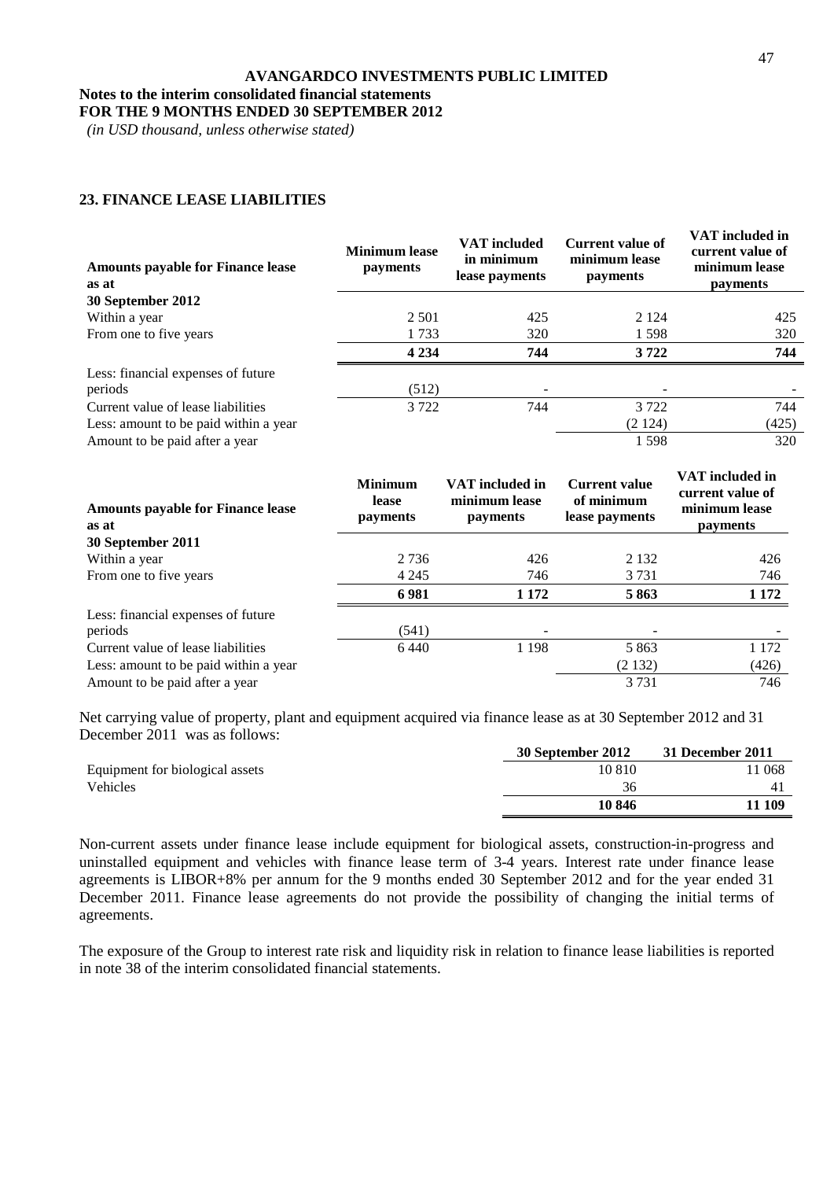**AVANGARDCO INVESTMENTS PUBLIC LIMITED**

**Notes to the interim consolidated financial statements**

**FOR THE 9 MONTHS ENDED 30 SEPTEMBER 2012**

*(in USD thousand, unless otherwise stated)*

## 23. FINANCE LEASE LIABILITIES

| Amounts payable for Finance lease as at | Minimum lease payments | VAT included in minimum lease payments | Current value of minimum lease payments | VAT included in current value of minimum lease payments |
|---|---|---|---|---|
| **30 September 2012** | | | | |
| Within a year | 2 501 | 425 | 2 124 | 425 |
| From one to five years | 1 733 | 320 | 1 598 | 320 |
| | **4 234** | **744** | **3 722** | **744** |
| Less: financial expenses of future periods | (512) | - | - | - |
| Current value of lease liabilities | 3 722 | 744 | 3 722 | 744 |
| Less: amount to be paid within a year | | | (2 124) | (425) |
| Amount to be paid after a year | | | 1 598 | 320 |

| Amounts payable for Finance lease as at | Minimum lease payments | VAT included in minimum lease payments | Current value of minimum lease payments | VAT included in current value of minimum lease payments |
|---|---|---|---|---|
| **30 September 2011** | | | | |
| Within a year | 2 736 | 426 | 2 132 | 426 |
| From one to five years | 4 245 | 746 | 3 731 | 746 |
| | **6 981** | **1 172** | **5 863** | **1 172** |
| Less: financial expenses of future periods | (541) | - | - | - |
| Current value of lease liabilities | 6 440 | 1 198 | 5 863 | 1 172 |
| Less: amount to be paid within a year | | | (2 132) | (426) |
| Amount to be paid after a year | | | 3 731 | 746 |

Net carrying value of property, plant and equipment acquired via finance lease as at 30 September 2012 and 31 December 2011 was as follows:

| | 30 September 2012 | 31 December 2011 |
|---|---|---|
| Equipment for biological assets | 10 810 | 11 068 |
| Vehicles | 36 | 41 |
| | **10 846** | **11 109** |

Non-current assets under finance lease include equipment for biological assets, construction-in-progress and uninstalled equipment and vehicles with finance lease term of 3-4 years. Interest rate under finance lease agreements is LIBOR+8% per annum for the 9 months ended 30 September 2012 and for the year ended 31 December 2011. Finance lease agreements do not provide the possibility of changing the initial terms of agreements.

The exposure of the Group to interest rate risk and liquidity risk in relation to finance lease liabilities is reported in note 38 of the interim consolidated financial statements.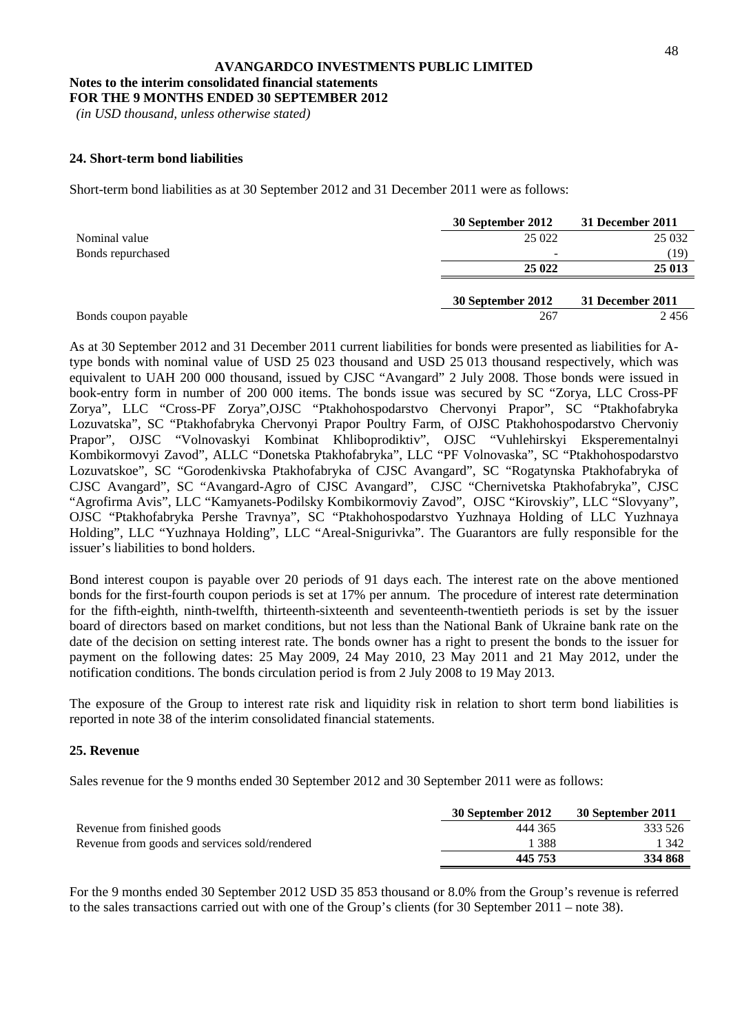**AVANGARDCO INVESTMENTS PUBLIC LIMITED**
**Notes to the interim consolidated financial statements**
**FOR THE 9 MONTHS ENDED 30 SEPTEMBER 2012**
*(in USD thousand, unless otherwise stated)*

## 24. Short-term bond liabilities

Short-term bond liabilities as at 30 September 2012 and 31 December 2011 were as follows:

| | 30 September 2012 | 31 December 2011 |
|---|---|---|
| Nominal value | 25 022 | 25 032 |
| Bonds repurchased | - | (19) |
| | **25 022** | **25 013** |

| | 30 September 2012 | 31 December 2011 |
|---|---|---|
| Bonds coupon payable | 267 | 2 456 |

As at 30 September 2012 and 31 December 2011 current liabilities for bonds were presented as liabilities for A-type bonds with nominal value of USD 25 023 thousand and USD 25 013 thousand respectively, which was equivalent to UAH 200 000 thousand, issued by CJSC "Avangard" 2 July 2008. Those bonds were issued in book-entry form in number of 200 000 items. The bonds issue was secured by SC "Zorya, LLC Cross-PF Zorya", LLC "Cross-PF Zorya",OJSC "Ptakhohospodarstvo Chervonyi Prapor", SC "Ptakhofabryka Lozuvatska", SC "Ptakhofabryka Chervonyi Prapor Poultry Farm, of OJSC Ptakhohospodarstvo Chervoniy Prapor", OJSC "Volnovaskyi Kombinat Khliboprodiktiv", OJSC "Vuhlehirskyi Eksperementalnyi Kombikormovyi Zavod", ALLC "Donetska Ptakhofabryka", LLC "PF Volnovaska", SC "Ptakhohospodarstvo Lozuvatskoe", SC "Gorodenkivska Ptakhofabryka of CJSC Avangard", SC "Rogatynska Ptakhofabryka of CJSC Avangard", SC "Avangard-Agro of CJSC Avangard", CJSC "Chernivetska Ptakhofabryka", CJSC "Agrofirma Avis", LLC "Kamyanets-Podilsky Kombikormoviy Zavod", OJSC "Kirovskiy", LLC "Slovyany", OJSC "Ptakhofabryka Pershe Travnya", SC "Ptakhohospodarstvo Yuzhnaya Holding of LLC Yuzhnaya Holding", LLC "Yuzhnaya Holding", LLC "Areal-Snigurivka". The Guarantors are fully responsible for the issuer's liabilities to bond holders.

Bond interest coupon is payable over 20 periods of 91 days each. The interest rate on the above mentioned bonds for the first-fourth coupon periods is set at 17% per annum. The procedure of interest rate determination for the fifth-eighth, ninth-twelfth, thirteenth-sixteenth and seventeenth-twentieth periods is set by the issuer board of directors based on market conditions, but not less than the National Bank of Ukraine bank rate on the date of the decision on setting interest rate. The bonds owner has a right to present the bonds to the issuer for payment on the following dates: 25 May 2009, 24 May 2010, 23 May 2011 and 21 May 2012, under the notification conditions. The bonds circulation period is from 2 July 2008 to 19 May 2013.

The exposure of the Group to interest rate risk and liquidity risk in relation to short term bond liabilities is reported in note 38 of the interim consolidated financial statements.

## 25. Revenue

Sales revenue for the 9 months ended 30 September 2012 and 30 September 2011 were as follows:

| | 30 September 2012 | 30 September 2011 |
|---|---|---|
| Revenue from finished goods | 444 365 | 333 526 |
| Revenue from goods and services sold/rendered | 1 388 | 1 342 |
| | **445 753** | **334 868** |

For the 9 months ended 30 September 2012 USD 35 853 thousand or 8.0% from the Group's revenue is referred to the sales transactions carried out with one of the Group's clients (for 30 September 2011 – note 38).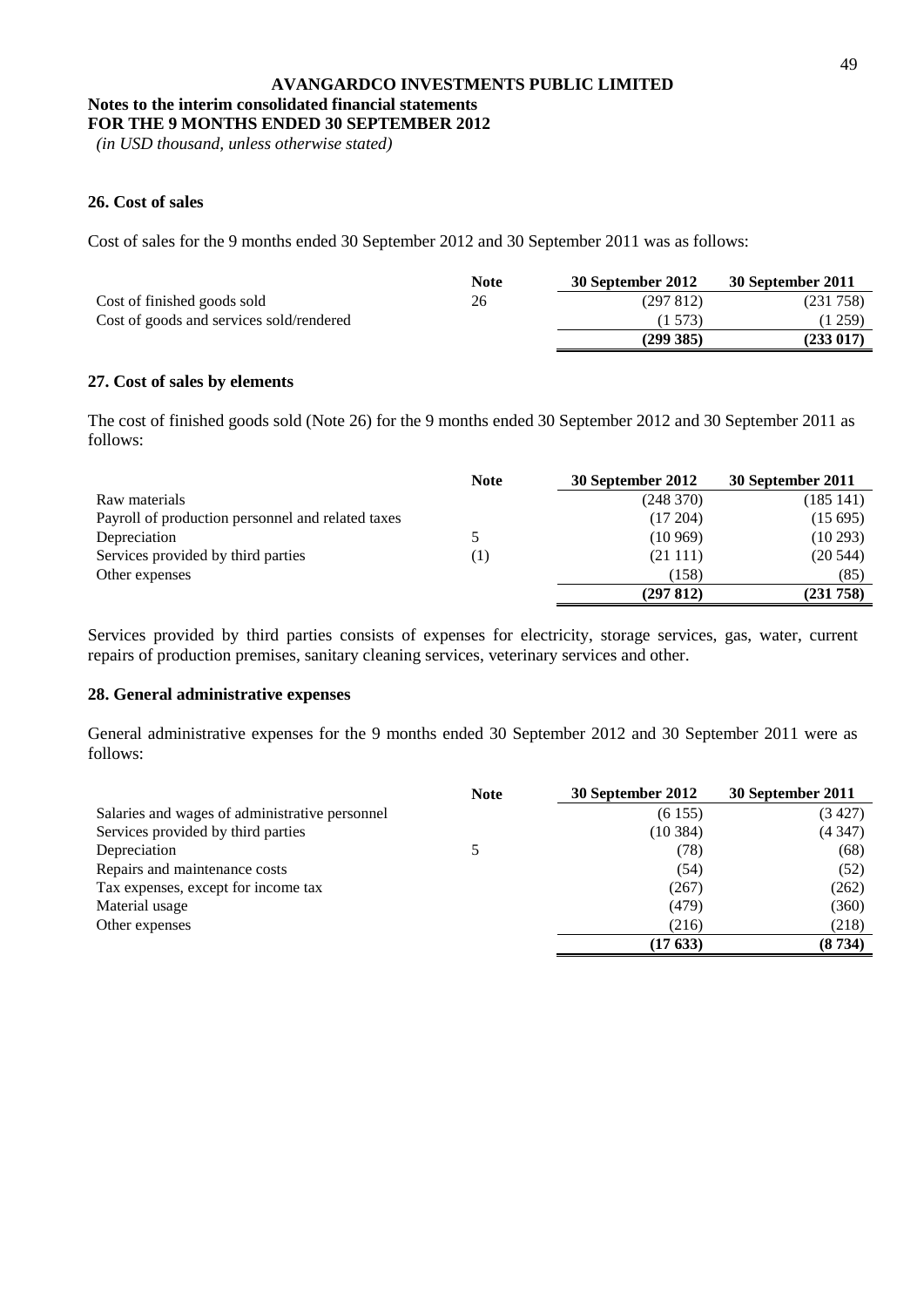**AVANGARDCO INVESTMENTS PUBLIC LIMITED**

**Notes to the interim consolidated financial statements**
**FOR THE 9 MONTHS ENDED 30 SEPTEMBER 2012**
*(in USD thousand, unless otherwise stated)*

## 26. Cost of sales

Cost of sales for the 9 months ended 30 September 2012 and 30 September 2011 was as follows:

| | Note | 30 September 2012 | 30 September 2011 |
|---|---|---|---|
| Cost of finished goods sold | 26 | (297 812) | (231 758) |
| Cost of goods and services sold/rendered | | (1 573) | (1 259) |
| | | **(299 385)** | **(233 017)** |

## 27. Cost of sales by elements

The cost of finished goods sold (Note 26) for the 9 months ended 30 September 2012 and 30 September 2011 as follows:

| | Note | 30 September 2012 | 30 September 2011 |
|---|---|---|---|
| Raw materials | | (248 370) | (185 141) |
| Payroll of production personnel and related taxes | | (17 204) | (15 695) |
| Depreciation | 5 | (10 969) | (10 293) |
| Services provided by third parties | (1) | (21 111) | (20 544) |
| Other expenses | | (158) | (85) |
| | | **(297 812)** | **(231 758)** |

Services provided by third parties consists of expenses for electricity, storage services, gas, water, current repairs of production premises, sanitary cleaning services, veterinary services and other.

## 28. General administrative expenses

General administrative expenses for the 9 months ended 30 September 2012 and 30 September 2011 were as follows:

| | Note | 30 September 2012 | 30 September 2011 |
|---|---|---|---|
| Salaries and wages of administrative personnel | | (6 155) | (3 427) |
| Services provided by third parties | | (10 384) | (4 347) |
| Depreciation | 5 | (78) | (68) |
| Repairs and maintenance costs | | (54) | (52) |
| Tax expenses, except for income tax | | (267) | (262) |
| Material usage | | (479) | (360) |
| Other expenses | | (216) | (218) |
| | | **(17 633)** | **(8 734)** |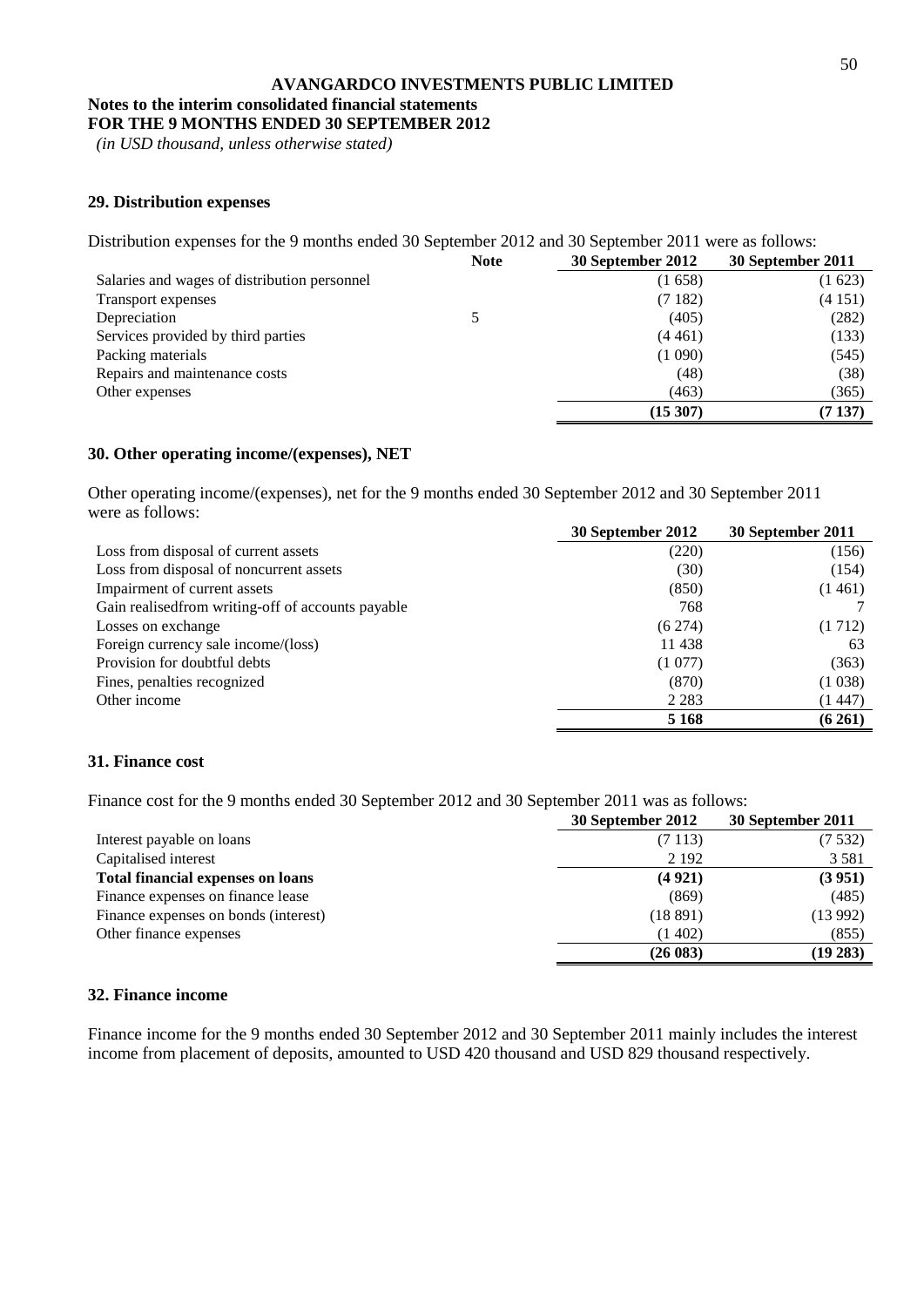**AVANGARDCO INVESTMENTS PUBLIC LIMITED**

**Notes to the interim consolidated financial statements**
**FOR THE 9 MONTHS ENDED 30 SEPTEMBER 2012**
*(in USD thousand, unless otherwise stated)*

## 29. Distribution expenses

Distribution expenses for the 9 months ended 30 September 2012 and 30 September 2011 were as follows:

| | Note | 30 September 2012 | 30 September 2011 |
|---|---|---|---|
| Salaries and wages of distribution personnel | | (1 658) | (1 623) |
| Transport expenses | | (7 182) | (4 151) |
| Depreciation | 5 | (405) | (282) |
| Services provided by third parties | | (4 461) | (133) |
| Packing materials | | (1 090) | (545) |
| Repairs and maintenance costs | | (48) | (38) |
| Other expenses | | (463) | (365) |
| | | **(15 307)** | **(7 137)** |

## 30. Other operating income/(expenses), NET

Other operating income/(expenses), net for the 9 months ended 30 September 2012 and 30 September 2011 were as follows:

| | 30 September 2012 | 30 September 2011 |
|---|---|---|
| Loss from disposal of current assets | (220) | (156) |
| Loss from disposal of noncurrent assets | (30) | (154) |
| Impairment of current assets | (850) | (1 461) |
| Gain realisedfrom writing-off of accounts payable | 768 | 7 |
| Losses on exchange | (6 274) | (1 712) |
| Foreign currency sale income/(loss) | 11 438 | 63 |
| Provision for doubtful debts | (1 077) | (363) |
| Fines, penalties recognized | (870) | (1 038) |
| Other income | 2 283 | (1 447) |
| | **5 168** | **(6 261)** |

## 31. Finance cost

Finance cost for the 9 months ended 30 September 2012 and 30 September 2011 was as follows:

| | 30 September 2012 | 30 September 2011 |
|---|---|---|
| Interest payable on loans | (7 113) | (7 532) |
| Capitalised interest | 2 192 | 3 581 |
| **Total financial expenses on loans** | **(4 921)** | **(3 951)** |
| Finance expenses on finance lease | (869) | (485) |
| Finance expenses on bonds (interest) | (18 891) | (13 992) |
| Other finance expenses | (1 402) | (855) |
| | **(26 083)** | **(19 283)** |

## 32. Finance income

Finance income for the 9 months ended 30 September 2012 and 30 September 2011 mainly includes the interest income from placement of deposits, amounted to USD 420 thousand and USD 829 thousand respectively.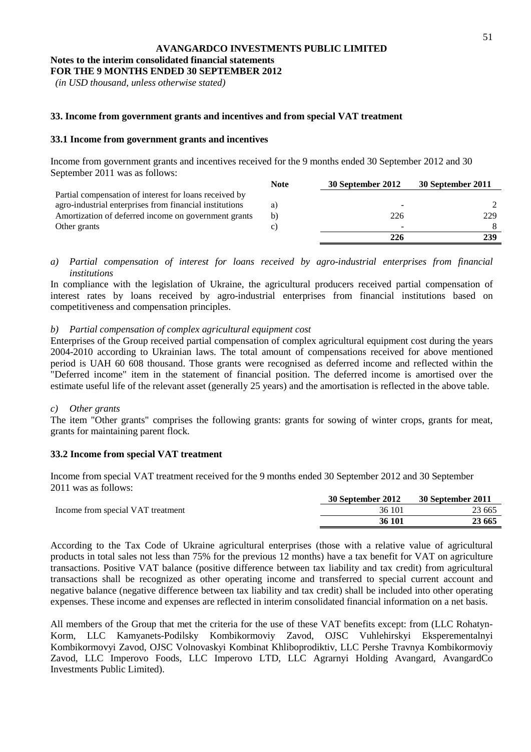**AVANGARDCO INVESTMENTS PUBLIC LIMITED**
**Notes to the interim consolidated financial statements**
**FOR THE 9 MONTHS ENDED 30 SEPTEMBER 2012**
*(in USD thousand, unless otherwise stated)*

## 33. Income from government grants and incentives and from special VAT treatment

### 33.1 Income from government grants and incentives

Income from government grants and incentives received for the 9 months ended 30 September 2012 and 30 September 2011 was as follows:

| | Note | 30 September 2012 | 30 September 2011 |
|---|---|---|---|
| Partial compensation of interest for loans received by agro-industrial enterprises from financial institutions | a) | - | 2 |
| Amortization of deferred income on government grants | b) | 226 | 229 |
| Other grants | c) | - | 8 |
| | | **226** | **239** |

*a) Partial compensation of interest for loans received by agro-industrial enterprises from financial institutions*

In compliance with the legislation of Ukraine, the agricultural producers received partial compensation of interest rates by loans received by agro-industrial enterprises from financial institutions based on competitiveness and compensation principles.

*b) Partial compensation of complex agricultural equipment cost*

Enterprises of the Group received partial compensation of complex agricultural equipment cost during the years 2004-2010 according to Ukrainian laws. The total amount of compensations received for above mentioned period is UAH 60 608 thousand. Those grants were recognised as deferred income and reflected within the "Deferred income" item in the statement of financial position. The deferred income is amortised over the estimate useful life of the relevant asset (generally 25 years) and the amortisation is reflected in the above table.

*c) Other grants*

The item "Other grants" comprises the following grants: grants for sowing of winter crops, grants for meat, grants for maintaining parent flock.

### 33.2 Income from special VAT treatment

Income from special VAT treatment received for the 9 months ended 30 September 2012 and 30 September 2011 was as follows:

| | 30 September 2012 | 30 September 2011 |
|---|---|---|
| Income from special VAT treatment | 36 101 | 23 665 |
| | **36 101** | **23 665** |

According to the Tax Code of Ukraine agricultural enterprises (those with a relative value of agricultural products in total sales not less than 75% for the previous 12 months) have a tax benefit for VAT on agriculture transactions. Positive VAT balance (positive difference between tax liability and tax credit) from agricultural transactions shall be recognized as other operating income and transferred to special current account and negative balance (negative difference between tax liability and tax credit) shall be included into other operating expenses. These income and expenses are reflected in interim consolidated financial information on a net basis.

All members of the Group that met the criteria for the use of these VAT benefits except: from (LLC Rohatyn-Korm, LLC Kamyanets-Podilsky Kombikormoviy Zavod, OJSC Vuhlehirskyi Eksperementalnyi Kombikormovyi Zavod, OJSC Volnovaskyi Kombinat Khliboprodiktiv, LLC Pershe Travnya Kombikormoviy Zavod, LLC Imperovo Foods, LLC Imperovo LTD, LLC Agrarnyi Holding Avangard, AvangardCo Investments Public Limited).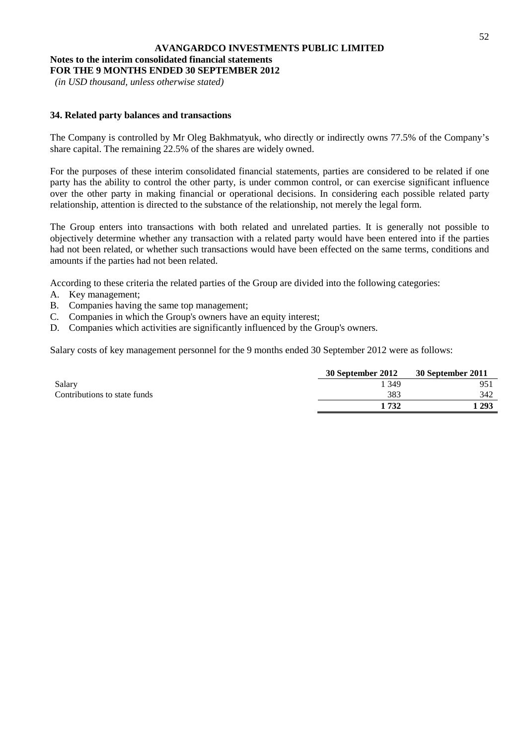**AVANGARDCO INVESTMENTS PUBLIC LIMITED**

**Notes to the interim consolidated financial statements**
**FOR THE 9 MONTHS ENDED 30 SEPTEMBER 2012**
*(in USD thousand, unless otherwise stated)*

## 34. Related party balances and transactions

The Company is controlled by Mr Oleg Bakhmatyuk, who directly or indirectly owns 77.5% of the Company's share capital. The remaining 22.5% of the shares are widely owned.

For the purposes of these interim consolidated financial statements, parties are considered to be related if one party has the ability to control the other party, is under common control, or can exercise significant influence over the other party in making financial or operational decisions. In considering each possible related party relationship, attention is directed to the substance of the relationship, not merely the legal form.

The Group enters into transactions with both related and unrelated parties. It is generally not possible to objectively determine whether any transaction with a related party would have been entered into if the parties had not been related, or whether such transactions would have been effected on the same terms, conditions and amounts if the parties had not been related.

According to these criteria the related parties of the Group are divided into the following categories:

A. Key management;
B. Companies having the same top management;
C. Companies in which the Group's owners have an equity interest;
D. Companies which activities are significantly influenced by the Group's owners.

Salary costs of key management personnel for the 9 months ended 30 September 2012 were as follows:

| | 30 September 2012 | 30 September 2011 |
|---|---|---|
| Salary | 1 349 | 951 |
| Contributions to state funds | 383 | 342 |
| | **1 732** | **1 293** |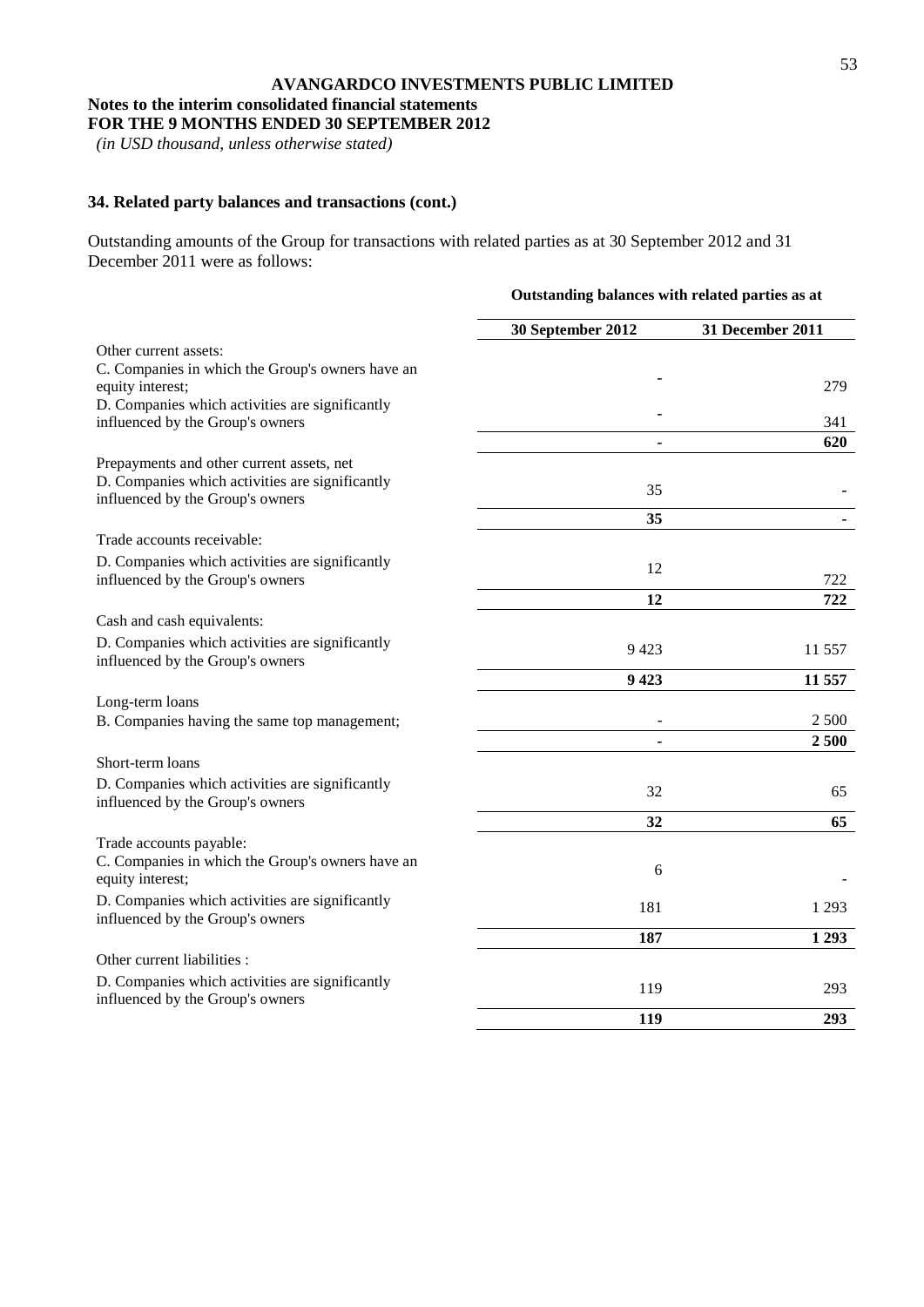**AVANGARDCO INVESTMENTS PUBLIC LIMITED**
**Notes to the interim consolidated financial statements**
**FOR THE 9 MONTHS ENDED 30 SEPTEMBER 2012**
*(in USD thousand, unless otherwise stated)*

## 34. Related party balances and transactions (cont.)

Outstanding amounts of the Group for transactions with related parties as at 30 September 2012 and 31 December 2011 were as follows:

| | **Outstanding balances with related parties as at** | |
|---|---|---|
| | **30 September 2012** | **31 December 2011** |
| Other current assets: | | |
| C. Companies in which the Group's owners have an equity interest; | - | 279 |
| D. Companies which activities are significantly influenced by the Group's owners | - | 341 |
| | **-** | **620** |
| Prepayments and other current assets, net | | |
| D. Companies which activities are significantly influenced by the Group's owners | 35 | - |
| | **35** | **-** |
| Trade accounts receivable: | | |
| D. Companies which activities are significantly influenced by the Group's owners | 12 | 722 |
| | **12** | **722** |
| Cash and cash equivalents: | | |
| D. Companies which activities are significantly influenced by the Group's owners | 9 423 | 11 557 |
| | **9 423** | **11 557** |
| Long-term loans | | |
| B. Companies having the same top management; | - | 2 500 |
| | **-** | **2 500** |
| Short-term loans | | |
| D. Companies which activities are significantly influenced by the Group's owners | 32 | 65 |
| | **32** | **65** |
| Trade accounts payable: | | |
| C. Companies in which the Group's owners have an equity interest; | 6 | - |
| D. Companies which activities are significantly influenced by the Group's owners | 181 | 1 293 |
| | **187** | **1 293** |
| Other current liabilities : | | |
| D. Companies which activities are significantly influenced by the Group's owners | 119 | 293 |
| | **119** | **293** |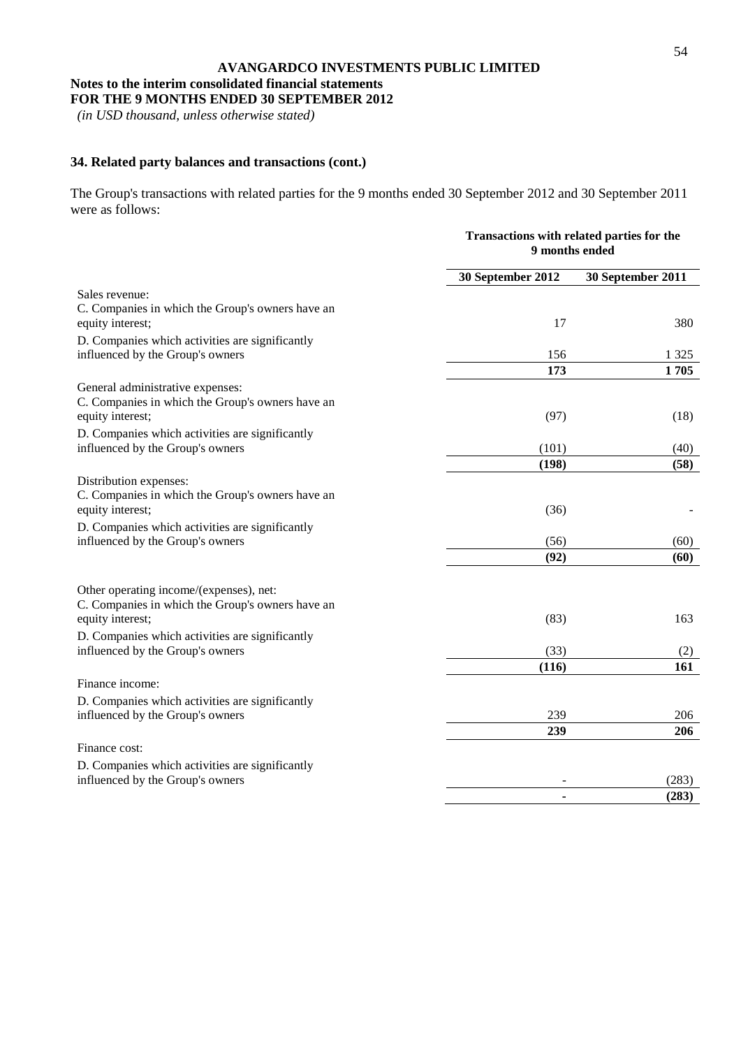**AVANGARDCO INVESTMENTS PUBLIC LIMITED**

**Notes to the interim consolidated financial statements**
**FOR THE 9 MONTHS ENDED 30 SEPTEMBER 2012**
*(in USD thousand, unless otherwise stated)*

### 34. Related party balances and transactions (cont.)

The Group's transactions with related parties for the 9 months ended 30 September 2012 and 30 September 2011 were as follows:

| | **Transactions with related parties for the 9 months ended** | |
|---|---|---|
| | **30 September 2012** | **30 September 2011** |
| Sales revenue: | | |
| C. Companies in which the Group's owners have an equity interest; | 17 | 380 |
| D. Companies which activities are significantly influenced by the Group's owners | 156 | 1 325 |
| | **173** | **1 705** |
| General administrative expenses: | | |
| C. Companies in which the Group's owners have an equity interest; | (97) | (18) |
| D. Companies which activities are significantly influenced by the Group's owners | (101) | (40) |
| | **(198)** | **(58)** |
| Distribution expenses: | | |
| C. Companies in which the Group's owners have an equity interest; | (36) | - |
| D. Companies which activities are significantly influenced by the Group's owners | (56) | (60) |
| | **(92)** | **(60)** |
| Other operating income/(expenses), net: | | |
| C. Companies in which the Group's owners have an equity interest; | (83) | 163 |
| D. Companies which activities are significantly influenced by the Group's owners | (33) | (2) |
| | **(116)** | **161** |
| Finance income: | | |
| D. Companies which activities are significantly influenced by the Group's owners | 239 | 206 |
| | **239** | **206** |
| Finance cost: | | |
| D. Companies which activities are significantly influenced by the Group's owners | - | (283) |
| | **-** | **(283)** |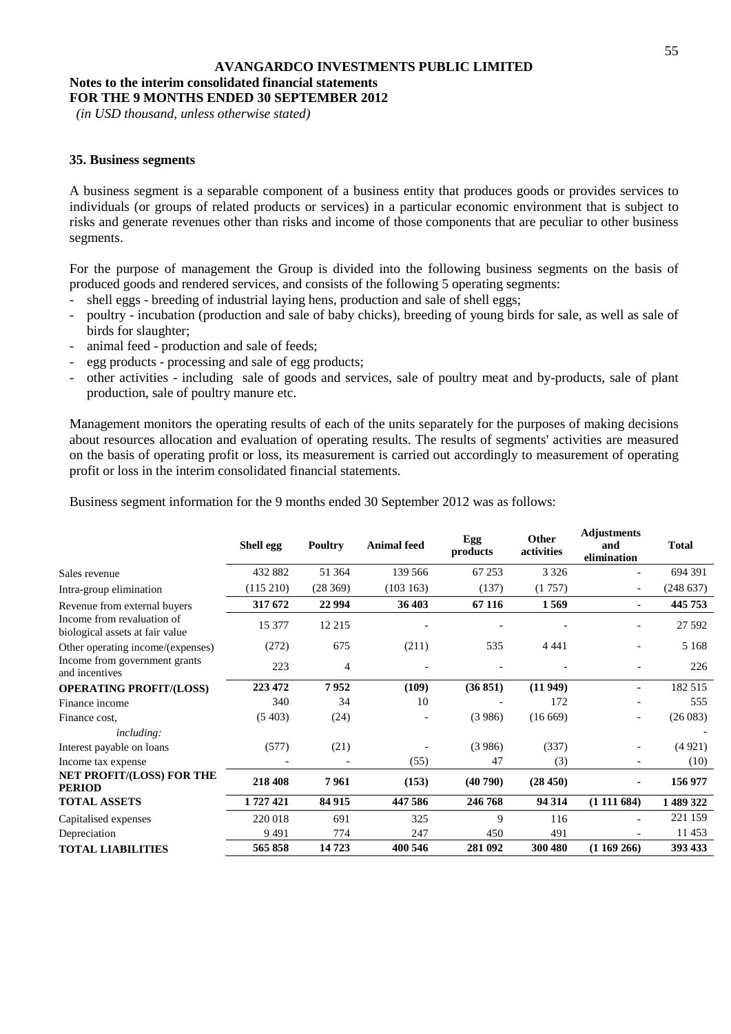**AVANGARDCO INVESTMENTS PUBLIC LIMITED**

**Notes to the interim consolidated financial statements**
**FOR THE 9 MONTHS ENDED 30 SEPTEMBER 2012**
*(in USD thousand, unless otherwise stated)*

### 35. Business segments

A business segment is a separable component of a business entity that produces goods or provides services to individuals (or groups of related products or services) in a particular economic environment that is subject to risks and generate revenues other than risks and income of those components that are peculiar to other business segments.

For the purpose of management the Group is divided into the following business segments on the basis of produced goods and rendered services, and consists of the following 5 operating segments:

- shell eggs - breeding of industrial laying hens, production and sale of shell eggs;
- poultry - incubation (production and sale of baby chicks), breeding of young birds for sale, as well as sale of birds for slaughter;
- animal feed - production and sale of feeds;
- egg products - processing and sale of egg products;
- other activities - including sale of goods and services, sale of poultry meat and by-products, sale of plant production, sale of poultry manure etc.

Management monitors the operating results of each of the units separately for the purposes of making decisions about resources allocation and evaluation of operating results. The results of segments' activities are measured on the basis of operating profit or loss, its measurement is carried out accordingly to measurement of operating profit or loss in the interim consolidated financial statements.

Business segment information for the 9 months ended 30 September 2012 was as follows:

| | Shell egg | Poultry | Animal feed | Egg products | Other activities | Adjustments and elimination | Total |
|---|---|---|---|---|---|---|---|
| Sales revenue | 432 882 | 51 364 | 139 566 | 67 253 | 3 326 | - | 694 391 |
| Intra-group elimination | (115 210) | (28 369) | (103 163) | (137) | (1 757) | - | (248 637) |
| Revenue from external buyers | **317 672** | **22 994** | **36 403** | **67 116** | **1 569** | **-** | **445 753** |
| Income from revaluation of biological assets at fair value | 15 377 | 12 215 | - | - | - | - | 27 592 |
| Other operating income/(expenses) | (272) | 675 | (211) | 535 | 4 441 | - | 5 168 |
| Income from government grants and incentives | 223 | 4 | - | - | - | - | 226 |
| **OPERATING PROFIT/(LOSS)** | **223 472** | **7 952** | **(109)** | **(36 851)** | **(11 949)** | **-** | 182 515 |
| Finance income | 340 | 34 | 10 | - | 172 | - | 555 |
| Finance cost, | (5 403) | (24) | - | (3 986) | (16 669) | - | (26 083) |
| *including:* | | | | | | | - |
| Interest payable on loans | (577) | (21) | - | (3 986) | (337) | - | (4 921) |
| Income tax expense | - | - | (55) | 47 | (3) | - | (10) |
| **NET PROFIT/(LOSS) FOR THE PERIOD** | **218 408** | **7 961** | **(153)** | **(40 790)** | **(28 450)** | **-** | **156 977** |
| **TOTAL ASSETS** | **1 727 421** | **84 915** | **447 586** | **246 768** | **94 314** | **(1 111 684)** | **1 489 322** |
| Capitalised expenses | 220 018 | 691 | 325 | 9 | 116 | - | 221 159 |
| Depreciation | 9 491 | 774 | 247 | 450 | 491 | - | 11 453 |
| **TOTAL LIABILITIES** | **565 858** | **14 723** | **400 546** | **281 092** | **300 480** | **(1 169 266)** | **393 433** |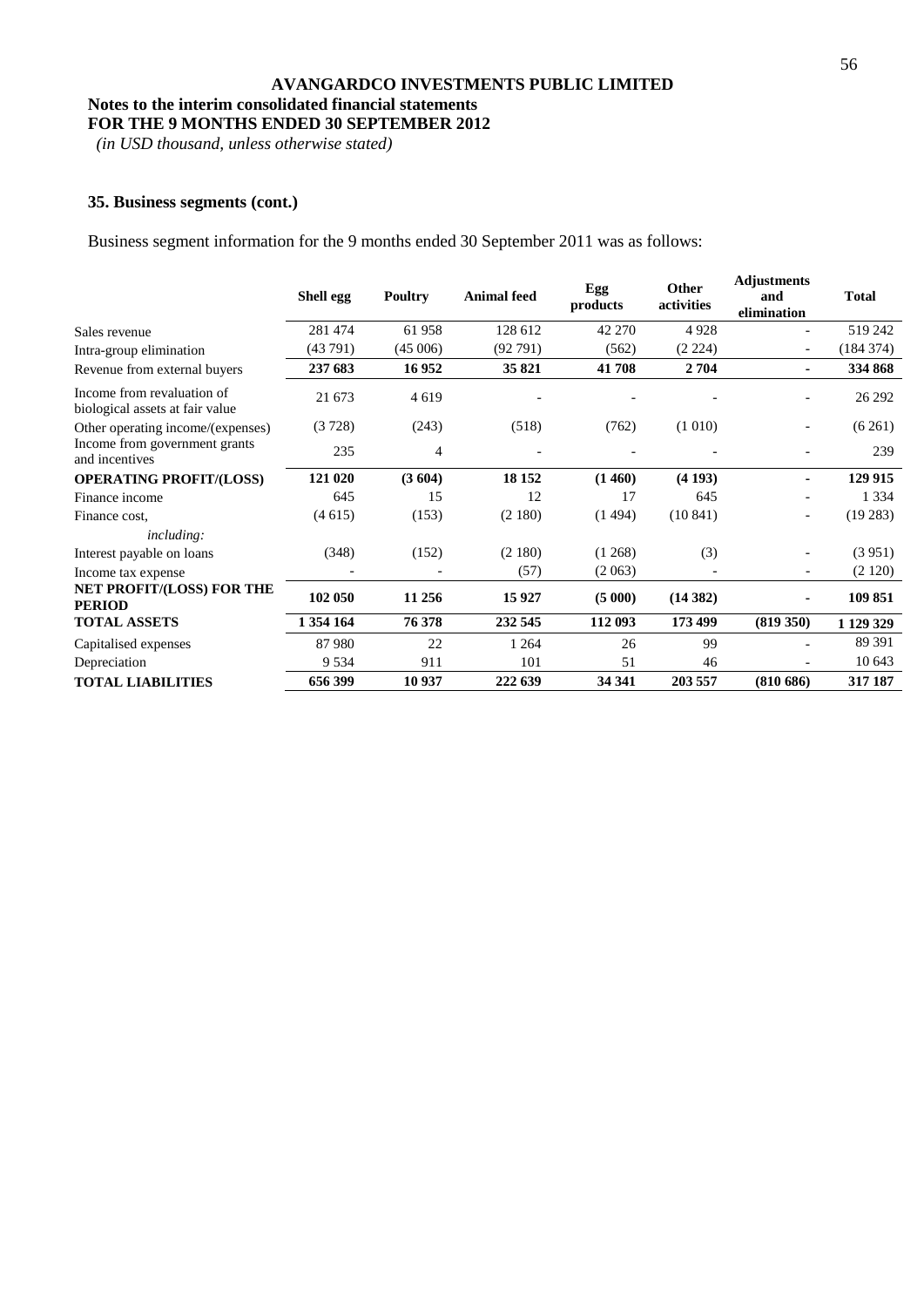**AVANGARDCO INVESTMENTS PUBLIC LIMITED**

**Notes to the interim consolidated financial statements**
**FOR THE 9 MONTHS ENDED 30 SEPTEMBER 2012**
*(in USD thousand, unless otherwise stated)*

### 35. Business segments (cont.)

Business segment information for the 9 months ended 30 September 2011 was as follows:

| | Shell egg | Poultry | Animal feed | Egg products | Other activities | Adjustments and elimination | Total |
|---|---|---|---|---|---|---|---|
| Sales revenue | 281 474 | 61 958 | 128 612 | 42 270 | 4 928 | - | 519 242 |
| Intra-group elimination | (43 791) | (45 006) | (92 791) | (562) | (2 224) | - | (184 374) |
| Revenue from external buyers | **237 683** | **16 952** | **35 821** | **41 708** | **2 704** | **-** | **334 868** |
| Income from revaluation of biological assets at fair value | 21 673 | 4 619 | - | - | - | - | 26 292 |
| Other operating income/(expenses) | (3 728) | (243) | (518) | (762) | (1 010) | - | (6 261) |
| Income from government grants and incentives | 235 | 4 | - | - | - | - | 239 |
| **OPERATING PROFIT/(LOSS)** | **121 020** | **(3 604)** | **18 152** | **(1 460)** | **(4 193)** | **-** | **129 915** |
| Finance income | 645 | 15 | 12 | 17 | 645 | - | 1 334 |
| Finance cost, | (4 615) | (153) | (2 180) | (1 494) | (10 841) | - | (19 283) |
| *including:* | | | | | | | |
| Interest payable on loans | (348) | (152) | (2 180) | (1 268) | (3) | - | (3 951) |
| Income tax expense | - | - | (57) | (2 063) | - | - | (2 120) |
| **NET PROFIT/(LOSS) FOR THE PERIOD** | **102 050** | **11 256** | **15 927** | **(5 000)** | **(14 382)** | **-** | **109 851** |
| **TOTAL ASSETS** | **1 354 164** | **76 378** | **232 545** | **112 093** | **173 499** | **(819 350)** | **1 129 329** |
| Capitalised expenses | 87 980 | 22 | 1 264 | 26 | 99 | - | 89 391 |
| Depreciation | 9 534 | 911 | 101 | 51 | 46 | - | 10 643 |
| **TOTAL LIABILITIES** | **656 399** | **10 937** | **222 639** | **34 341** | **203 557** | **(810 686)** | **317 187** |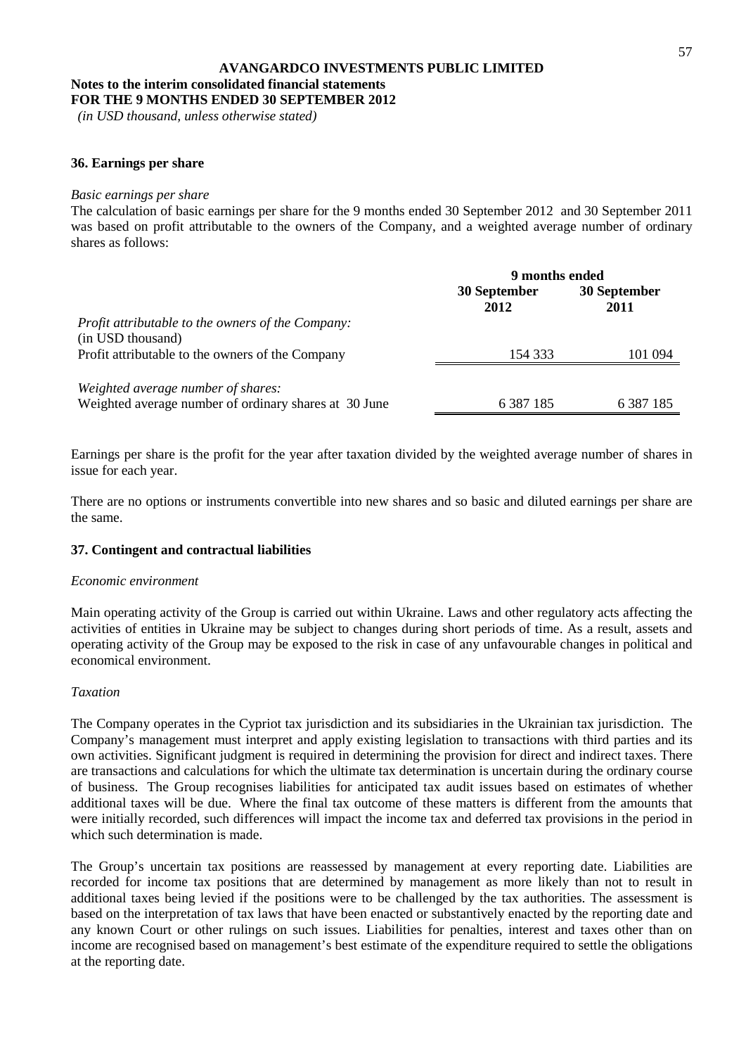**AVANGARDCO INVESTMENTS PUBLIC LIMITED**
**Notes to the interim consolidated financial statements**
**FOR THE 9 MONTHS ENDED 30 SEPTEMBER 2012**
*(in USD thousand, unless otherwise stated)*

### 36. Earnings per share

*Basic earnings per share*

The calculation of basic earnings per share for the 9 months ended 30 September 2012 and 30 September 2011 was based on profit attributable to the owners of the Company, and a weighted average number of ordinary shares as follows:

| | 9 months ended | |
|---|---|---|
| | **30 September 2012** | **30 September 2011** |
| *Profit attributable to the owners of the Company:* (in USD thousand) | | |
| Profit attributable to the owners of the Company | 154 333 | 101 094 |
| *Weighted average number of shares:* | | |
| Weighted average number of ordinary shares at 30 June | 6 387 185 | 6 387 185 |

Earnings per share is the profit for the year after taxation divided by the weighted average number of shares in issue for each year.

There are no options or instruments convertible into new shares and so basic and diluted earnings per share are the same.

### 37. Contingent and contractual liabilities

*Economic environment*

Main operating activity of the Group is carried out within Ukraine. Laws and other regulatory acts affecting the activities of entities in Ukraine may be subject to changes during short periods of time. As a result, assets and operating activity of the Group may be exposed to the risk in case of any unfavourable changes in political and economical environment.

*Taxation*

The Company operates in the Cypriot tax jurisdiction and its subsidiaries in the Ukrainian tax jurisdiction. The Company's management must interpret and apply existing legislation to transactions with third parties and its own activities. Significant judgment is required in determining the provision for direct and indirect taxes. There are transactions and calculations for which the ultimate tax determination is uncertain during the ordinary course of business. The Group recognises liabilities for anticipated tax audit issues based on estimates of whether additional taxes will be due. Where the final tax outcome of these matters is different from the amounts that were initially recorded, such differences will impact the income tax and deferred tax provisions in the period in which such determination is made.

The Group's uncertain tax positions are reassessed by management at every reporting date. Liabilities are recorded for income tax positions that are determined by management as more likely than not to result in additional taxes being levied if the positions were to be challenged by the tax authorities. The assessment is based on the interpretation of tax laws that have been enacted or substantively enacted by the reporting date and any known Court or other rulings on such issues. Liabilities for penalties, interest and taxes other than on income are recognised based on management's best estimate of the expenditure required to settle the obligations at the reporting date.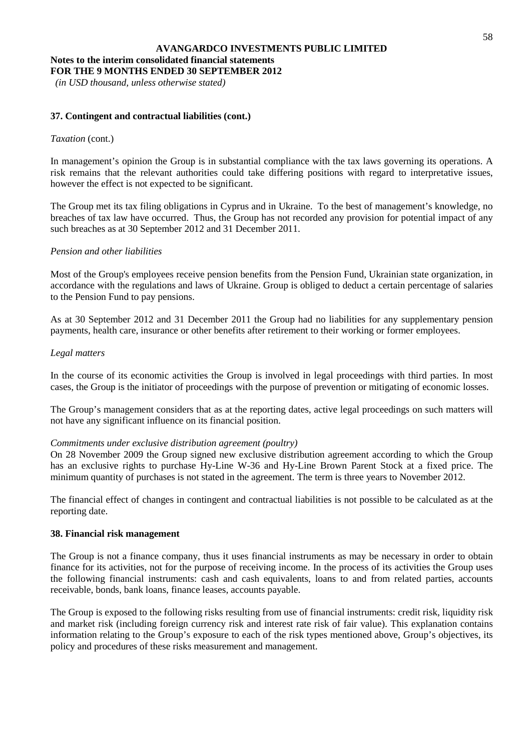### 37. Contingent and contractual liabilities (cont.)

*Taxation* (cont.)

In management's opinion the Group is in substantial compliance with the tax laws governing its operations. A risk remains that the relevant authorities could take differing positions with regard to interpretative issues, however the effect is not expected to be significant.

The Group met its tax filing obligations in Cyprus and in Ukraine. To the best of management's knowledge, no breaches of tax law have occurred. Thus, the Group has not recorded any provision for potential impact of any such breaches as at 30 September 2012 and 31 December 2011.

*Pension and other liabilities*

Most of the Group's employees receive pension benefits from the Pension Fund, Ukrainian state organization, in accordance with the regulations and laws of Ukraine. Group is obliged to deduct a certain percentage of salaries to the Pension Fund to pay pensions.

As at 30 September 2012 and 31 December 2011 the Group had no liabilities for any supplementary pension payments, health care, insurance or other benefits after retirement to their working or former employees.

*Legal matters*

In the course of its economic activities the Group is involved in legal proceedings with third parties. In most cases, the Group is the initiator of proceedings with the purpose of prevention or mitigating of economic losses.

The Group's management considers that as at the reporting dates, active legal proceedings on such matters will not have any significant influence on its financial position.

*Commitments under exclusive distribution agreement (poultry)*

On 28 November 2009 the Group signed new exclusive distribution agreement according to which the Group has an exclusive rights to purchase Hy-Line W-36 and Hy-Line Brown Parent Stock at a fixed price. The minimum quantity of purchases is not stated in the agreement. The term is three years to November 2012.

The financial effect of changes in contingent and contractual liabilities is not possible to be calculated as at the reporting date.

### 38. Financial risk management

The Group is not a finance company, thus it uses financial instruments as may be necessary in order to obtain finance for its activities, not for the purpose of receiving income. In the process of its activities the Group uses the following financial instruments: cash and cash equivalents, loans to and from related parties, accounts receivable, bonds, bank loans, finance leases, accounts payable.

The Group is exposed to the following risks resulting from use of financial instruments: credit risk, liquidity risk and market risk (including foreign currency risk and interest rate risk of fair value). This explanation contains information relating to the Group's exposure to each of the risk types mentioned above, Group's objectives, its policy and procedures of these risks measurement and management.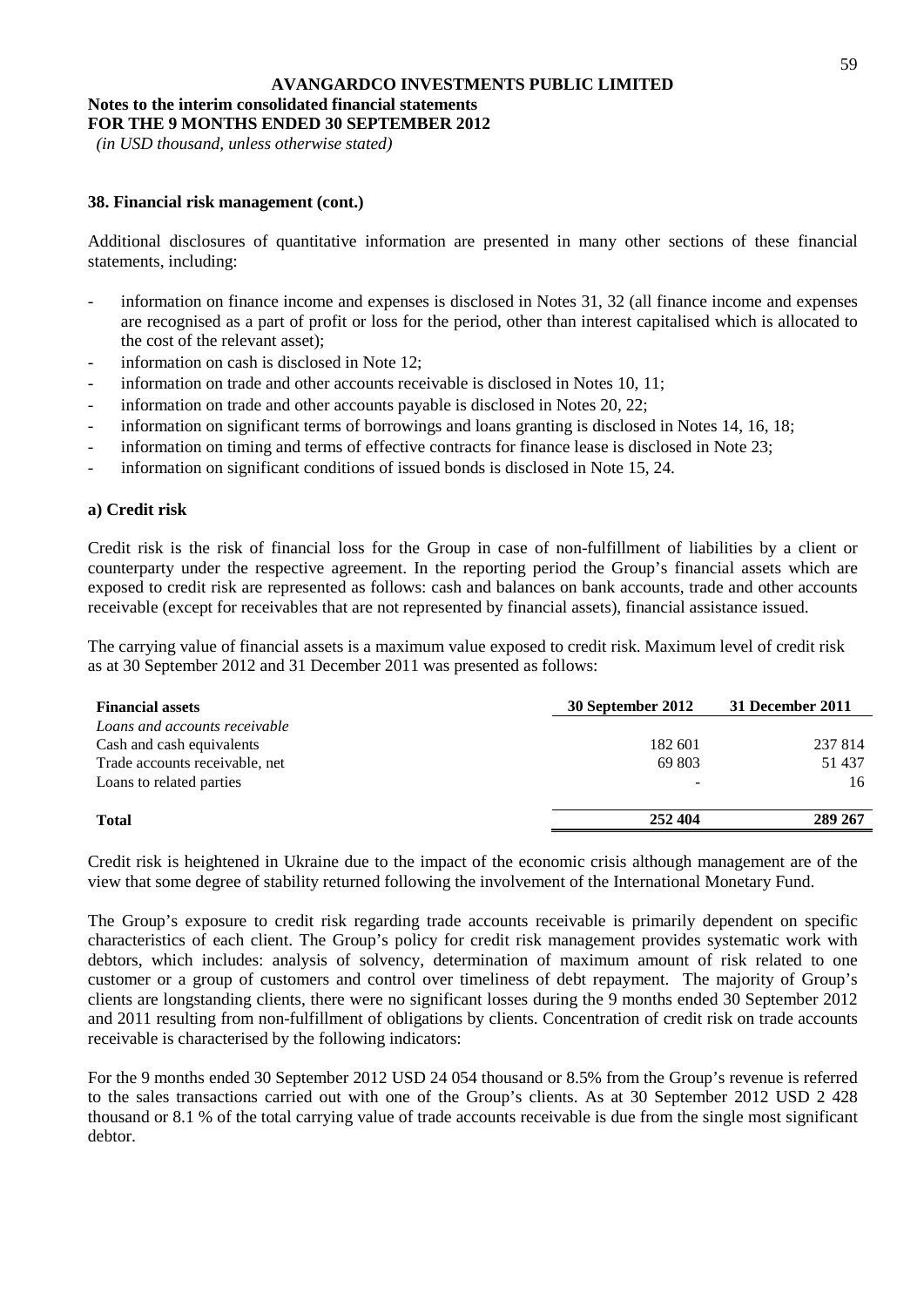**AVANGARDCO INVESTMENTS PUBLIC LIMITED**
**Notes to the interim consolidated financial statements**
**FOR THE 9 MONTHS ENDED 30 SEPTEMBER 2012**
*(in USD thousand, unless otherwise stated)*

### 38. Financial risk management (cont.)

Additional disclosures of quantitative information are presented in many other sections of these financial statements, including:

- information on finance income and expenses is disclosed in Notes 31, 32 (all finance income and expenses are recognised as a part of profit or loss for the period, other than interest capitalised which is allocated to the cost of the relevant asset);
- information on cash is disclosed in Note 12;
- information on trade and other accounts receivable is disclosed in Notes 10, 11;
- information on trade and other accounts payable is disclosed in Notes 20, 22;
- information on significant terms of borrowings and loans granting is disclosed in Notes 14, 16, 18;
- information on timing and terms of effective contracts for finance lease is disclosed in Note 23;
- information on significant conditions of issued bonds is disclosed in Note 15, 24.

#### a) Credit risk

Credit risk is the risk of financial loss for the Group in case of non-fulfillment of liabilities by a client or counterparty under the respective agreement. In the reporting period the Group's financial assets which are exposed to credit risk are represented as follows: cash and balances on bank accounts, trade and other accounts receivable (except for receivables that are not represented by financial assets), financial assistance issued.

The carrying value of financial assets is a maximum value exposed to credit risk. Maximum level of credit risk as at 30 September 2012 and 31 December 2011 was presented as follows:

| **Financial assets** | **30 September 2012** | **31 December 2011** |
|---|---|---|
| *Loans and accounts receivable* | | |
| Cash and cash equivalents | 182 601 | 237 814 |
| Trade accounts receivable, net | 69 803 | 51 437 |
| Loans to related parties | - | 16 |
| **Total** | **252 404** | **289 267** |

Credit risk is heightened in Ukraine due to the impact of the economic crisis although management are of the view that some degree of stability returned following the involvement of the International Monetary Fund.

The Group's exposure to credit risk regarding trade accounts receivable is primarily dependent on specific characteristics of each client. The Group's policy for credit risk management provides systematic work with debtors, which includes: analysis of solvency, determination of maximum amount of risk related to one customer or a group of customers and control over timeliness of debt repayment. The majority of Group's clients are longstanding clients, there were no significant losses during the 9 months ended 30 September 2012 and 2011 resulting from non-fulfillment of obligations by clients. Concentration of credit risk on trade accounts receivable is characterised by the following indicators:

For the 9 months ended 30 September 2012 USD 24 054 thousand or 8.5% from the Group's revenue is referred to the sales transactions carried out with one of the Group's clients. As at 30 September 2012 USD 2 428 thousand or 8.1 % of the total carrying value of trade accounts receivable is due from the single most significant debtor.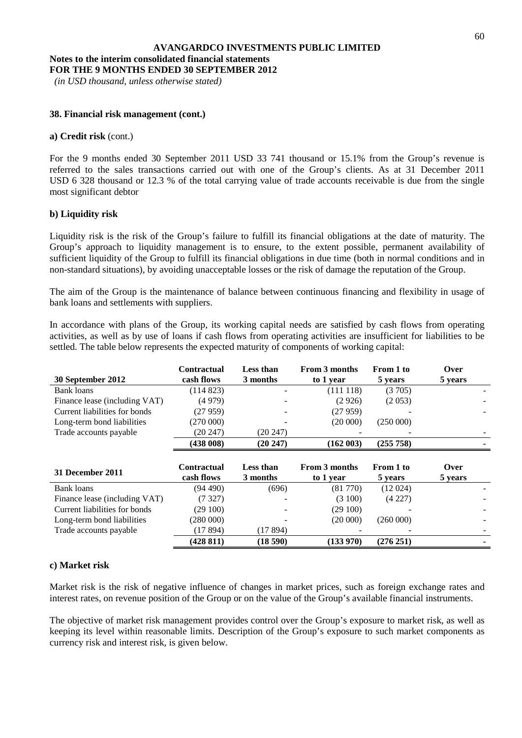**AVANGARDCO INVESTMENTS PUBLIC LIMITED**
**Notes to the interim consolidated financial statements**
**FOR THE 9 MONTHS ENDED 30 SEPTEMBER 2012**
*(in USD thousand, unless otherwise stated)*

### 38. Financial risk management (cont.)

**a) Credit risk** (cont.)

For the 9 months ended 30 September 2011 USD 33 741 thousand or 15.1% from the Group's revenue is referred to the sales transactions carried out with one of the Group's clients. As at 31 December 2011 USD 6 328 thousand or 12.3 % of the total carrying value of trade accounts receivable is due from the single most significant debtor

**b) Liquidity risk**

Liquidity risk is the risk of the Group's failure to fulfill its financial obligations at the date of maturity. The Group's approach to liquidity management is to ensure, to the extent possible, permanent availability of sufficient liquidity of the Group to fulfill its financial obligations in due time (both in normal conditions and in non-standard situations), by avoiding unacceptable losses or the risk of damage the reputation of the Group.

The aim of the Group is the maintenance of balance between continuous financing and flexibility in usage of bank loans and settlements with suppliers.

In accordance with plans of the Group, its working capital needs are satisfied by cash flows from operating activities, as well as by use of loans if cash flows from operating activities are insufficient for liabilities to be settled. The table below represents the expected maturity of components of working capital:

| 30 September 2012 | Contractual cash flows | Less than 3 months | From 3 months to 1 year | From 1 to 5 years | Over 5 years |
|---|---|---|---|---|---|
| Bank loans | (114 823) | - | (111 118) | (3 705) | - |
| Finance lease (including VAT) | (4 979) | - | (2 926) | (2 053) | - |
| Current liabilities for bonds | (27 959) | - | (27 959) | - | - |
| Long-term bond liabilities | (270 000) | - | (20 000) | (250 000) | |
| Trade accounts payable | (20 247) | (20 247) | - | - | - |
| | **(438 008)** | **(20 247)** | **(162 003)** | **(255 758)** | **-** |

| 31 December 2011 | Contractual cash flows | Less than 3 months | From 3 months to 1 year | From 1 to 5 years | Over 5 years |
|---|---|---|---|---|---|
| Bank loans | (94 490) | (696) | (81 770) | (12 024) | - |
| Finance lease (including VAT) | (7 327) | - | (3 100) | (4 227) | - |
| Current liabilities for bonds | (29 100) | - | (29 100) | - | - |
| Long-term bond liabilities | (280 000) | - | (20 000) | (260 000) | - |
| Trade accounts payable | (17 894) | (17 894) | - | - | - |
| | **(428 811)** | **(18 590)** | **(133 970)** | **(276 251)** | **-** |

**c) Market risk**

Market risk is the risk of negative influence of changes in market prices, such as foreign exchange rates and interest rates, on revenue position of the Group or on the value of the Group's available financial instruments.

The objective of market risk management provides control over the Group's exposure to market risk, as well as keeping its level within reasonable limits. Description of the Group's exposure to such market components as currency risk and interest risk, is given below.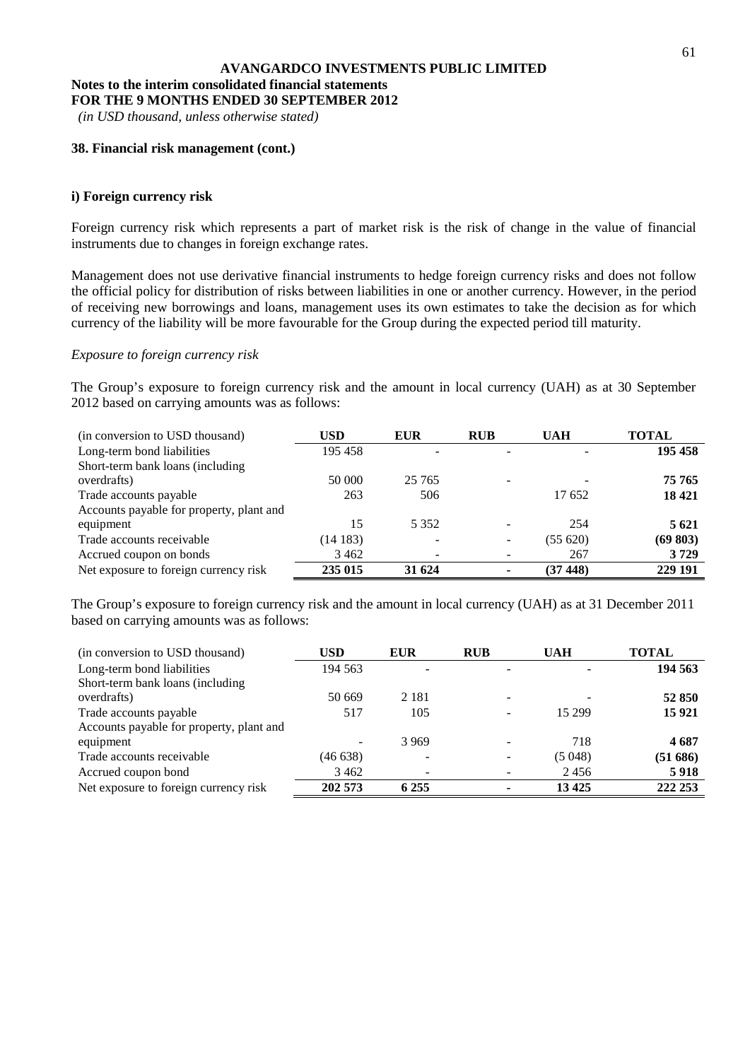**AVANGARDCO INVESTMENTS PUBLIC LIMITED**

**Notes to the interim consolidated financial statements**
**FOR THE 9 MONTHS ENDED 30 SEPTEMBER 2012**
*(in USD thousand, unless otherwise stated)*

**38. Financial risk management (cont.)**

**i) Foreign currency risk**

Foreign currency risk which represents a part of market risk is the risk of change in the value of financial instruments due to changes in foreign exchange rates.

Management does not use derivative financial instruments to hedge foreign currency risks and does not follow the official policy for distribution of risks between liabilities in one or another currency. However, in the period of receiving new borrowings and loans, management uses its own estimates to take the decision as for which currency of the liability will be more favourable for the Group during the expected period till maturity.

*Exposure to foreign currency risk*

The Group's exposure to foreign currency risk and the amount in local currency (UAH) as at 30 September 2012 based on carrying amounts was as follows:

| (in conversion to USD thousand) | USD | EUR | RUB | UAH | TOTAL |
|---|---|---|---|---|---|
| Long-term bond liabilities | 195 458 | - | - | - | **195 458** |
| Short-term bank loans (including overdrafts) | 50 000 | 25 765 | - | - | **75 765** |
| Trade accounts payable | 263 | 506 | | 17 652 | **18 421** |
| Accounts payable for property, plant and equipment | 15 | 5 352 | - | 254 | **5 621** |
| Trade accounts receivable | (14 183) | - | - | (55 620) | **(69 803)** |
| Accrued coupon on bonds | 3 462 | - | - | 267 | **3 729** |
| Net exposure to foreign currency risk | **235 015** | **31 624** | **-** | **(37 448)** | **229 191** |

The Group's exposure to foreign currency risk and the amount in local currency (UAH) as at 31 December 2011 based on carrying amounts was as follows:

| (in conversion to USD thousand) | USD | EUR | RUB | UAH | TOTAL |
|---|---|---|---|---|---|
| Long-term bond liabilities | 194 563 | - | - | - | **194 563** |
| Short-term bank loans (including overdrafts) | 50 669 | 2 181 | - | - | **52 850** |
| Trade accounts payable | 517 | 105 | - | 15 299 | **15 921** |
| Accounts payable for property, plant and equipment | - | 3 969 | - | 718 | **4 687** |
| Trade accounts receivable | (46 638) | - | - | (5 048) | **(51 686)** |
| Accrued coupon bond | 3 462 | - | - | 2 456 | **5 918** |
| Net exposure to foreign currency risk | **202 573** | **6 255** | **-** | **13 425** | **222 253** |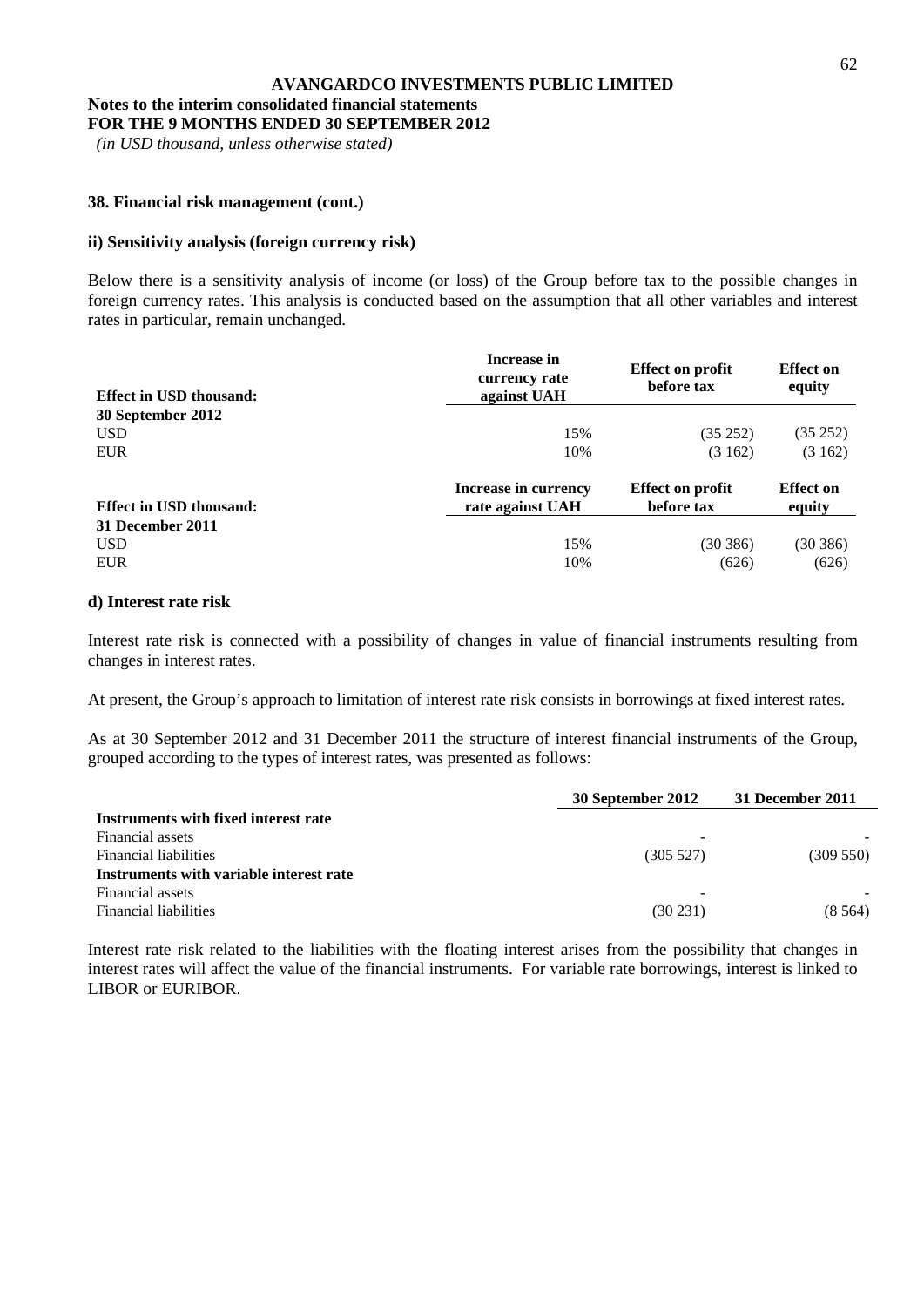### 38. Financial risk management (cont.)

#### ii) Sensitivity analysis (foreign currency risk)

Below there is a sensitivity analysis of income (or loss) of the Group before tax to the possible changes in foreign currency rates. This analysis is conducted based on the assumption that all other variables and interest rates in particular, remain unchanged.

| Effect in USD thousand: | Increase in currency rate against UAH | Effect on profit before tax | Effect on equity |
|---|---|---|---|
| **30 September 2012** | | | |
| USD | 15% | (35 252) | (35 252) |
| EUR | 10% | (3 162) | (3 162) |

| Effect in USD thousand: | Increase in currency rate against UAH | Effect on profit before tax | Effect on equity |
|---|---|---|---|
| **31 December 2011** | | | |
| USD | 15% | (30 386) | (30 386) |
| EUR | 10% | (626) | (626) |

### d) Interest rate risk

Interest rate risk is connected with a possibility of changes in value of financial instruments resulting from changes in interest rates.

At present, the Group's approach to limitation of interest rate risk consists in borrowings at fixed interest rates.

As at 30 September 2012 and 31 December 2011 the structure of interest financial instruments of the Group, grouped according to the types of interest rates, was presented as follows:

| | 30 September 2012 | 31 December 2011 |
|---|---|---|
| **Instruments with fixed interest rate** | | |
| Financial assets | - | - |
| Financial liabilities | (305 527) | (309 550) |
| **Instruments with variable interest rate** | | |
| Financial assets | - | - |
| Financial liabilities | (30 231) | (8 564) |

Interest rate risk related to the liabilities with the floating interest arises from the possibility that changes in interest rates will affect the value of the financial instruments. For variable rate borrowings, interest is linked to LIBOR or EURIBOR.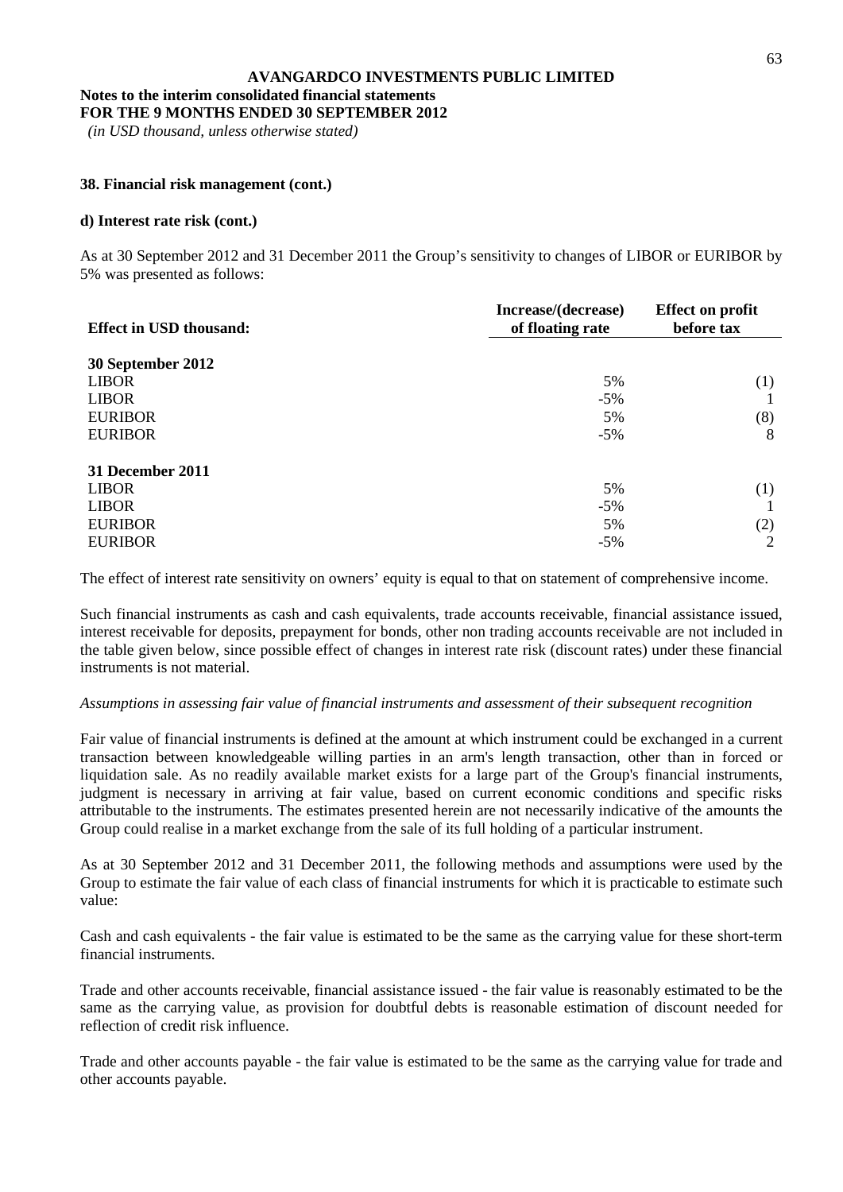**AVANGARDCO INVESTMENTS PUBLIC LIMITED**
**Notes to the interim consolidated financial statements**
**FOR THE 9 MONTHS ENDED 30 SEPTEMBER 2012**
*(in USD thousand, unless otherwise stated)*

### 38. Financial risk management (cont.)

#### d) Interest rate risk (cont.)

As at 30 September 2012 and 31 December 2011 the Group's sensitivity to changes of LIBOR or EURIBOR by 5% was presented as follows:

| Effect in USD thousand: | Increase/(decrease) of floating rate | Effect on profit before tax |
|---|---|---|
| **30 September 2012** | | |
| LIBOR | 5% | (1) |
| LIBOR | -5% | 1 |
| EURIBOR | 5% | (8) |
| EURIBOR | -5% | 8 |
| **31 December 2011** | | |
| LIBOR | 5% | (1) |
| LIBOR | -5% | 1 |
| EURIBOR | 5% | (2) |
| EURIBOR | -5% | 2 |

The effect of interest rate sensitivity on owners' equity is equal to that on statement of comprehensive income.

Such financial instruments as cash and cash equivalents, trade accounts receivable, financial assistance issued, interest receivable for deposits, prepayment for bonds, other non trading accounts receivable are not included in the table given below, since possible effect of changes in interest rate risk (discount rates) under these financial instruments is not material.

*Assumptions in assessing fair value of financial instruments and assessment of their subsequent recognition*

Fair value of financial instruments is defined at the amount at which instrument could be exchanged in a current transaction between knowledgeable willing parties in an arm's length transaction, other than in forced or liquidation sale. As no readily available market exists for a large part of the Group's financial instruments, judgment is necessary in arriving at fair value, based on current economic conditions and specific risks attributable to the instruments. The estimates presented herein are not necessarily indicative of the amounts the Group could realise in a market exchange from the sale of its full holding of a particular instrument.

As at 30 September 2012 and 31 December 2011, the following methods and assumptions were used by the Group to estimate the fair value of each class of financial instruments for which it is practicable to estimate such value:

Cash and cash equivalents - the fair value is estimated to be the same as the carrying value for these short-term financial instruments.

Trade and other accounts receivable, financial assistance issued - the fair value is reasonably estimated to be the same as the carrying value, as provision for doubtful debts is reasonable estimation of discount needed for reflection of credit risk influence.

Trade and other accounts payable - the fair value is estimated to be the same as the carrying value for trade and other accounts payable.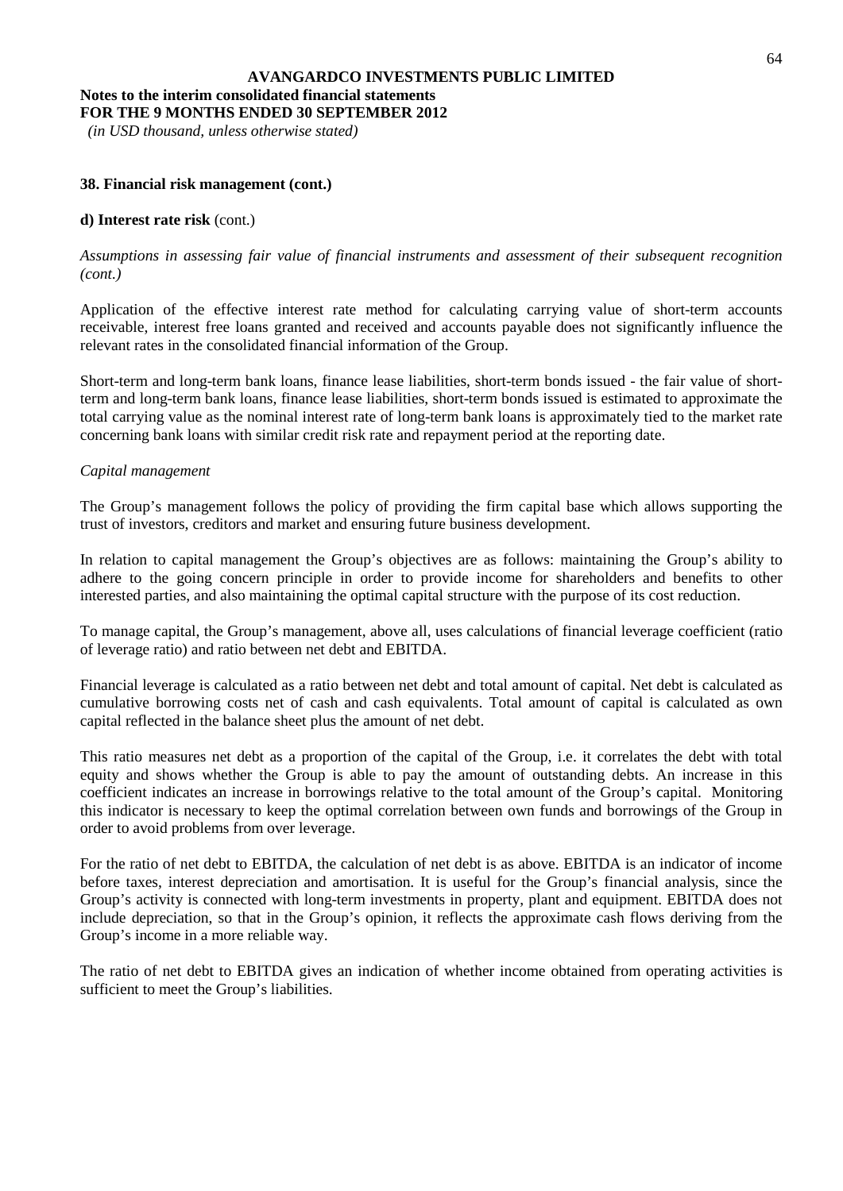**38. Financial risk management (cont.)**

**d) Interest rate risk** (cont.)

*Assumptions in assessing fair value of financial instruments and assessment of their subsequent recognition (cont.)*

Application of the effective interest rate method for calculating carrying value of short-term accounts receivable, interest free loans granted and received and accounts payable does not significantly influence the relevant rates in the consolidated financial information of the Group.

Short-term and long-term bank loans, finance lease liabilities, short-term bonds issued - the fair value of short-term and long-term bank loans, finance lease liabilities, short-term bonds issued is estimated to approximate the total carrying value as the nominal interest rate of long-term bank loans is approximately tied to the market rate concerning bank loans with similar credit risk rate and repayment period at the reporting date.

*Capital management*

The Group's management follows the policy of providing the firm capital base which allows supporting the trust of investors, creditors and market and ensuring future business development.

In relation to capital management the Group's objectives are as follows: maintaining the Group's ability to adhere to the going concern principle in order to provide income for shareholders and benefits to other interested parties, and also maintaining the optimal capital structure with the purpose of its cost reduction.

To manage capital, the Group's management, above all, uses calculations of financial leverage coefficient (ratio of leverage ratio) and ratio between net debt and EBITDA.

Financial leverage is calculated as a ratio between net debt and total amount of capital. Net debt is calculated as cumulative borrowing costs net of cash and cash equivalents. Total amount of capital is calculated as own capital reflected in the balance sheet plus the amount of net debt.

This ratio measures net debt as a proportion of the capital of the Group, i.e. it correlates the debt with total equity and shows whether the Group is able to pay the amount of outstanding debts. An increase in this coefficient indicates an increase in borrowings relative to the total amount of the Group's capital. Monitoring this indicator is necessary to keep the optimal correlation between own funds and borrowings of the Group in order to avoid problems from over leverage.

For the ratio of net debt to EBITDA, the calculation of net debt is as above. EBITDA is an indicator of income before taxes, interest depreciation and amortisation. It is useful for the Group's financial analysis, since the Group's activity is connected with long-term investments in property, plant and equipment. EBITDA does not include depreciation, so that in the Group's opinion, it reflects the approximate cash flows deriving from the Group's income in a more reliable way.

The ratio of net debt to EBITDA gives an indication of whether income obtained from operating activities is sufficient to meet the Group's liabilities.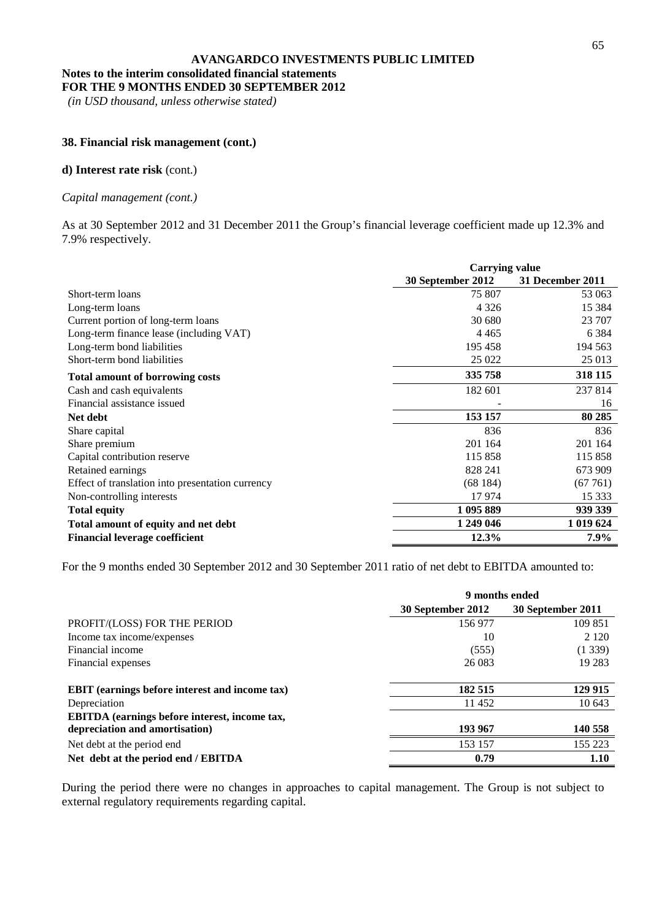**AVANGARDCO INVESTMENTS PUBLIC LIMITED**

**Notes to the interim consolidated financial statements**
**FOR THE 9 MONTHS ENDED 30 SEPTEMBER 2012**
*(in USD thousand, unless otherwise stated)*

### 38. Financial risk management (cont.)

#### d) Interest rate risk (cont.)

*Capital management (cont.)*

As at 30 September 2012 and 31 December 2011 the Group's financial leverage coefficient made up 12.3% and 7.9% respectively.

| | **Carrying value** | |
|---|---|---|
| | **30 September 2012** | **31 December 2011** |
| Short-term loans | 75 807 | 53 063 |
| Long-term loans | 4 326 | 15 384 |
| Current portion of long-term loans | 30 680 | 23 707 |
| Long-term finance lease (including VAT) | 4 465 | 6 384 |
| Long-term bond liabilities | 195 458 | 194 563 |
| Short-term bond liabilities | 25 022 | 25 013 |
| **Total amount of borrowing costs** | **335 758** | **318 115** |
| Cash and cash equivalents | 182 601 | 237 814 |
| Financial assistance issued | - | 16 |
| **Net debt** | **153 157** | **80 285** |
| Share capital | 836 | 836 |
| Share premium | 201 164 | 201 164 |
| Capital contribution reserve | 115 858 | 115 858 |
| Retained earnings | 828 241 | 673 909 |
| Effect of translation into presentation currency | (68 184) | (67 761) |
| Non-controlling interests | 17 974 | 15 333 |
| **Total equity** | **1 095 889** | **939 339** |
| **Total amount of equity and net debt** | **1 249 046** | **1 019 624** |
| **Financial leverage coefficient** | **12.3%** | **7.9%** |

For the 9 months ended 30 September 2012 and 30 September 2011 ratio of net debt to EBITDA amounted to:

| | **9 months ended** | |
|---|---|---|
| | **30 September 2012** | **30 September 2011** |
| PROFIT/(LOSS) FOR THE PERIOD | 156 977 | 109 851 |
| Income tax income/expenses | 10 | 2 120 |
| Financial income | (555) | (1 339) |
| Financial expenses | 26 083 | 19 283 |
| **EBIT (earnings before interest and income tax)** | **182 515** | **129 915** |
| Depreciation | 11 452 | 10 643 |
| **EBITDA (earnings before interest, income tax, depreciation and amortisation)** | **193 967** | **140 558** |
| Net debt at the period end | 153 157 | 155 223 |
| **Net debt at the period end / EBITDA** | **0.79** | **1.10** |

During the period there were no changes in approaches to capital management. The Group is not subject to external regulatory requirements regarding capital.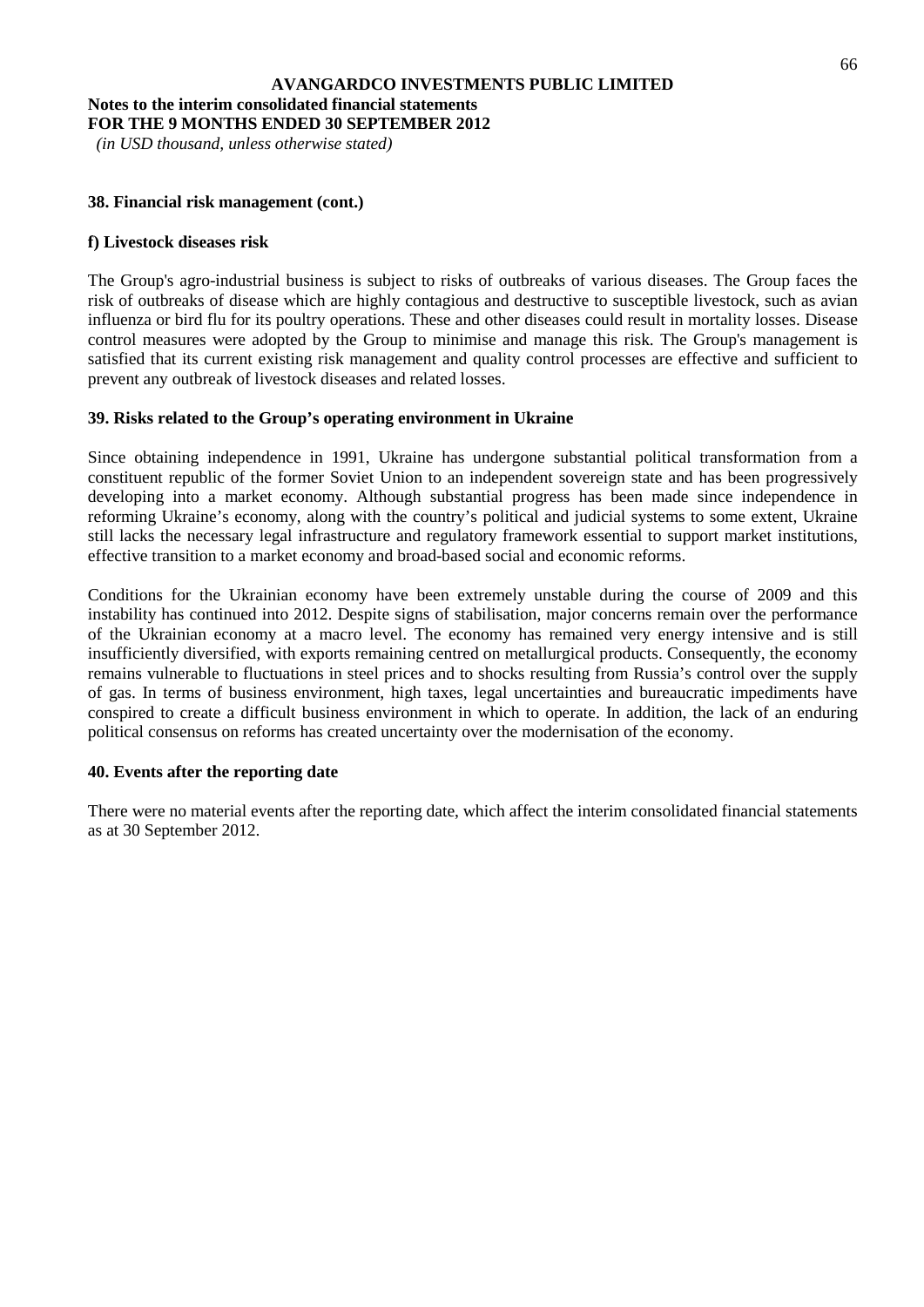### 38. Financial risk management (cont.)

#### f) Livestock diseases risk

The Group's agro-industrial business is subject to risks of outbreaks of various diseases. The Group faces the risk of outbreaks of disease which are highly contagious and destructive to susceptible livestock, such as avian influenza or bird flu for its poultry operations. These and other diseases could result in mortality losses. Disease control measures were adopted by the Group to minimise and manage this risk. The Group's management is satisfied that its current existing risk management and quality control processes are effective and sufficient to prevent any outbreak of livestock diseases and related losses.

### 39. Risks related to the Group's operating environment in Ukraine

Since obtaining independence in 1991, Ukraine has undergone substantial political transformation from a constituent republic of the former Soviet Union to an independent sovereign state and has been progressively developing into a market economy. Although substantial progress has been made since independence in reforming Ukraine's economy, along with the country's political and judicial systems to some extent, Ukraine still lacks the necessary legal infrastructure and regulatory framework essential to support market institutions, effective transition to a market economy and broad-based social and economic reforms.

Conditions for the Ukrainian economy have been extremely unstable during the course of 2009 and this instability has continued into 2012. Despite signs of stabilisation, major concerns remain over the performance of the Ukrainian economy at a macro level. The economy has remained very energy intensive and is still insufficiently diversified, with exports remaining centred on metallurgical products. Consequently, the economy remains vulnerable to fluctuations in steel prices and to shocks resulting from Russia's control over the supply of gas. In terms of business environment, high taxes, legal uncertainties and bureaucratic impediments have conspired to create a difficult business environment in which to operate. In addition, the lack of an enduring political consensus on reforms has created uncertainty over the modernisation of the economy.

### 40. Events after the reporting date

There were no material events after the reporting date, which affect the interim consolidated financial statements as at 30 September 2012.